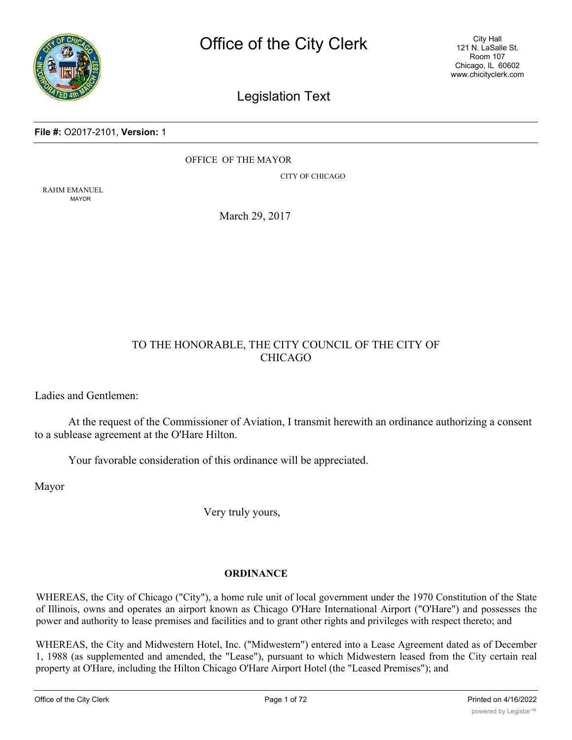# Office of the City Clerk

City Hall
121 N. LaSalle St.
Room 107
Chicago, IL 60602
www.chicityclerk.com

## Legislation Text

**File #:** O2017-2101, **Version:** 1

OFFICE OF THE MAYOR

CITY OF CHICAGO

RAHM EMANUEL
MAYOR

March 29, 2017

TO THE HONORABLE, THE CITY COUNCIL OF THE CITY OF CHICAGO

Ladies and Gentlemen:

At the request of the Commissioner of Aviation, I transmit herewith an ordinance authorizing a consent to a sublease agreement at the O'Hare Hilton.

Your favorable consideration of this ordinance will be appreciated.

Mayor

Very truly yours,

**ORDINANCE**

WHEREAS, the City of Chicago ("City"), a home rule unit of local government under the 1970 Constitution of the State of Illinois, owns and operates an airport known as Chicago O'Hare International Airport ("O'Hare") and possesses the power and authority to lease premises and facilities and to grant other rights and privileges with respect thereto; and

WHEREAS, the City and Midwestern Hotel, Inc. ("Midwestern") entered into a Lease Agreement dated as of December 1, 1988 (as supplemented and amended, the "Lease"), pursuant to which Midwestern leased from the City certain real property at O'Hare, including the Hilton Chicago O'Hare Airport Hotel (the "Leased Premises"); and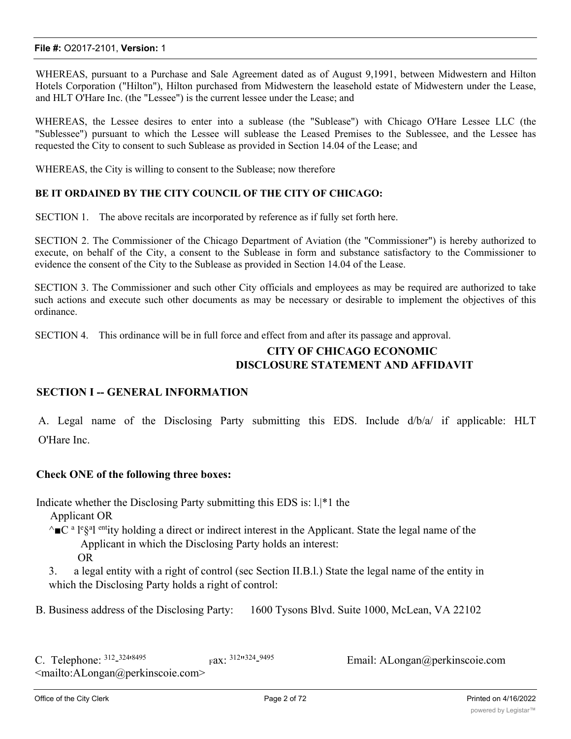WHEREAS, pursuant to a Purchase and Sale Agreement dated as of August 9,1991, between Midwestern and Hilton Hotels Corporation ("Hilton"), Hilton purchased from Midwestern the leasehold estate of Midwestern under the Lease, and HLT O'Hare Inc. (the "Lessee") is the current lessee under the Lease; and

WHEREAS, the Lessee desires to enter into a sublease (the "Sublease") with Chicago O'Hare Lessee LLC (the "Sublessee") pursuant to which the Lessee will sublease the Leased Premises to the Sublessee, and the Lessee has requested the City to consent to such Sublease as provided in Section 14.04 of the Lease; and

WHEREAS, the City is willing to consent to the Sublease; now therefore

**BE IT ORDAINED BY THE CITY COUNCIL OF THE CITY OF CHICAGO:**

SECTION 1. The above recitals are incorporated by reference as if fully set forth here.

SECTION 2. The Commissioner of the Chicago Department of Aviation (the "Commissioner") is hereby authorized to execute, on behalf of the City, a consent to the Sublease in form and substance satisfactory to the Commissioner to evidence the consent of the City to the Sublease as provided in Section 14.04 of the Lease.

SECTION 3. The Commissioner and such other City officials and employees as may be required are authorized to take such actions and execute such other documents as may be necessary or desirable to implement the objectives of this ordinance.

SECTION 4. This ordinance will be in full force and effect from and after its passage and approval.

## CITY OF CHICAGO ECONOMIC DISCLOSURE STATEMENT AND AFFIDAVIT

### SECTION I -- GENERAL INFORMATION

A. Legal name of the Disclosing Party submitting this EDS. Include d/b/a/ if applicable: HLT O'Hare Inc.

**Check ONE of the following three boxes:**

Indicate whether the Disclosing Party submitting this EDS is: l.|*1 the Applicant OR

^■C a le§al entity holding a direct or indirect interest in the Applicant. State the legal name of the Applicant in which the Disclosing Party holds an interest:
OR

3. a legal entity with a right of control (sec Section II.B.l.) State the legal name of the entity in which the Disclosing Party holds a right of control:

B. Business address of the Disclosing Party: 1600 Tysons Blvd. Suite 1000, McLean, VA 22102

C. Telephone: 312-324-8495 Fax: 312-324-9495 Email: ALongan@perkinscoie.com <mailto:ALongan@perkinscoie.com>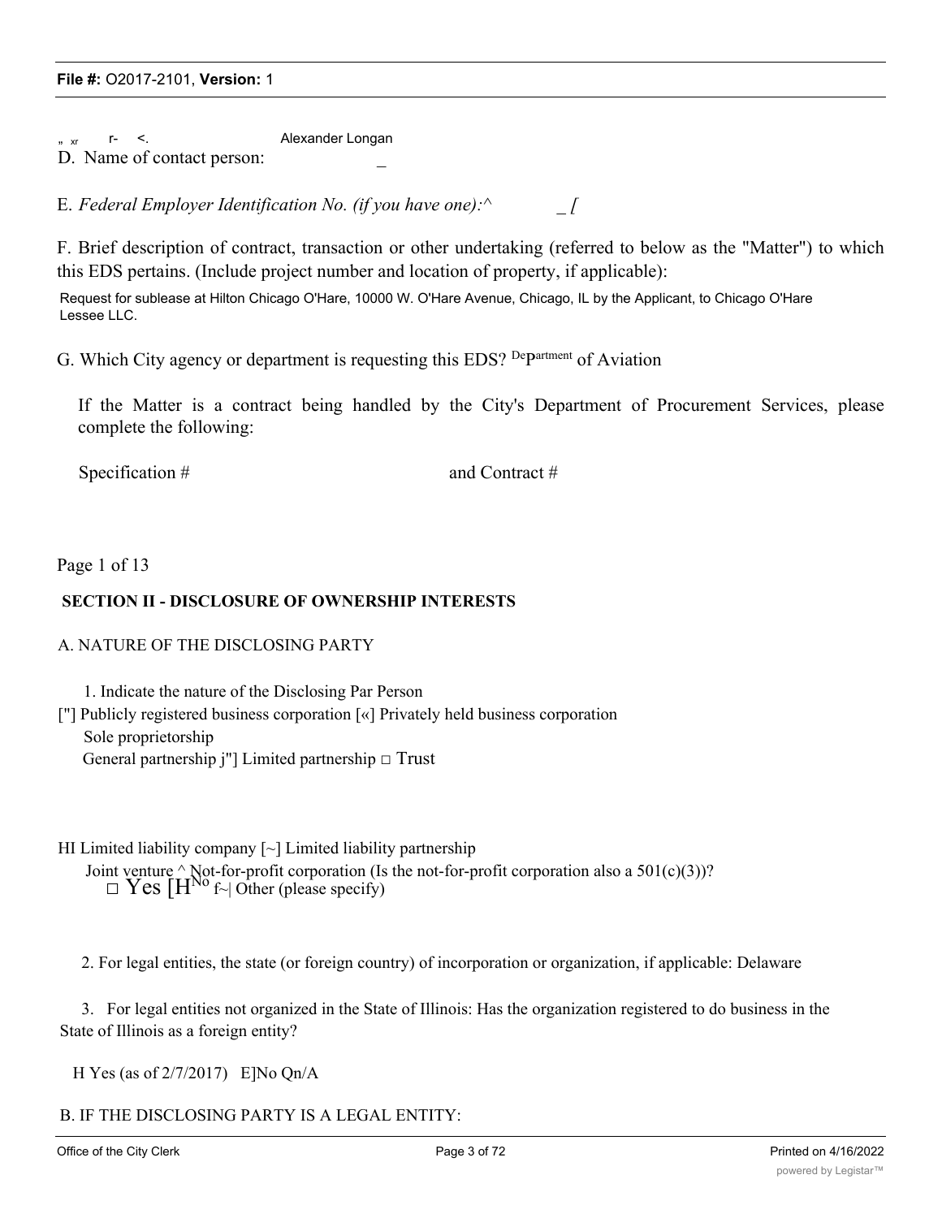„ xr r- <. Alexander Longan

D. Name of contact person: _

E. *Federal Employer Identification No. (if you have one):^* _ [

F. Brief description of contract, transaction or other undertaking (referred to below as the "Matter") to which this EDS pertains. (Include project number and location of property, if applicable):

Request for sublease at Hilton Chicago O'Hare, 10000 W. O'Hare Avenue, Chicago, IL by the Applicant, to Chicago O'Hare Lessee LLC.

G. Which City agency or department is requesting this EDS? Department of Aviation

If the Matter is a contract being handled by the City's Department of Procurement Services, please complete the following:

Specification # and Contract #

Page 1 of 13

**SECTION II - DISCLOSURE OF OWNERSHIP INTERESTS**

A. NATURE OF THE DISCLOSING PARTY

1. Indicate the nature of the Disclosing Par Person

["] Publicly registered business corporation [«] Privately held business corporation

Sole proprietorship

General partnership j"] Limited partnership □ Trust

HI Limited liability company [~] Limited liability partnership

Joint venture ^ Not-for-profit corporation (Is the not-for-profit corporation also a 501(c)(3))?

□ Yes [H No f~| Other (please specify)

2. For legal entities, the state (or foreign country) of incorporation or organization, if applicable: Delaware

3. For legal entities not organized in the State of Illinois: Has the organization registered to do business in the State of Illinois as a foreign entity?

H Yes (as of 2/7/2017) E]No Qn/A

B. IF THE DISCLOSING PARTY IS A LEGAL ENTITY: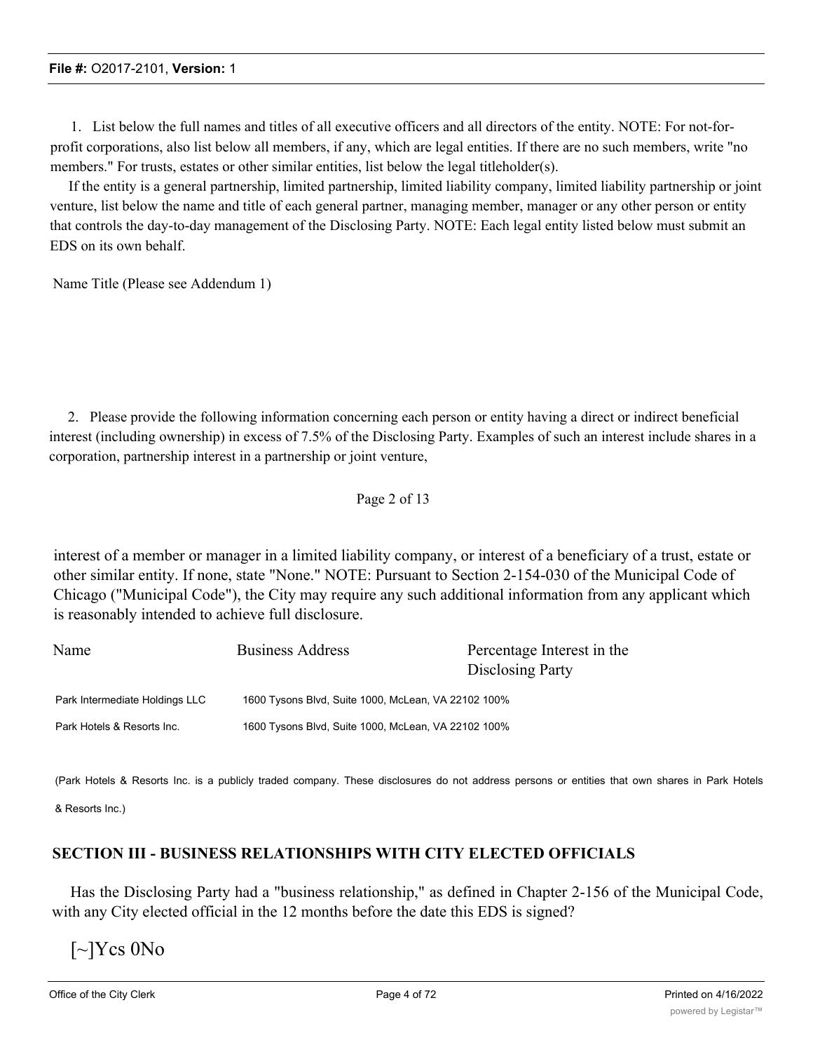1. List below the full names and titles of all executive officers and all directors of the entity. NOTE: For not-for-profit corporations, also list below all members, if any, which are legal entities. If there are no such members, write "no members." For trusts, estates or other similar entities, list below the legal titleholder(s).

If the entity is a general partnership, limited partnership, limited liability company, limited liability partnership or joint venture, list below the name and title of each general partner, managing member, manager or any other person or entity that controls the day-to-day management of the Disclosing Party. NOTE: Each legal entity listed below must submit an EDS on its own behalf.

Name Title (Please see Addendum 1)

2. Please provide the following information concerning each person or entity having a direct or indirect beneficial interest (including ownership) in excess of 7.5% of the Disclosing Party. Examples of such an interest include shares in a corporation, partnership interest in a partnership or joint venture,

interest of a member or manager in a limited liability company, or interest of a beneficiary of a trust, estate or other similar entity. If none, state "None." NOTE: Pursuant to Section 2-154-030 of the Municipal Code of Chicago ("Municipal Code"), the City may require any such additional information from any applicant which is reasonably intended to achieve full disclosure.

| Name | Business Address | Percentage Interest in the Disclosing Party |
|---|---|---|
| Park Intermediate Holdings LLC | 1600 Tysons Blvd, Suite 1000, McLean, VA 22102 | 100% |
| Park Hotels & Resorts Inc. | 1600 Tysons Blvd, Suite 1000, McLean, VA 22102 | 100% |

(Park Hotels & Resorts Inc. is a publicly traded company. These disclosures do not address persons or entities that own shares in Park Hotels & Resorts Inc.)

## SECTION III - BUSINESS RELATIONSHIPS WITH CITY ELECTED OFFICIALS

Has the Disclosing Party had a "business relationship," as defined in Chapter 2-156 of the Municipal Code, with any City elected official in the 12 months before the date this EDS is signed?

[~]Ycs 0No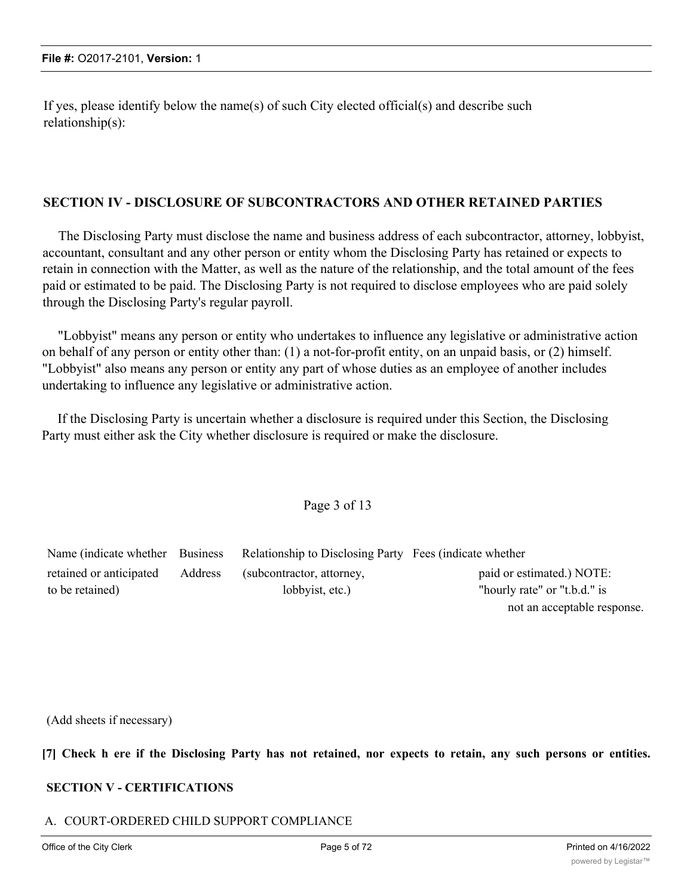If yes, please identify below the name(s) of such City elected official(s) and describe such relationship(s):

## SECTION IV - DISCLOSURE OF SUBCONTRACTORS AND OTHER RETAINED PARTIES

The Disclosing Party must disclose the name and business address of each subcontractor, attorney, lobbyist, accountant, consultant and any other person or entity whom the Disclosing Party has retained or expects to retain in connection with the Matter, as well as the nature of the relationship, and the total amount of the fees paid or estimated to be paid. The Disclosing Party is not required to disclose employees who are paid solely through the Disclosing Party's regular payroll.

"Lobbyist" means any person or entity who undertakes to influence any legislative or administrative action on behalf of any person or entity other than: (1) a not-for-profit entity, on an unpaid basis, or (2) himself. "Lobbyist" also means any person or entity any part of whose duties as an employee of another includes undertaking to influence any legislative or administrative action.

If the Disclosing Party is uncertain whether a disclosure is required under this Section, the Disclosing Party must either ask the City whether disclosure is required or make the disclosure.

Page 3 of 13

| Name (indicate whether retained or anticipated to be retained) | Business Address | Relationship to Disclosing Party (subcontractor, attorney, lobbyist, etc.) | Fees (indicate whether paid or estimated.) NOTE: "hourly rate" or "t.b.d." is not an acceptable response. |
|---|---|---|---|
| | | | |

(Add sheets if necessary)

**[7] Check h ere if the Disclosing Party has not retained, nor expects to retain, any such persons or entities.**

## SECTION V - CERTIFICATIONS

A. COURT-ORDERED CHILD SUPPORT COMPLIANCE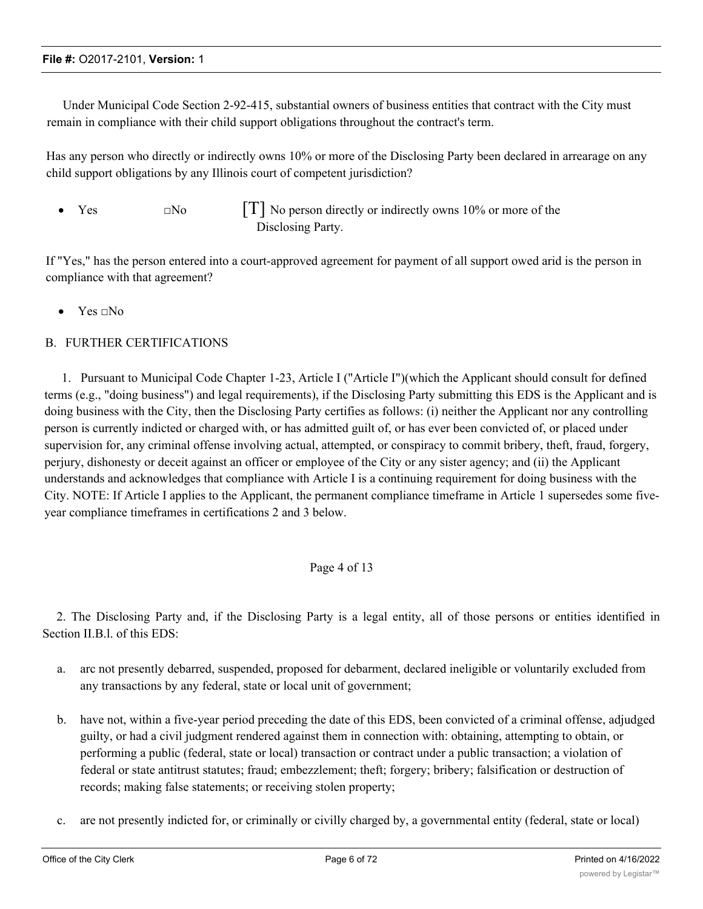Under Municipal Code Section 2-92-415, substantial owners of business entities that contract with the City must remain in compliance with their child support obligations throughout the contract's term.

Has any person who directly or indirectly owns 10% or more of the Disclosing Party been declared in arrearage on any child support obligations by any Illinois court of competent jurisdiction?

- Yes ☐No [T] No person directly or indirectly owns 10% or more of the Disclosing Party.

If "Yes," has the person entered into a court-approved agreement for payment of all support owed arid is the person in compliance with that agreement?

- Yes ☐No

B. FURTHER CERTIFICATIONS

1. Pursuant to Municipal Code Chapter 1-23, Article I ("Article I")(which the Applicant should consult for defined terms (e.g., "doing business") and legal requirements), if the Disclosing Party submitting this EDS is the Applicant and is doing business with the City, then the Disclosing Party certifies as follows: (i) neither the Applicant nor any controlling person is currently indicted or charged with, or has admitted guilt of, or has ever been convicted of, or placed under supervision for, any criminal offense involving actual, attempted, or conspiracy to commit bribery, theft, fraud, forgery, perjury, dishonesty or deceit against an officer or employee of the City or any sister agency; and (ii) the Applicant understands and acknowledges that compliance with Article I is a continuing requirement for doing business with the City. NOTE: If Article I applies to the Applicant, the permanent compliance timeframe in Article 1 supersedes some five-year compliance timeframes in certifications 2 and 3 below.

Page 4 of 13

2. The Disclosing Party and, if the Disclosing Party is a legal entity, all of those persons or entities identified in Section II.B.l. of this EDS:

a. arc not presently debarred, suspended, proposed for debarment, declared ineligible or voluntarily excluded from any transactions by any federal, state or local unit of government;

b. have not, within a five-year period preceding the date of this EDS, been convicted of a criminal offense, adjudged guilty, or had a civil judgment rendered against them in connection with: obtaining, attempting to obtain, or performing a public (federal, state or local) transaction or contract under a public transaction; a violation of federal or state antitrust statutes; fraud; embezzlement; theft; forgery; bribery; falsification or destruction of records; making false statements; or receiving stolen property;

c. are not presently indicted for, or criminally or civilly charged by, a governmental entity (federal, state or local)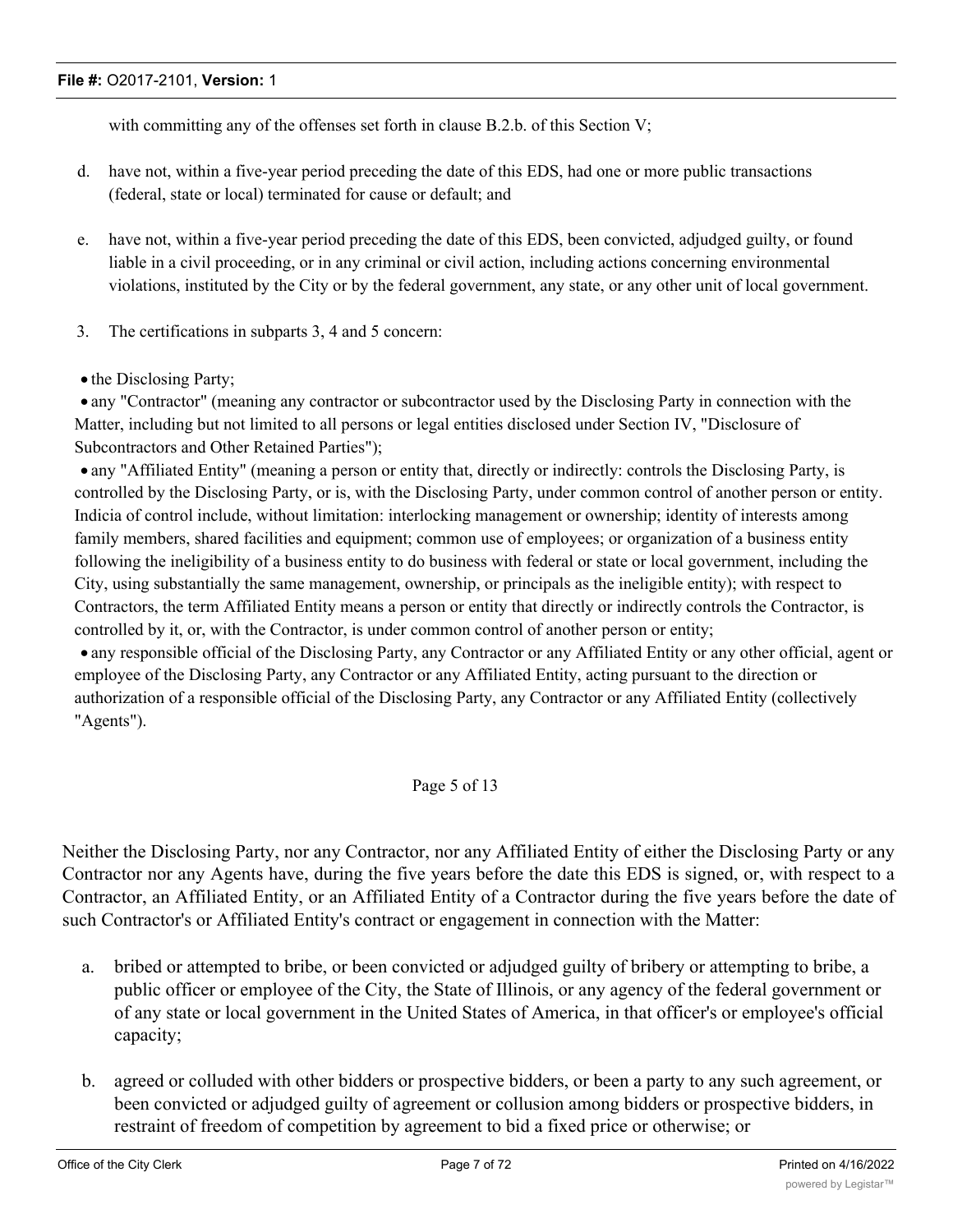with committing any of the offenses set forth in clause B.2.b. of this Section V;

d. have not, within a five-year period preceding the date of this EDS, had one or more public transactions (federal, state or local) terminated for cause or default; and

e. have not, within a five-year period preceding the date of this EDS, been convicted, adjudged guilty, or found liable in a civil proceeding, or in any criminal or civil action, including actions concerning environmental violations, instituted by the City or by the federal government, any state, or any other unit of local government.

3. The certifications in subparts 3, 4 and 5 concern:

- the Disclosing Party;
- any "Contractor" (meaning any contractor or subcontractor used by the Disclosing Party in connection with the Matter, including but not limited to all persons or legal entities disclosed under Section IV, "Disclosure of Subcontractors and Other Retained Parties");
- any "Affiliated Entity" (meaning a person or entity that, directly or indirectly: controls the Disclosing Party, is controlled by the Disclosing Party, or is, with the Disclosing Party, under common control of another person or entity. Indicia of control include, without limitation: interlocking management or ownership; identity of interests among family members, shared facilities and equipment; common use of employees; or organization of a business entity following the ineligibility of a business entity to do business with federal or state or local government, including the City, using substantially the same management, ownership, or principals as the ineligible entity); with respect to Contractors, the term Affiliated Entity means a person or entity that directly or indirectly controls the Contractor, is controlled by it, or, with the Contractor, is under common control of another person or entity;
- any responsible official of the Disclosing Party, any Contractor or any Affiliated Entity or any other official, agent or employee of the Disclosing Party, any Contractor or any Affiliated Entity, acting pursuant to the direction or authorization of a responsible official of the Disclosing Party, any Contractor or any Affiliated Entity (collectively "Agents").

Page 5 of 13

Neither the Disclosing Party, nor any Contractor, nor any Affiliated Entity of either the Disclosing Party or any Contractor nor any Agents have, during the five years before the date this EDS is signed, or, with respect to a Contractor, an Affiliated Entity, or an Affiliated Entity of a Contractor during the five years before the date of such Contractor's or Affiliated Entity's contract or engagement in connection with the Matter:

a. bribed or attempted to bribe, or been convicted or adjudged guilty of bribery or attempting to bribe, a public officer or employee of the City, the State of Illinois, or any agency of the federal government or of any state or local government in the United States of America, in that officer's or employee's official capacity;

b. agreed or colluded with other bidders or prospective bidders, or been a party to any such agreement, or been convicted or adjudged guilty of agreement or collusion among bidders or prospective bidders, in restraint of freedom of competition by agreement to bid a fixed price or otherwise; or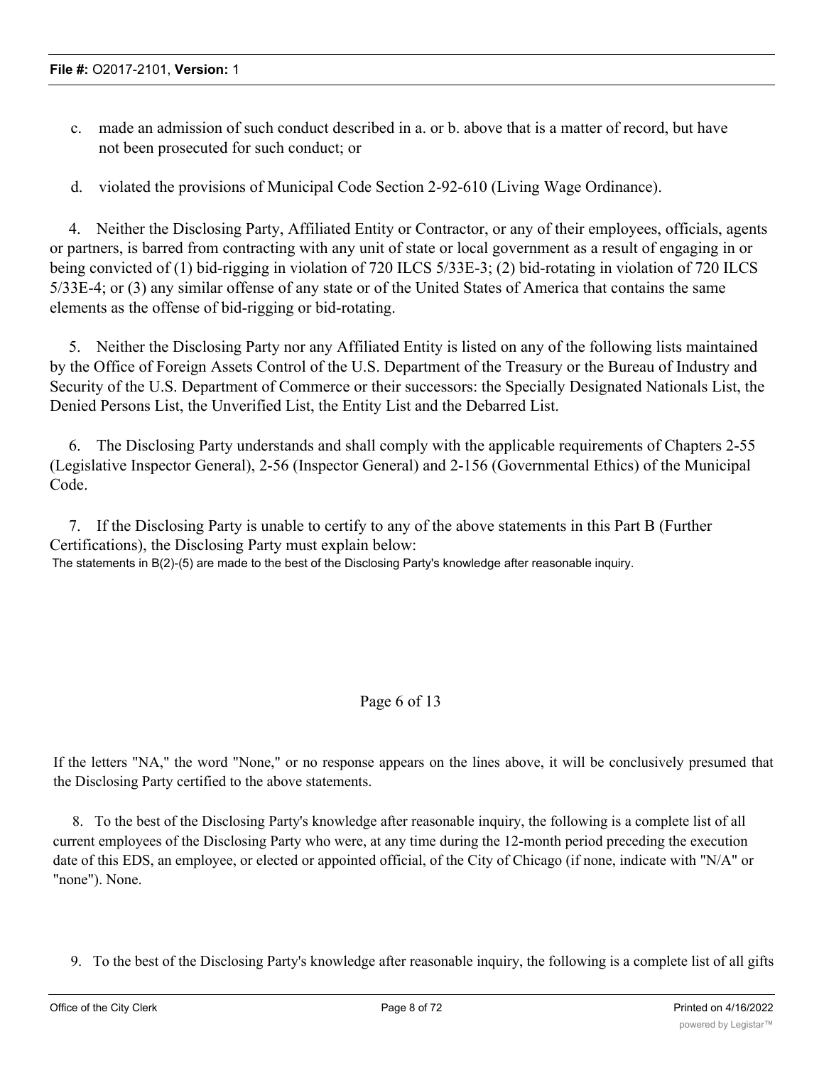c. made an admission of such conduct described in a. or b. above that is a matter of record, but have not been prosecuted for such conduct; or

d. violated the provisions of Municipal Code Section 2-92-610 (Living Wage Ordinance).

4. Neither the Disclosing Party, Affiliated Entity or Contractor, or any of their employees, officials, agents or partners, is barred from contracting with any unit of state or local government as a result of engaging in or being convicted of (1) bid-rigging in violation of 720 ILCS 5/33E-3; (2) bid-rotating in violation of 720 ILCS 5/33E-4; or (3) any similar offense of any state or of the United States of America that contains the same elements as the offense of bid-rigging or bid-rotating.

5. Neither the Disclosing Party nor any Affiliated Entity is listed on any of the following lists maintained by the Office of Foreign Assets Control of the U.S. Department of the Treasury or the Bureau of Industry and Security of the U.S. Department of Commerce or their successors: the Specially Designated Nationals List, the Denied Persons List, the Unverified List, the Entity List and the Debarred List.

6. The Disclosing Party understands and shall comply with the applicable requirements of Chapters 2-55 (Legislative Inspector General), 2-56 (Inspector General) and 2-156 (Governmental Ethics) of the Municipal Code.

7. If the Disclosing Party is unable to certify to any of the above statements in this Part B (Further Certifications), the Disclosing Party must explain below:

The statements in B(2)-(5) are made to the best of the Disclosing Party's knowledge after reasonable inquiry.

If the letters "NA," the word "None," or no response appears on the lines above, it will be conclusively presumed that the Disclosing Party certified to the above statements.

8. To the best of the Disclosing Party's knowledge after reasonable inquiry, the following is a complete list of all current employees of the Disclosing Party who were, at any time during the 12-month period preceding the execution date of this EDS, an employee, or elected or appointed official, of the City of Chicago (if none, indicate with "N/A" or "none"). None.

9. To the best of the Disclosing Party's knowledge after reasonable inquiry, the following is a complete list of all gifts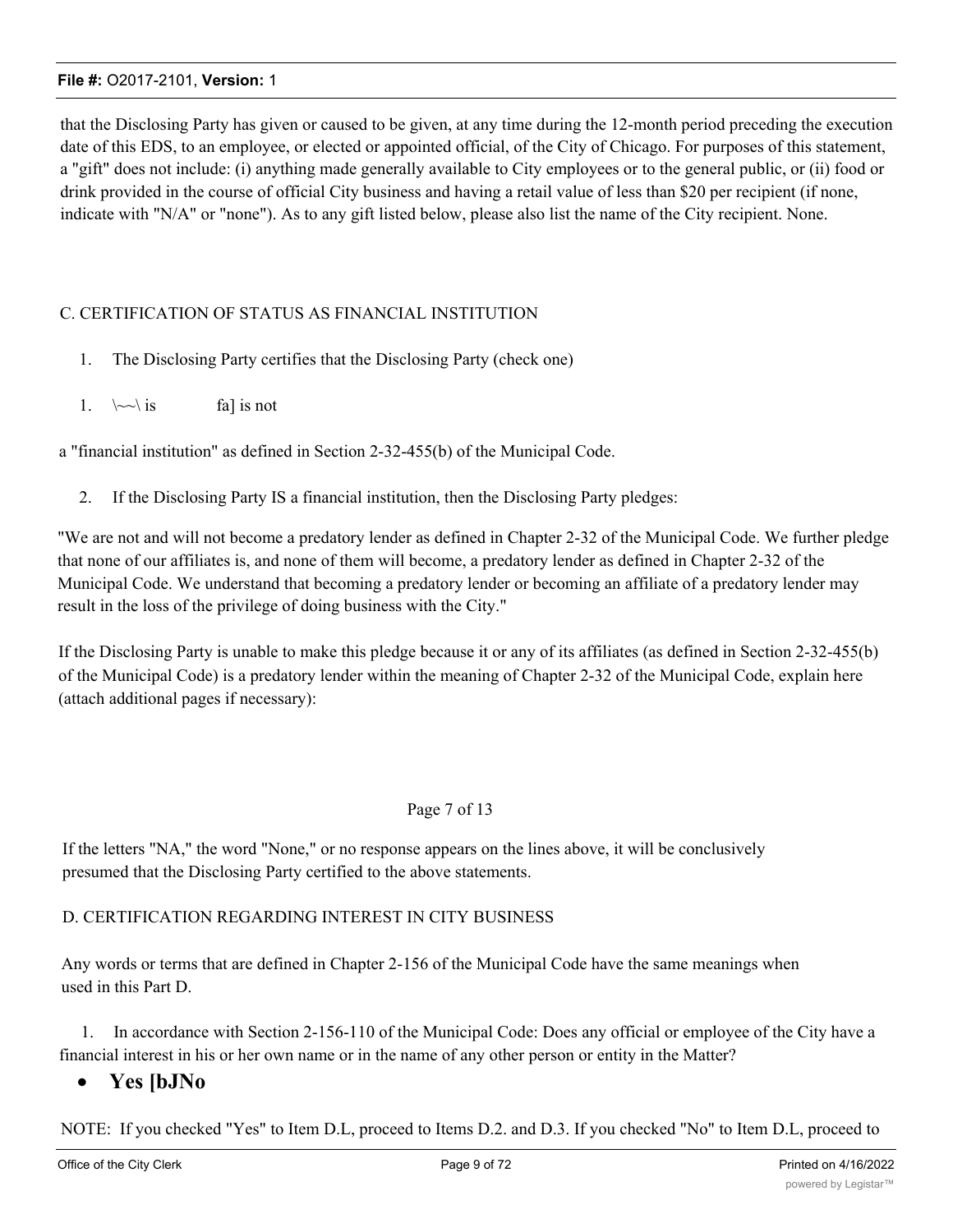that the Disclosing Party has given or caused to be given, at any time during the 12-month period preceding the execution date of this EDS, to an employee, or elected or appointed official, of the City of Chicago. For purposes of this statement, a "gift" does not include: (i) anything made generally available to City employees or to the general public, or (ii) food or drink provided in the course of official City business and having a retail value of less than $20 per recipient (if none, indicate with "N/A" or "none"). As to any gift listed below, please also list the name of the City recipient. None.

C. CERTIFICATION OF STATUS AS FINANCIAL INSTITUTION

1. The Disclosing Party certifies that the Disclosing Party (check one)

1. \~~\ is fa] is not

a "financial institution" as defined in Section 2-32-455(b) of the Municipal Code.

2. If the Disclosing Party IS a financial institution, then the Disclosing Party pledges:

"We are not and will not become a predatory lender as defined in Chapter 2-32 of the Municipal Code. We further pledge that none of our affiliates is, and none of them will become, a predatory lender as defined in Chapter 2-32 of the Municipal Code. We understand that becoming a predatory lender or becoming an affiliate of a predatory lender may result in the loss of the privilege of doing business with the City."

If the Disclosing Party is unable to make this pledge because it or any of its affiliates (as defined in Section 2-32-455(b) of the Municipal Code) is a predatory lender within the meaning of Chapter 2-32 of the Municipal Code, explain here (attach additional pages if necessary):

Page 7 of 13

If the letters "NA," the word "None," or no response appears on the lines above, it will be conclusively presumed that the Disclosing Party certified to the above statements.

D. CERTIFICATION REGARDING INTEREST IN CITY BUSINESS

Any words or terms that are defined in Chapter 2-156 of the Municipal Code have the same meanings when used in this Part D.

1. In accordance with Section 2-156-110 of the Municipal Code: Does any official or employee of the City have a financial interest in his or her own name or in the name of any other person or entity in the Matter?

- **Yes [bJNo**

NOTE: If you checked "Yes" to Item D.L, proceed to Items D.2. and D.3. If you checked "No" to Item D.L, proceed to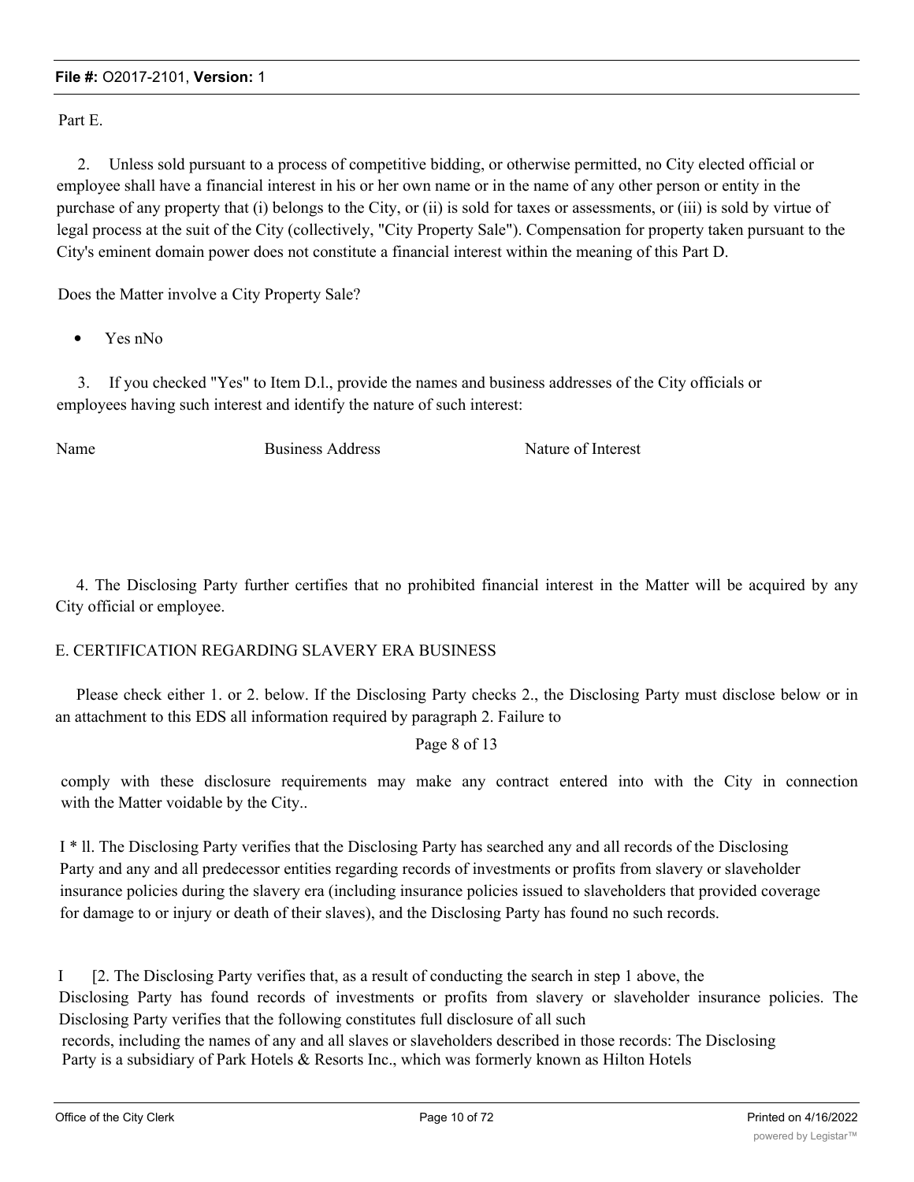Part E.

2. Unless sold pursuant to a process of competitive bidding, or otherwise permitted, no City elected official or employee shall have a financial interest in his or her own name or in the name of any other person or entity in the purchase of any property that (i) belongs to the City, or (ii) is sold for taxes or assessments, or (iii) is sold by virtue of legal process at the suit of the City (collectively, "City Property Sale"). Compensation for property taken pursuant to the City's eminent domain power does not constitute a financial interest within the meaning of this Part D.

Does the Matter involve a City Property Sale?

- Yes nNo

3. If you checked "Yes" to Item D.l., provide the names and business addresses of the City officials or employees having such interest and identify the nature of such interest:

| Name | Business Address | Nature of Interest |
|---|---|---|
| | | |

4. The Disclosing Party further certifies that no prohibited financial interest in the Matter will be acquired by any City official or employee.

E. CERTIFICATION REGARDING SLAVERY ERA BUSINESS

Please check either 1. or 2. below. If the Disclosing Party checks 2., the Disclosing Party must disclose below or in an attachment to this EDS all information required by paragraph 2. Failure to

Page 8 of 13

comply with these disclosure requirements may make any contract entered into with the City in connection with the Matter voidable by the City..

I * ll. The Disclosing Party verifies that the Disclosing Party has searched any and all records of the Disclosing Party and any and all predecessor entities regarding records of investments or profits from slavery or slaveholder insurance policies during the slavery era (including insurance policies issued to slaveholders that provided coverage for damage to or injury or death of their slaves), and the Disclosing Party has found no such records.

I [2. The Disclosing Party verifies that, as a result of conducting the search in step 1 above, the Disclosing Party has found records of investments or profits from slavery or slaveholder insurance policies. The Disclosing Party verifies that the following constitutes full disclosure of all such records, including the names of any and all slaves or slaveholders described in those records: The Disclosing Party is a subsidiary of Park Hotels & Resorts Inc., which was formerly known as Hilton Hotels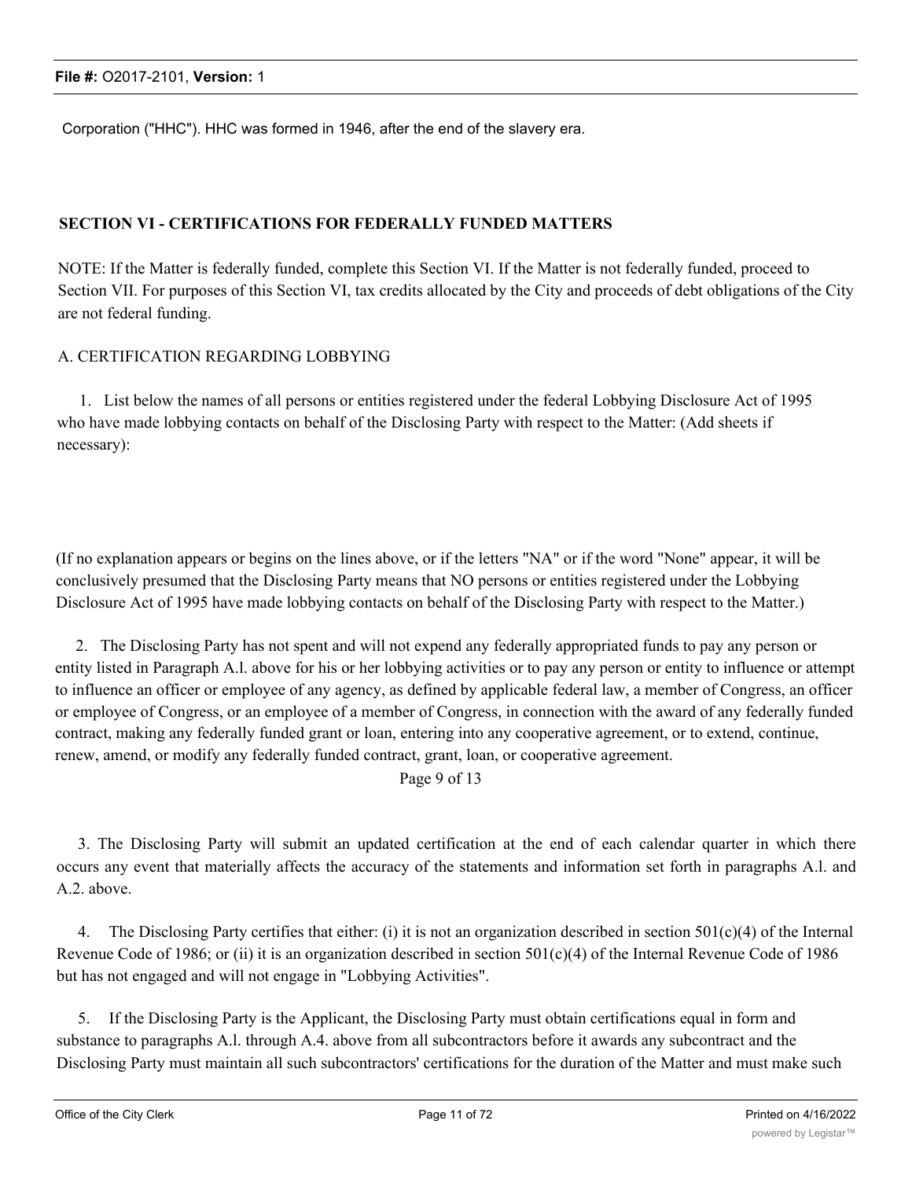Corporation ("HHC"). HHC was formed in 1946, after the end of the slavery era.

## SECTION VI - CERTIFICATIONS FOR FEDERALLY FUNDED MATTERS

NOTE: If the Matter is federally funded, complete this Section VI. If the Matter is not federally funded, proceed to Section VII. For purposes of this Section VI, tax credits allocated by the City and proceeds of debt obligations of the City are not federal funding.

A. CERTIFICATION REGARDING LOBBYING

1. List below the names of all persons or entities registered under the federal Lobbying Disclosure Act of 1995 who have made lobbying contacts on behalf of the Disclosing Party with respect to the Matter: (Add sheets if necessary):

(If no explanation appears or begins on the lines above, or if the letters "NA" or if the word "None" appear, it will be conclusively presumed that the Disclosing Party means that NO persons or entities registered under the Lobbying Disclosure Act of 1995 have made lobbying contacts on behalf of the Disclosing Party with respect to the Matter.)

2. The Disclosing Party has not spent and will not expend any federally appropriated funds to pay any person or entity listed in Paragraph A.l. above for his or her lobbying activities or to pay any person or entity to influence or attempt to influence an officer or employee of any agency, as defined by applicable federal law, a member of Congress, an officer or employee of Congress, or an employee of a member of Congress, in connection with the award of any federally funded contract, making any federally funded grant or loan, entering into any cooperative agreement, or to extend, continue, renew, amend, or modify any federally funded contract, grant, loan, or cooperative agreement.

Page 9 of 13

3. The Disclosing Party will submit an updated certification at the end of each calendar quarter in which there occurs any event that materially affects the accuracy of the statements and information set forth in paragraphs A.l. and A.2. above.

4. The Disclosing Party certifies that either: (i) it is not an organization described in section 501(c)(4) of the Internal Revenue Code of 1986; or (ii) it is an organization described in section 501(c)(4) of the Internal Revenue Code of 1986 but has not engaged and will not engage in "Lobbying Activities".

5. If the Disclosing Party is the Applicant, the Disclosing Party must obtain certifications equal in form and substance to paragraphs A.l. through A.4. above from all subcontractors before it awards any subcontract and the Disclosing Party must maintain all such subcontractors' certifications for the duration of the Matter and must make such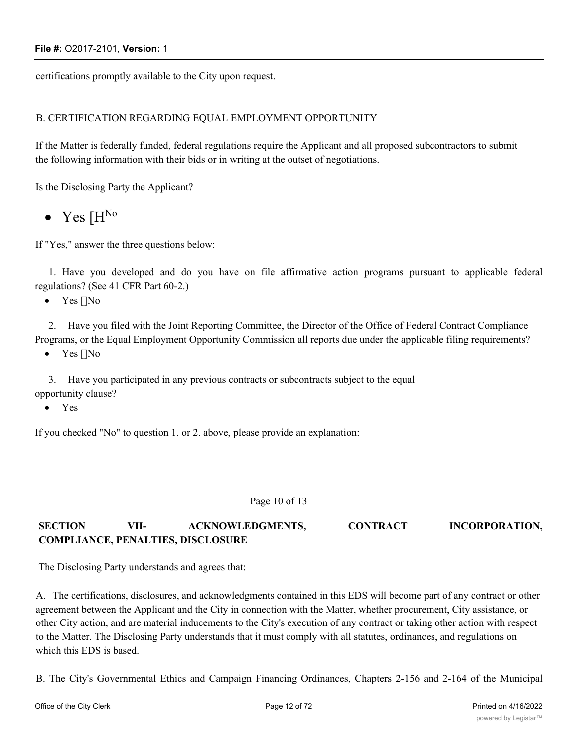certifications promptly available to the City upon request.

B. CERTIFICATION REGARDING EQUAL EMPLOYMENT OPPORTUNITY

If the Matter is federally funded, federal regulations require the Applicant and all proposed subcontractors to submit the following information with their bids or in writing at the outset of negotiations.

Is the Disclosing Party the Applicant?

- Yes [H No

If "Yes," answer the three questions below:

1. Have you developed and do you have on file affirmative action programs pursuant to applicable federal regulations? (See 41 CFR Part 60-2.)

- Yes []No

2. Have you filed with the Joint Reporting Committee, the Director of the Office of Federal Contract Compliance Programs, or the Equal Employment Opportunity Commission all reports due under the applicable filing requirements?

- Yes []No

3. Have you participated in any previous contracts or subcontracts subject to the equal opportunity clause?

- Yes

If you checked "No" to question 1. or 2. above, please provide an explanation:

Page 10 of 13

**SECTION VII- ACKNOWLEDGMENTS, CONTRACT INCORPORATION, COMPLIANCE, PENALTIES, DISCLOSURE**

The Disclosing Party understands and agrees that:

A. The certifications, disclosures, and acknowledgments contained in this EDS will become part of any contract or other agreement between the Applicant and the City in connection with the Matter, whether procurement, City assistance, or other City action, and are material inducements to the City's execution of any contract or taking other action with respect to the Matter. The Disclosing Party understands that it must comply with all statutes, ordinances, and regulations on which this EDS is based.

B. The City's Governmental Ethics and Campaign Financing Ordinances, Chapters 2-156 and 2-164 of the Municipal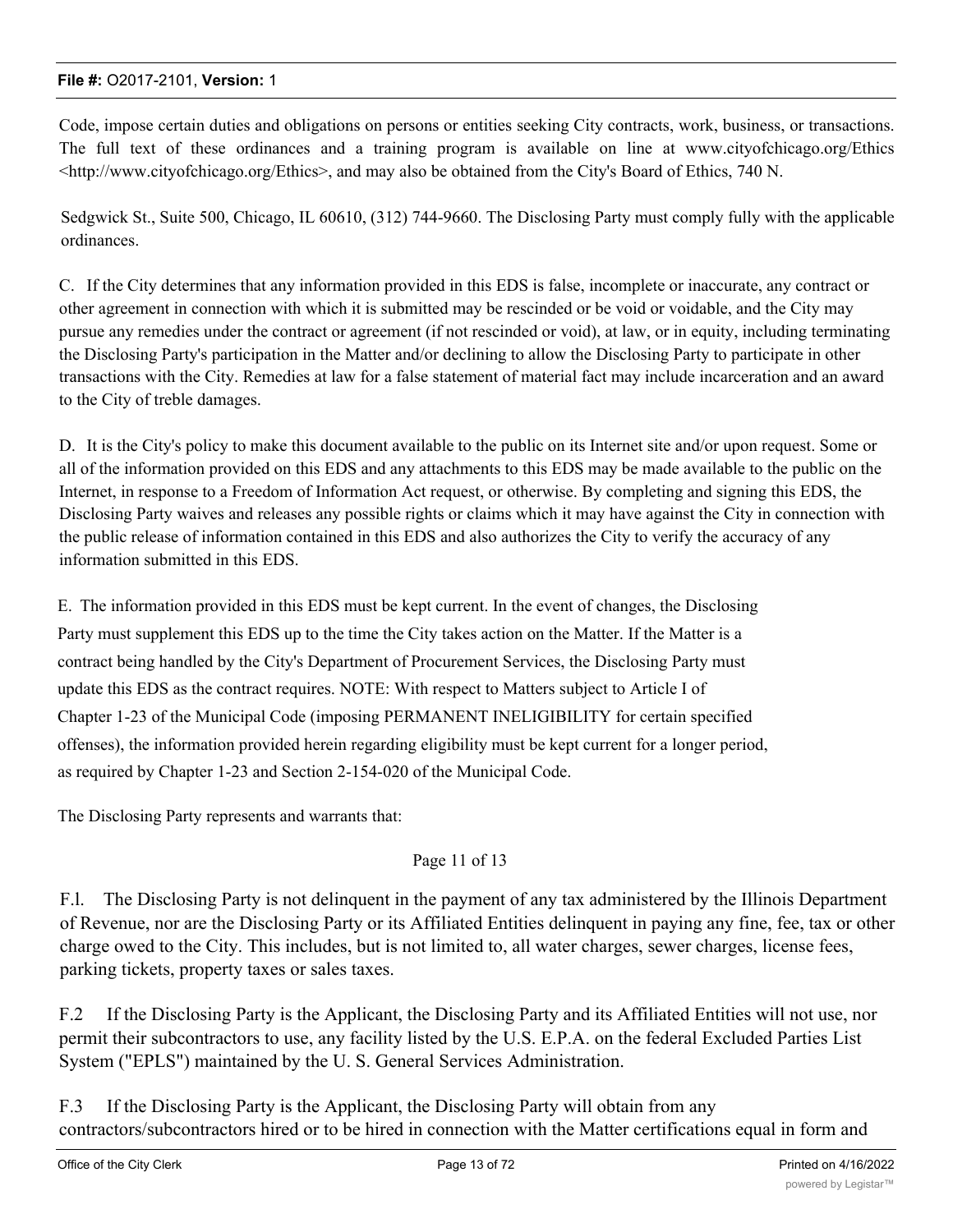Code, impose certain duties and obligations on persons or entities seeking City contracts, work, business, or transactions. The full text of these ordinances and a training program is available on line at www.cityofchicago.org/Ethics <http://www.cityofchicago.org/Ethics>, and may also be obtained from the City's Board of Ethics, 740 N.

Sedgwick St., Suite 500, Chicago, IL 60610, (312) 744-9660. The Disclosing Party must comply fully with the applicable ordinances.

C. If the City determines that any information provided in this EDS is false, incomplete or inaccurate, any contract or other agreement in connection with which it is submitted may be rescinded or be void or voidable, and the City may pursue any remedies under the contract or agreement (if not rescinded or void), at law, or in equity, including terminating the Disclosing Party's participation in the Matter and/or declining to allow the Disclosing Party to participate in other transactions with the City. Remedies at law for a false statement of material fact may include incarceration and an award to the City of treble damages.

D. It is the City's policy to make this document available to the public on its Internet site and/or upon request. Some or all of the information provided on this EDS and any attachments to this EDS may be made available to the public on the Internet, in response to a Freedom of Information Act request, or otherwise. By completing and signing this EDS, the Disclosing Party waives and releases any possible rights or claims which it may have against the City in connection with the public release of information contained in this EDS and also authorizes the City to verify the accuracy of any information submitted in this EDS.

E. The information provided in this EDS must be kept current. In the event of changes, the Disclosing Party must supplement this EDS up to the time the City takes action on the Matter. If the Matter is a contract being handled by the City's Department of Procurement Services, the Disclosing Party must update this EDS as the contract requires. NOTE: With respect to Matters subject to Article I of Chapter 1-23 of the Municipal Code (imposing PERMANENT INELIGIBILITY for certain specified offenses), the information provided herein regarding eligibility must be kept current for a longer period, as required by Chapter 1-23 and Section 2-154-020 of the Municipal Code.

The Disclosing Party represents and warrants that:

Page 11 of 13

F.l. The Disclosing Party is not delinquent in the payment of any tax administered by the Illinois Department of Revenue, nor are the Disclosing Party or its Affiliated Entities delinquent in paying any fine, fee, tax or other charge owed to the City. This includes, but is not limited to, all water charges, sewer charges, license fees, parking tickets, property taxes or sales taxes.

F.2 If the Disclosing Party is the Applicant, the Disclosing Party and its Affiliated Entities will not use, nor permit their subcontractors to use, any facility listed by the U.S. E.P.A. on the federal Excluded Parties List System ("EPLS") maintained by the U. S. General Services Administration.

F.3 If the Disclosing Party is the Applicant, the Disclosing Party will obtain from any contractors/subcontractors hired or to be hired in connection with the Matter certifications equal in form and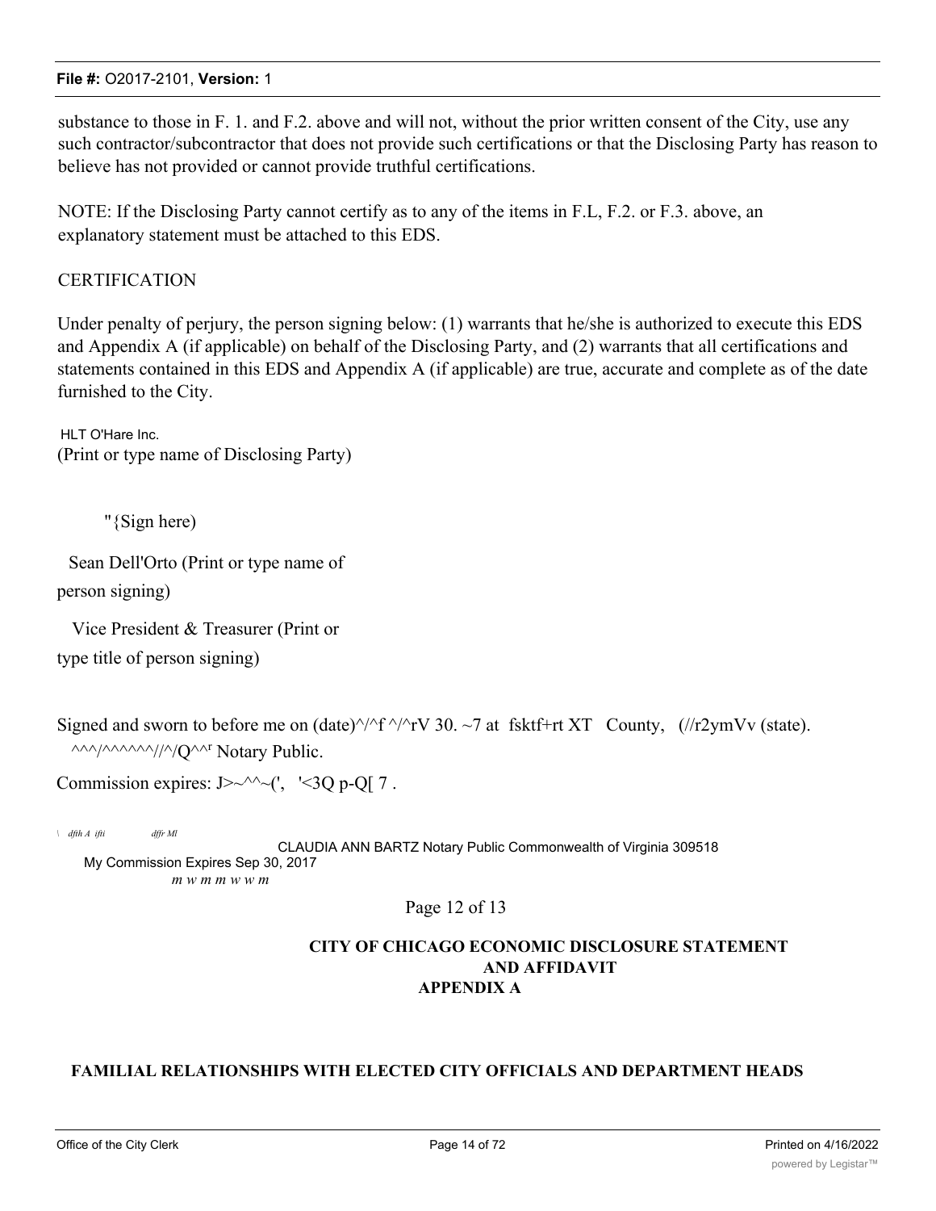substance to those in F. 1. and F.2. above and will not, without the prior written consent of the City, use any such contractor/subcontractor that does not provide such certifications or that the Disclosing Party has reason to believe has not provided or cannot provide truthful certifications.

NOTE: If the Disclosing Party cannot certify as to any of the items in F.L, F.2. or F.3. above, an explanatory statement must be attached to this EDS.

CERTIFICATION

Under penalty of perjury, the person signing below: (1) warrants that he/she is authorized to execute this EDS and Appendix A (if applicable) on behalf of the Disclosing Party, and (2) warrants that all certifications and statements contained in this EDS and Appendix A (if applicable) are true, accurate and complete as of the date furnished to the City.

HLT O'Hare Inc.
(Print or type name of Disclosing Party)

"{Sign here)

Sean Dell'Orto (Print or type name of person signing)

Vice President & Treasurer (Print or type title of person signing)

Signed and sworn to before me on (date)^/^f ^/^rV 30. ~7 at fsktf+rt XT County, (//r2ymVv (state).
^^^/^^^^^^//^/Q^^r Notary Public.

Commission expires: J>~^^~(', '<3Q p-Q[ 7 .

\ dfth A ifti dffr Ml
CLAUDIA ANN BARTZ Notary Public Commonwealth of Virginia 309518
My Commission Expires Sep 30, 2017
m w m m w w m

Page 12 of 13

**CITY OF CHICAGO ECONOMIC DISCLOSURE STATEMENT AND AFFIDAVIT**
**APPENDIX A**

**FAMILIAL RELATIONSHIPS WITH ELECTED CITY OFFICIALS AND DEPARTMENT HEADS**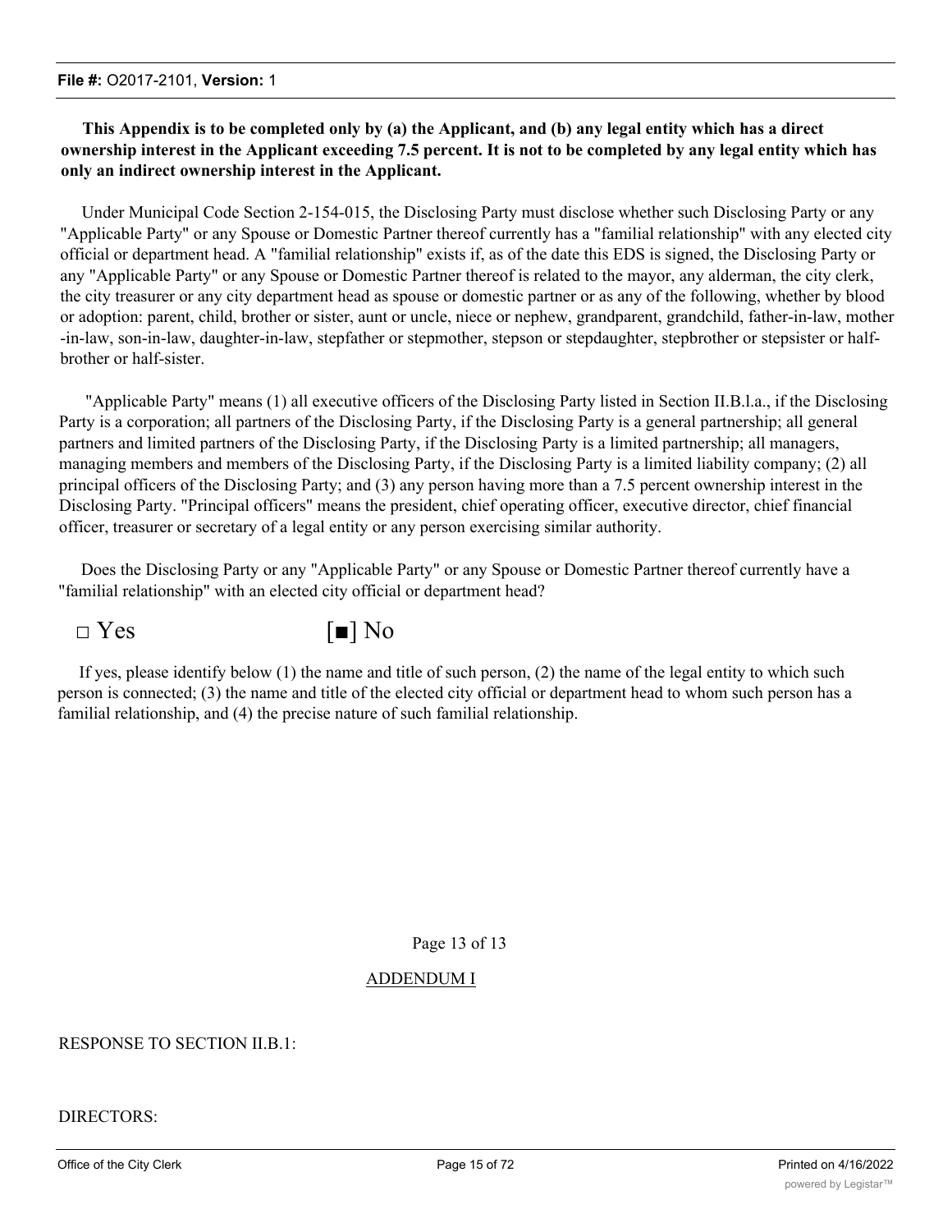**This Appendix is to be completed only by (a) the Applicant, and (b) any legal entity which has a direct ownership interest in the Applicant exceeding 7.5 percent. It is not to be completed by any legal entity which has only an indirect ownership interest in the Applicant.**

Under Municipal Code Section 2-154-015, the Disclosing Party must disclose whether such Disclosing Party or any "Applicable Party" or any Spouse or Domestic Partner thereof currently has a "familial relationship" with any elected city official or department head. A "familial relationship" exists if, as of the date this EDS is signed, the Disclosing Party or any "Applicable Party" or any Spouse or Domestic Partner thereof is related to the mayor, any alderman, the city clerk, the city treasurer or any city department head as spouse or domestic partner or as any of the following, whether by blood or adoption: parent, child, brother or sister, aunt or uncle, niece or nephew, grandparent, grandchild, father-in-law, mother-in-law, son-in-law, daughter-in-law, stepfather or stepmother, stepson or stepdaughter, stepbrother or stepsister or half-brother or half-sister.

"Applicable Party" means (1) all executive officers of the Disclosing Party listed in Section II.B.l.a., if the Disclosing Party is a corporation; all partners of the Disclosing Party, if the Disclosing Party is a general partnership; all general partners and limited partners of the Disclosing Party, if the Disclosing Party is a limited partnership; all managers, managing members and members of the Disclosing Party, if the Disclosing Party is a limited liability company; (2) all principal officers of the Disclosing Party; and (3) any person having more than a 7.5 percent ownership interest in the Disclosing Party. "Principal officers" means the president, chief operating officer, executive director, chief financial officer, treasurer or secretary of a legal entity or any person exercising similar authority.

Does the Disclosing Party or any "Applicable Party" or any Spouse or Domestic Partner thereof currently have a "familial relationship" with an elected city official or department head?

□ Yes [■] No

If yes, please identify below (1) the name and title of such person, (2) the name of the legal entity to which such person is connected; (3) the name and title of the elected city official or department head to whom such person has a familial relationship, and (4) the precise nature of such familial relationship.

Page 13 of 13

ADDENDUM I

RESPONSE TO SECTION II.B.1:

DIRECTORS: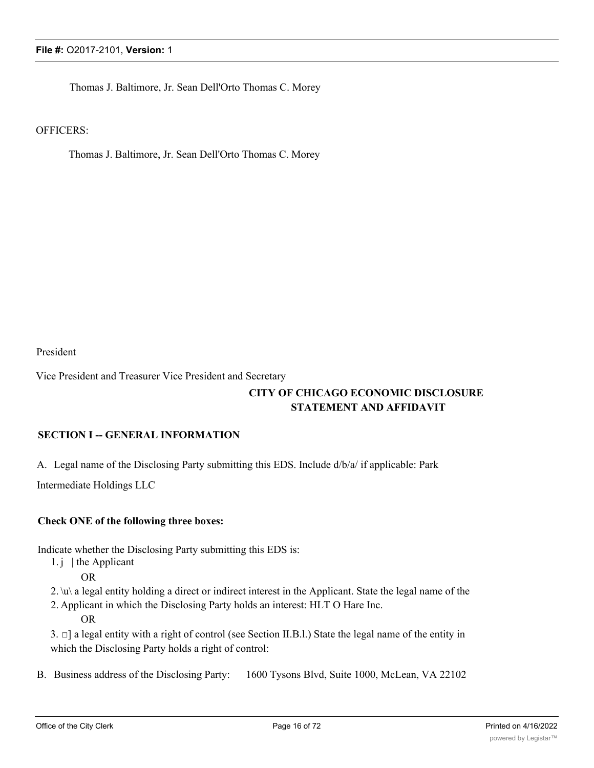Thomas J. Baltimore, Jr. Sean Dell'Orto Thomas C. Morey

OFFICERS:

Thomas J. Baltimore, Jr. Sean Dell'Orto Thomas C. Morey

President

Vice President and Treasurer Vice President and Secretary

**CITY OF CHICAGO ECONOMIC DISCLOSURE STATEMENT AND AFFIDAVIT**

**SECTION I -- GENERAL INFORMATION**

A. Legal name of the Disclosing Party submitting this EDS. Include d/b/a/ if applicable: Park Intermediate Holdings LLC

**Check ONE of the following three boxes:**

Indicate whether the Disclosing Party submitting this EDS is:

1. j | the Applicant

OR

2. \u\ a legal entity holding a direct or indirect interest in the Applicant. State the legal name of the Applicant in which the Disclosing Party holds an interest: HLT O Hare Inc.

OR

3. □] a legal entity with a right of control (see Section II.B.l.) State the legal name of the entity in which the Disclosing Party holds a right of control:

B. Business address of the Disclosing Party: 1600 Tysons Blvd, Suite 1000, McLean, VA 22102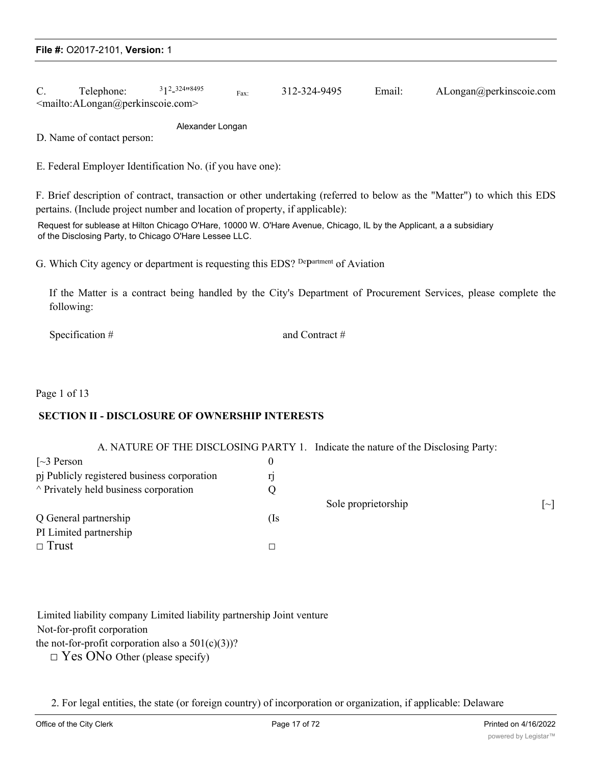C. Telephone: 312-324-8495 Fax: 312-324-9495 Email: ALongan@perkinscoie.com <mailto:ALongan@perkinscoie.com>

D. Name of contact person: Alexander Longan

E. Federal Employer Identification No. (if you have one):

F. Brief description of contract, transaction or other undertaking (referred to below as the "Matter") to which this EDS pertains. (Include project number and location of property, if applicable):

Request for sublease at Hilton Chicago O'Hare, 10000 W. O'Hare Avenue, Chicago, IL by the Applicant, a a subsidiary of the Disclosing Party, to Chicago O'Hare Lessee LLC.

G. Which City agency or department is requesting this EDS? Department of Aviation

If the Matter is a contract being handled by the City's Department of Procurement Services, please complete the following:

Specification # and Contract #

Page 1 of 13

## SECTION II - DISCLOSURE OF OWNERSHIP INTERESTS

A. NATURE OF THE DISCLOSING PARTY 1. Indicate the nature of the Disclosing Party:

[~3 Person 0
pj Publicly registered business corporation rj
^ Privately held business corporation Q
Sole proprietorship [~]
Q General partnership (Is
PI Limited partnership
□ Trust □

Limited liability company Limited liability partnership Joint venture
Not-for-profit corporation
the not-for-profit corporation also a 501(c)(3))?
□ Yes ONo Other (please specify)

2. For legal entities, the state (or foreign country) of incorporation or organization, if applicable: Delaware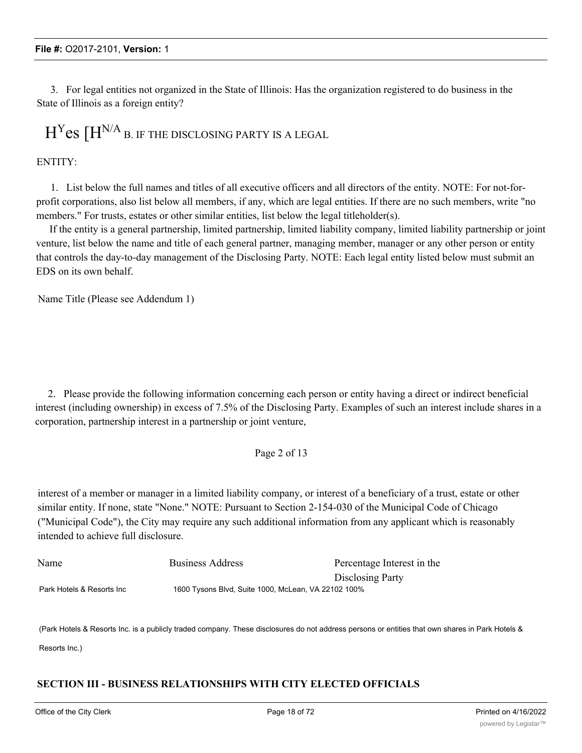3. For legal entities not organized in the State of Illinois: Has the organization registered to do business in the State of Illinois as a foreign entity?

H[Y]es [H[N/A] B. IF THE DISCLOSING PARTY IS A LEGAL ENTITY:

1. List below the full names and titles of all executive officers and all directors of the entity. NOTE: For not-for-profit corporations, also list below all members, if any, which are legal entities. If there are no such members, write "no members." For trusts, estates or other similar entities, list below the legal titleholder(s).

If the entity is a general partnership, limited partnership, limited liability company, limited liability partnership or joint venture, list below the name and title of each general partner, managing member, manager or any other person or entity that controls the day-to-day management of the Disclosing Party. NOTE: Each legal entity listed below must submit an EDS on its own behalf.

Name Title (Please see Addendum 1)

2. Please provide the following information concerning each person or entity having a direct or indirect beneficial interest (including ownership) in excess of 7.5% of the Disclosing Party. Examples of such an interest include shares in a corporation, partnership interest in a partnership or joint venture,

Page 2 of 13

interest of a member or manager in a limited liability company, or interest of a beneficiary of a trust, estate or other similar entity. If none, state "None." NOTE: Pursuant to Section 2-154-030 of the Municipal Code of Chicago ("Municipal Code"), the City may require any such additional information from any applicant which is reasonably intended to achieve full disclosure.

| Name | Business Address | Percentage Interest in the Disclosing Party |
|---|---|---|
| Park Hotels & Resorts Inc | 1600 Tysons Blvd, Suite 1000, McLean, VA 22102 | 100% |

(Park Hotels & Resorts Inc. is a publicly traded company. These disclosures do not address persons or entities that own shares in Park Hotels & Resorts Inc.)

## SECTION III - BUSINESS RELATIONSHIPS WITH CITY ELECTED OFFICIALS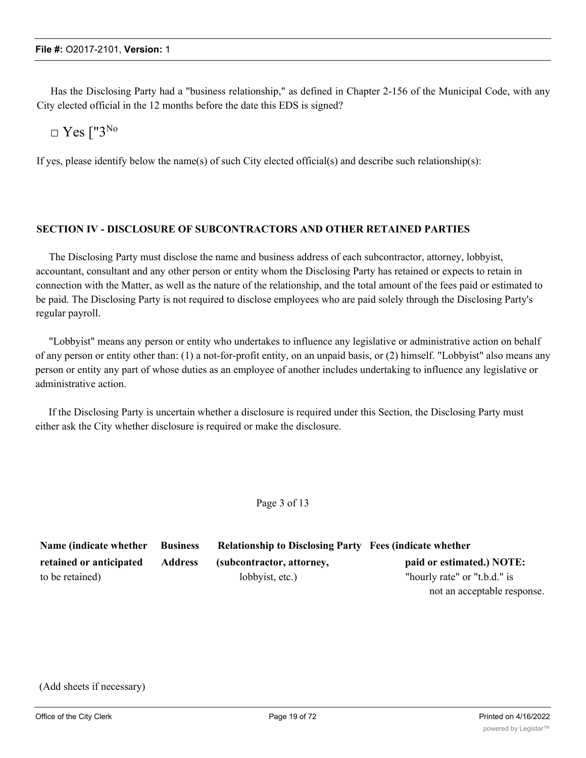Has the Disclosing Party had a "business relationship," as defined in Chapter 2-156 of the Municipal Code, with any City elected official in the 12 months before the date this EDS is signed?

□ Yes ["3[No]

If yes, please identify below the name(s) of such City elected official(s) and describe such relationship(s):

### SECTION IV - DISCLOSURE OF SUBCONTRACTORS AND OTHER RETAINED PARTIES

The Disclosing Party must disclose the name and business address of each subcontractor, attorney, lobbyist, accountant, consultant and any other person or entity whom the Disclosing Party has retained or expects to retain in connection with the Matter, as well as the nature of the relationship, and the total amount of the fees paid or estimated to be paid. The Disclosing Party is not required to disclose employees who are paid solely through the Disclosing Party's regular payroll.

"Lobbyist" means any person or entity who undertakes to influence any legislative or administrative action on behalf of any person or entity other than: (1) a not-for-profit entity, on an unpaid basis, or (2) himself. "Lobbyist" also means any person or entity any part of whose duties as an employee of another includes undertaking to influence any legislative or administrative action.

If the Disclosing Party is uncertain whether a disclosure is required under this Section, the Disclosing Party must either ask the City whether disclosure is required or make the disclosure.

Page 3 of 13

| **Name (indicate whether retained or anticipated** to be retained) | **Business Address** | **Relationship to Disclosing Party (subcontractor, attorney,** lobbyist, etc.) | **Fees (indicate whether paid or estimated.) NOTE:** "hourly rate" or "t.b.d." is not an acceptable response. |
|---|---|---|---|

(Add sheets if necessary)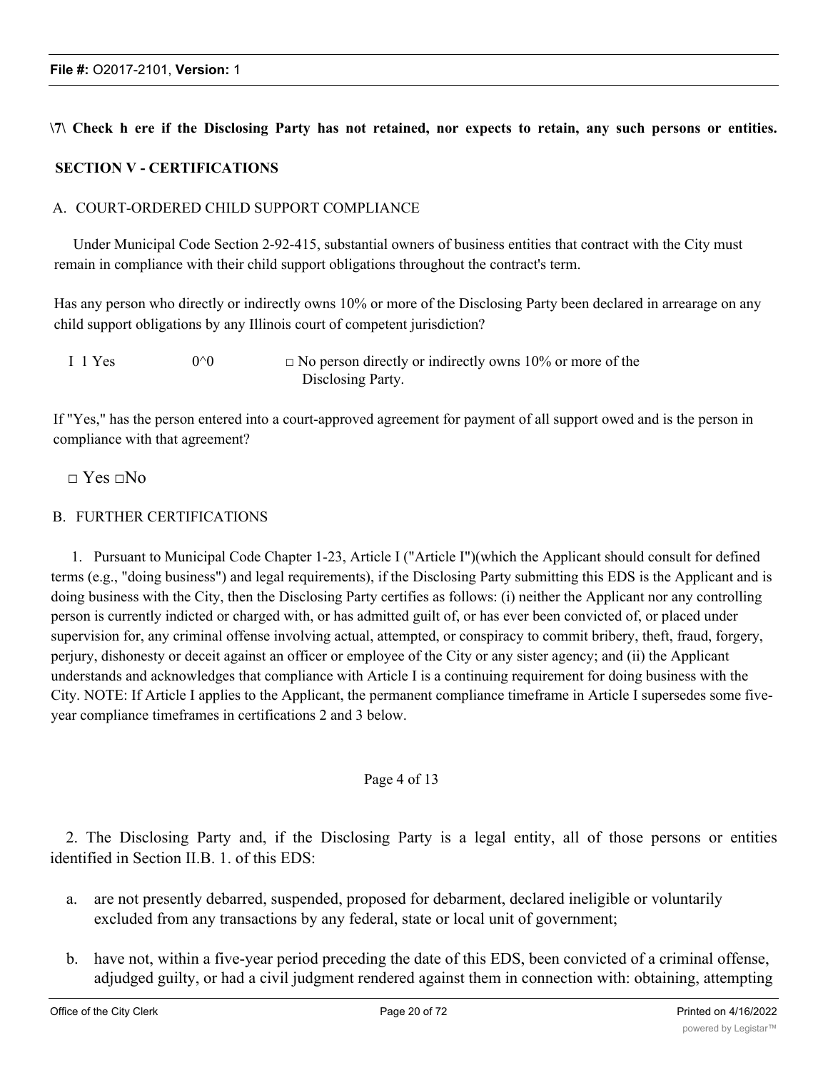**\7\ Check h ere if the Disclosing Party has not retained, nor expects to retain, any such persons or entities.**

## SECTION V - CERTIFICATIONS

### A. COURT-ORDERED CHILD SUPPORT COMPLIANCE

Under Municipal Code Section 2-92-415, substantial owners of business entities that contract with the City must remain in compliance with their child support obligations throughout the contract's term.

Has any person who directly or indirectly owns 10% or more of the Disclosing Party been declared in arrearage on any child support obligations by any Illinois court of competent jurisdiction?

I 1 Yes 0^0 □ No person directly or indirectly owns 10% or more of the Disclosing Party.

If "Yes," has the person entered into a court-approved agreement for payment of all support owed and is the person in compliance with that agreement?

□ Yes □No

### B. FURTHER CERTIFICATIONS

1. Pursuant to Municipal Code Chapter 1-23, Article I ("Article I")(which the Applicant should consult for defined terms (e.g., "doing business") and legal requirements), if the Disclosing Party submitting this EDS is the Applicant and is doing business with the City, then the Disclosing Party certifies as follows: (i) neither the Applicant nor any controlling person is currently indicted or charged with, or has admitted guilt of, or has ever been convicted of, or placed under supervision for, any criminal offense involving actual, attempted, or conspiracy to commit bribery, theft, fraud, forgery, perjury, dishonesty or deceit against an officer or employee of the City or any sister agency; and (ii) the Applicant understands and acknowledges that compliance with Article I is a continuing requirement for doing business with the City. NOTE: If Article I applies to the Applicant, the permanent compliance timeframe in Article I supersedes some five-year compliance timeframes in certifications 2 and 3 below.

2. The Disclosing Party and, if the Disclosing Party is a legal entity, all of those persons or entities identified in Section II.B. 1. of this EDS:

a. are not presently debarred, suspended, proposed for debarment, declared ineligible or voluntarily excluded from any transactions by any federal, state or local unit of government;

b. have not, within a five-year period preceding the date of this EDS, been convicted of a criminal offense, adjudged guilty, or had a civil judgment rendered against them in connection with: obtaining, attempting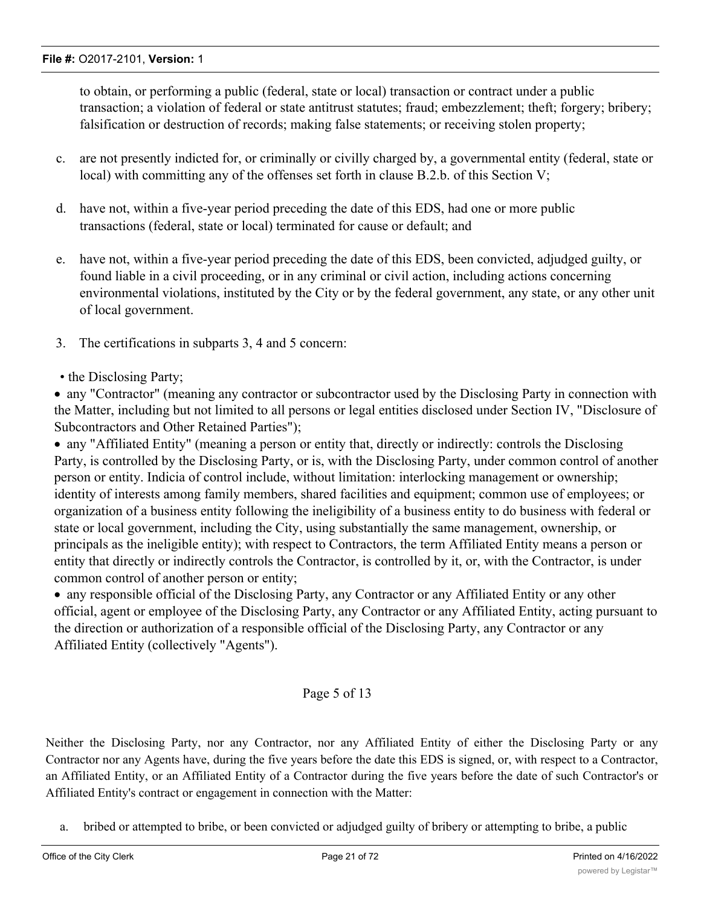to obtain, or performing a public (federal, state or local) transaction or contract under a public transaction; a violation of federal or state antitrust statutes; fraud; embezzlement; theft; forgery; bribery; falsification or destruction of records; making false statements; or receiving stolen property;

c. are not presently indicted for, or criminally or civilly charged by, a governmental entity (federal, state or local) with committing any of the offenses set forth in clause B.2.b. of this Section V;

d. have not, within a five-year period preceding the date of this EDS, had one or more public transactions (federal, state or local) terminated for cause or default; and

e. have not, within a five-year period preceding the date of this EDS, been convicted, adjudged guilty, or found liable in a civil proceeding, or in any criminal or civil action, including actions concerning environmental violations, instituted by the City or by the federal government, any state, or any other unit of local government.

3. The certifications in subparts 3, 4 and 5 concern:

- the Disclosing Party;
- any "Contractor" (meaning any contractor or subcontractor used by the Disclosing Party in connection with the Matter, including but not limited to all persons or legal entities disclosed under Section IV, "Disclosure of Subcontractors and Other Retained Parties");
- any "Affiliated Entity" (meaning a person or entity that, directly or indirectly: controls the Disclosing Party, is controlled by the Disclosing Party, or is, with the Disclosing Party, under common control of another person or entity. Indicia of control include, without limitation: interlocking management or ownership; identity of interests among family members, shared facilities and equipment; common use of employees; or organization of a business entity following the ineligibility of a business entity to do business with federal or state or local government, including the City, using substantially the same management, ownership, or principals as the ineligible entity); with respect to Contractors, the term Affiliated Entity means a person or entity that directly or indirectly controls the Contractor, is controlled by it, or, with the Contractor, is under common control of another person or entity;
- any responsible official of the Disclosing Party, any Contractor or any Affiliated Entity or any other official, agent or employee of the Disclosing Party, any Contractor or any Affiliated Entity, acting pursuant to the direction or authorization of a responsible official of the Disclosing Party, any Contractor or any Affiliated Entity (collectively "Agents").

Neither the Disclosing Party, nor any Contractor, nor any Affiliated Entity of either the Disclosing Party or any Contractor nor any Agents have, during the five years before the date this EDS is signed, or, with respect to a Contractor, an Affiliated Entity, or an Affiliated Entity of a Contractor during the five years before the date of such Contractor's or Affiliated Entity's contract or engagement in connection with the Matter:

a. bribed or attempted to bribe, or been convicted or adjudged guilty of bribery or attempting to bribe, a public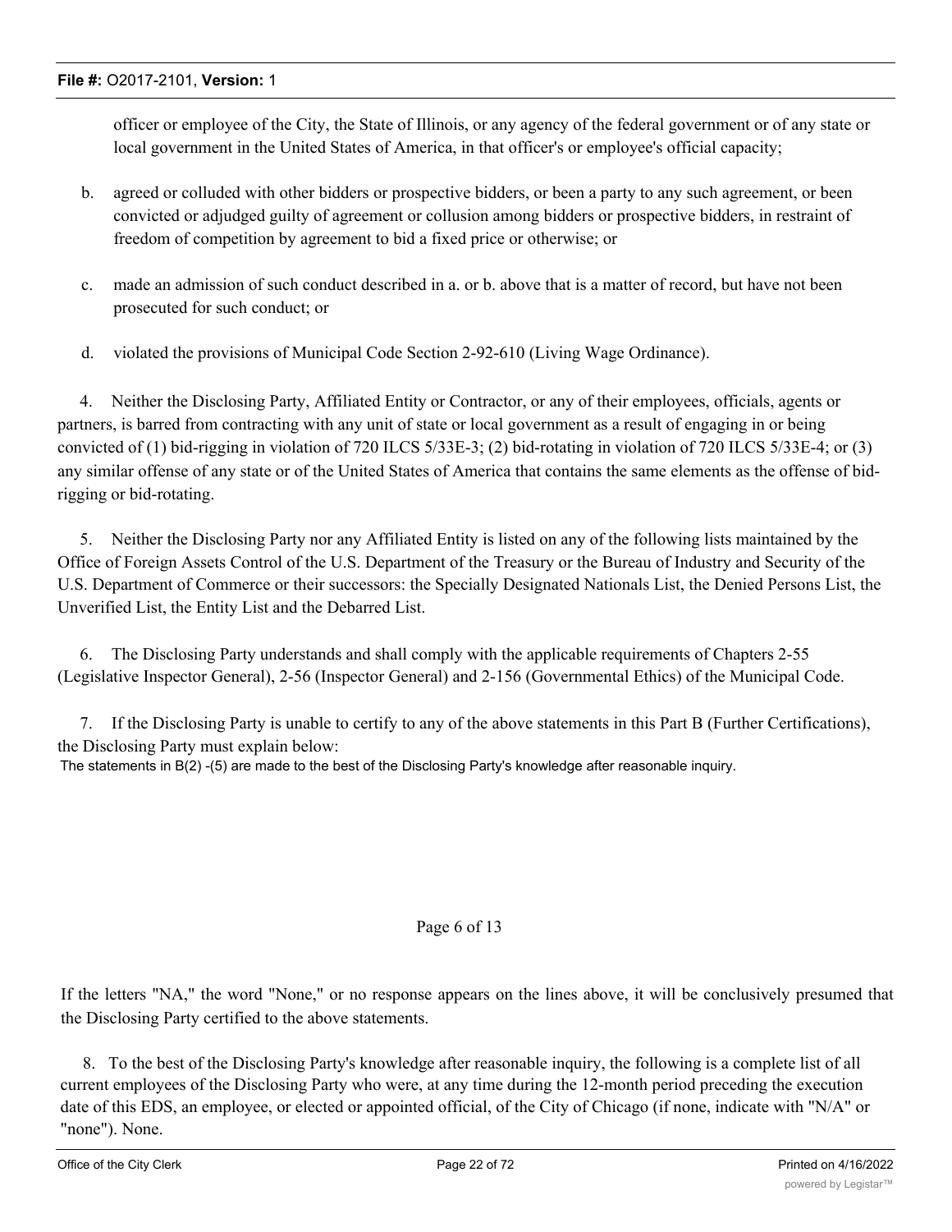officer or employee of the City, the State of Illinois, or any agency of the federal government or of any state or local government in the United States of America, in that officer's or employee's official capacity;

b. agreed or colluded with other bidders or prospective bidders, or been a party to any such agreement, or been convicted or adjudged guilty of agreement or collusion among bidders or prospective bidders, in restraint of freedom of competition by agreement to bid a fixed price or otherwise; or

c. made an admission of such conduct described in a. or b. above that is a matter of record, but have not been prosecuted for such conduct; or

d. violated the provisions of Municipal Code Section 2-92-610 (Living Wage Ordinance).

4. Neither the Disclosing Party, Affiliated Entity or Contractor, or any of their employees, officials, agents or partners, is barred from contracting with any unit of state or local government as a result of engaging in or being convicted of (1) bid-rigging in violation of 720 ILCS 5/33E-3; (2) bid-rotating in violation of 720 ILCS 5/33E-4; or (3) any similar offense of any state or of the United States of America that contains the same elements as the offense of bid-rigging or bid-rotating.

5. Neither the Disclosing Party nor any Affiliated Entity is listed on any of the following lists maintained by the Office of Foreign Assets Control of the U.S. Department of the Treasury or the Bureau of Industry and Security of the U.S. Department of Commerce or their successors: the Specially Designated Nationals List, the Denied Persons List, the Unverified List, the Entity List and the Debarred List.

6. The Disclosing Party understands and shall comply with the applicable requirements of Chapters 2-55 (Legislative Inspector General), 2-56 (Inspector General) and 2-156 (Governmental Ethics) of the Municipal Code.

7. If the Disclosing Party is unable to certify to any of the above statements in this Part B (Further Certifications), the Disclosing Party must explain below:

The statements in B(2) -(5) are made to the best of the Disclosing Party's knowledge after reasonable inquiry.

If the letters "NA," the word "None," or no response appears on the lines above, it will be conclusively presumed that the Disclosing Party certified to the above statements.

8. To the best of the Disclosing Party's knowledge after reasonable inquiry, the following is a complete list of all current employees of the Disclosing Party who were, at any time during the 12-month period preceding the execution date of this EDS, an employee, or elected or appointed official, of the City of Chicago (if none, indicate with "N/A" or "none"). None.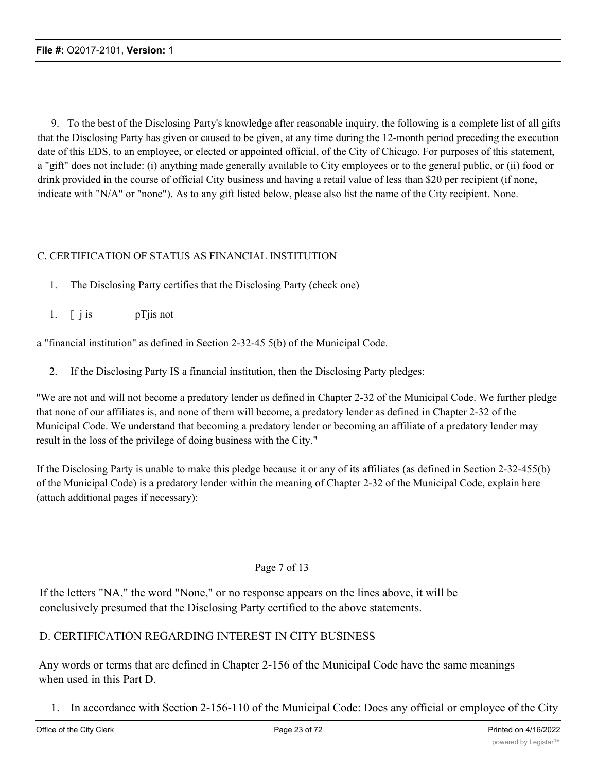9. To the best of the Disclosing Party's knowledge after reasonable inquiry, the following is a complete list of all gifts that the Disclosing Party has given or caused to be given, at any time during the 12-month period preceding the execution date of this EDS, to an employee, or elected or appointed official, of the City of Chicago. For purposes of this statement, a "gift" does not include: (i) anything made generally available to City employees or to the general public, or (ii) food or drink provided in the course of official City business and having a retail value of less than $20 per recipient (if none, indicate with "N/A" or "none"). As to any gift listed below, please also list the name of the City recipient. None.

C. CERTIFICATION OF STATUS AS FINANCIAL INSTITUTION

1. The Disclosing Party certifies that the Disclosing Party (check one)

1. [ j is pTjis not

a "financial institution" as defined in Section 2-32-45 5(b) of the Municipal Code.

2. If the Disclosing Party IS a financial institution, then the Disclosing Party pledges:

"We are not and will not become a predatory lender as defined in Chapter 2-32 of the Municipal Code. We further pledge that none of our affiliates is, and none of them will become, a predatory lender as defined in Chapter 2-32 of the Municipal Code. We understand that becoming a predatory lender or becoming an affiliate of a predatory lender may result in the loss of the privilege of doing business with the City."

If the Disclosing Party is unable to make this pledge because it or any of its affiliates (as defined in Section 2-32-455(b) of the Municipal Code) is a predatory lender within the meaning of Chapter 2-32 of the Municipal Code, explain here (attach additional pages if necessary):

Page 7 of 13

If the letters "NA," the word "None," or no response appears on the lines above, it will be conclusively presumed that the Disclosing Party certified to the above statements.

D. CERTIFICATION REGARDING INTEREST IN CITY BUSINESS

Any words or terms that are defined in Chapter 2-156 of the Municipal Code have the same meanings when used in this Part D.

1. In accordance with Section 2-156-110 of the Municipal Code: Does any official or employee of the City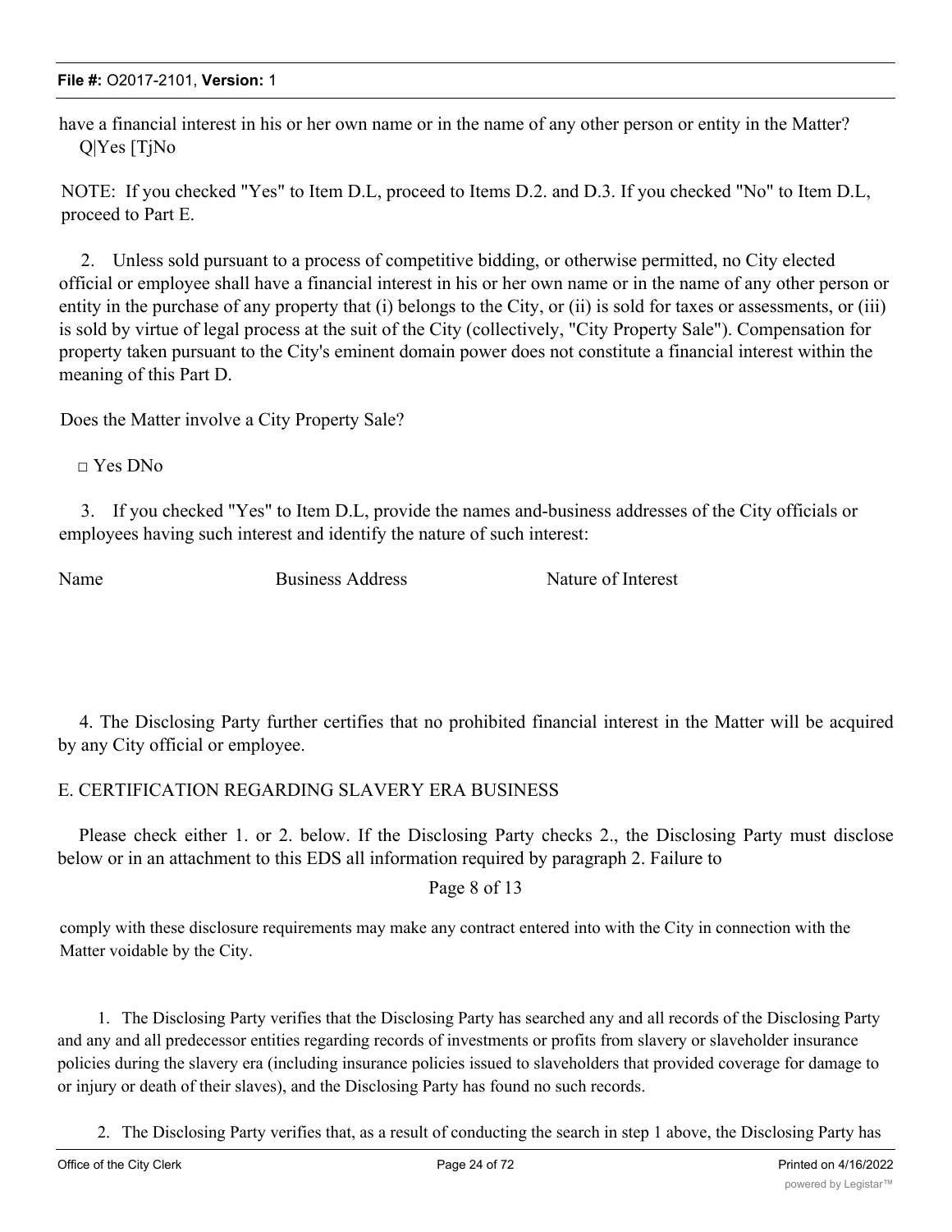have a financial interest in his or her own name or in the name of any other person or entity in the Matter?
Q|Yes [TjNo

NOTE: If you checked "Yes" to Item D.L, proceed to Items D.2. and D.3. If you checked "No" to Item D.L, proceed to Part E.

2. Unless sold pursuant to a process of competitive bidding, or otherwise permitted, no City elected official or employee shall have a financial interest in his or her own name or in the name of any other person or entity in the purchase of any property that (i) belongs to the City, or (ii) is sold for taxes or assessments, or (iii) is sold by virtue of legal process at the suit of the City (collectively, "City Property Sale"). Compensation for property taken pursuant to the City's eminent domain power does not constitute a financial interest within the meaning of this Part D.

Does the Matter involve a City Property Sale?

□ Yes DNo

3. If you checked "Yes" to Item D.L, provide the names and-business addresses of the City officials or employees having such interest and identify the nature of such interest:

| Name | Business Address | Nature of Interest |
|---|---|---|
| | | |

4. The Disclosing Party further certifies that no prohibited financial interest in the Matter will be acquired by any City official or employee.

E. CERTIFICATION REGARDING SLAVERY ERA BUSINESS

Please check either 1. or 2. below. If the Disclosing Party checks 2., the Disclosing Party must disclose below or in an attachment to this EDS all information required by paragraph 2. Failure to

Page 8 of 13

comply with these disclosure requirements may make any contract entered into with the City in connection with the Matter voidable by the City.

1. The Disclosing Party verifies that the Disclosing Party has searched any and all records of the Disclosing Party and any and all predecessor entities regarding records of investments or profits from slavery or slaveholder insurance policies during the slavery era (including insurance policies issued to slaveholders that provided coverage for damage to or injury or death of their slaves), and the Disclosing Party has found no such records.

2. The Disclosing Party verifies that, as a result of conducting the search in step 1 above, the Disclosing Party has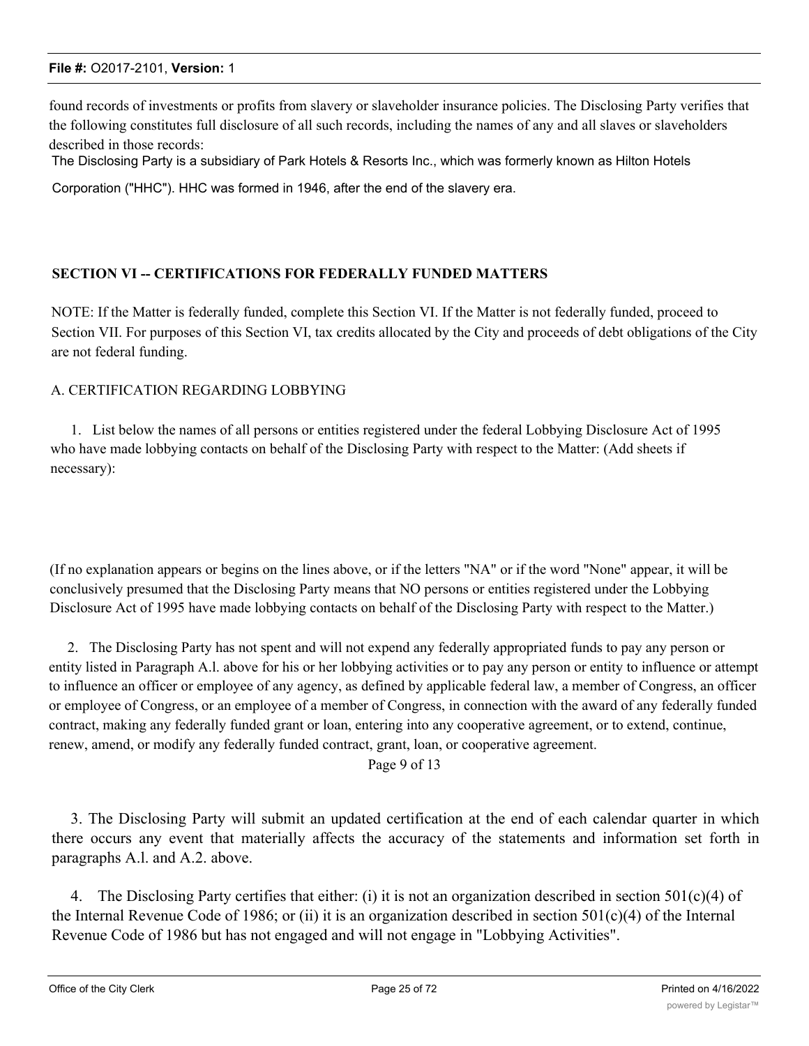found records of investments or profits from slavery or slaveholder insurance policies. The Disclosing Party verifies that the following constitutes full disclosure of all such records, including the names of any and all slaves or slaveholders described in those records:

The Disclosing Party is a subsidiary of Park Hotels & Resorts Inc., which was formerly known as Hilton Hotels Corporation ("HHC"). HHC was formed in 1946, after the end of the slavery era.

## SECTION VI -- CERTIFICATIONS FOR FEDERALLY FUNDED MATTERS

NOTE: If the Matter is federally funded, complete this Section VI. If the Matter is not federally funded, proceed to Section VII. For purposes of this Section VI, tax credits allocated by the City and proceeds of debt obligations of the City are not federal funding.

A. CERTIFICATION REGARDING LOBBYING

1. List below the names of all persons or entities registered under the federal Lobbying Disclosure Act of 1995 who have made lobbying contacts on behalf of the Disclosing Party with respect to the Matter: (Add sheets if necessary):

(If no explanation appears or begins on the lines above, or if the letters "NA" or if the word "None" appear, it will be conclusively presumed that the Disclosing Party means that NO persons or entities registered under the Lobbying Disclosure Act of 1995 have made lobbying contacts on behalf of the Disclosing Party with respect to the Matter.)

2. The Disclosing Party has not spent and will not expend any federally appropriated funds to pay any person or entity listed in Paragraph A.l. above for his or her lobbying activities or to pay any person or entity to influence or attempt to influence an officer or employee of any agency, as defined by applicable federal law, a member of Congress, an officer or employee of Congress, or an employee of a member of Congress, in connection with the award of any federally funded contract, making any federally funded grant or loan, entering into any cooperative agreement, or to extend, continue, renew, amend, or modify any federally funded contract, grant, loan, or cooperative agreement.

3. The Disclosing Party will submit an updated certification at the end of each calendar quarter in which there occurs any event that materially affects the accuracy of the statements and information set forth in paragraphs A.l. and A.2. above.

4. The Disclosing Party certifies that either: (i) it is not an organization described in section 501(c)(4) of the Internal Revenue Code of 1986; or (ii) it is an organization described in section 501(c)(4) of the Internal Revenue Code of 1986 but has not engaged and will not engage in "Lobbying Activities".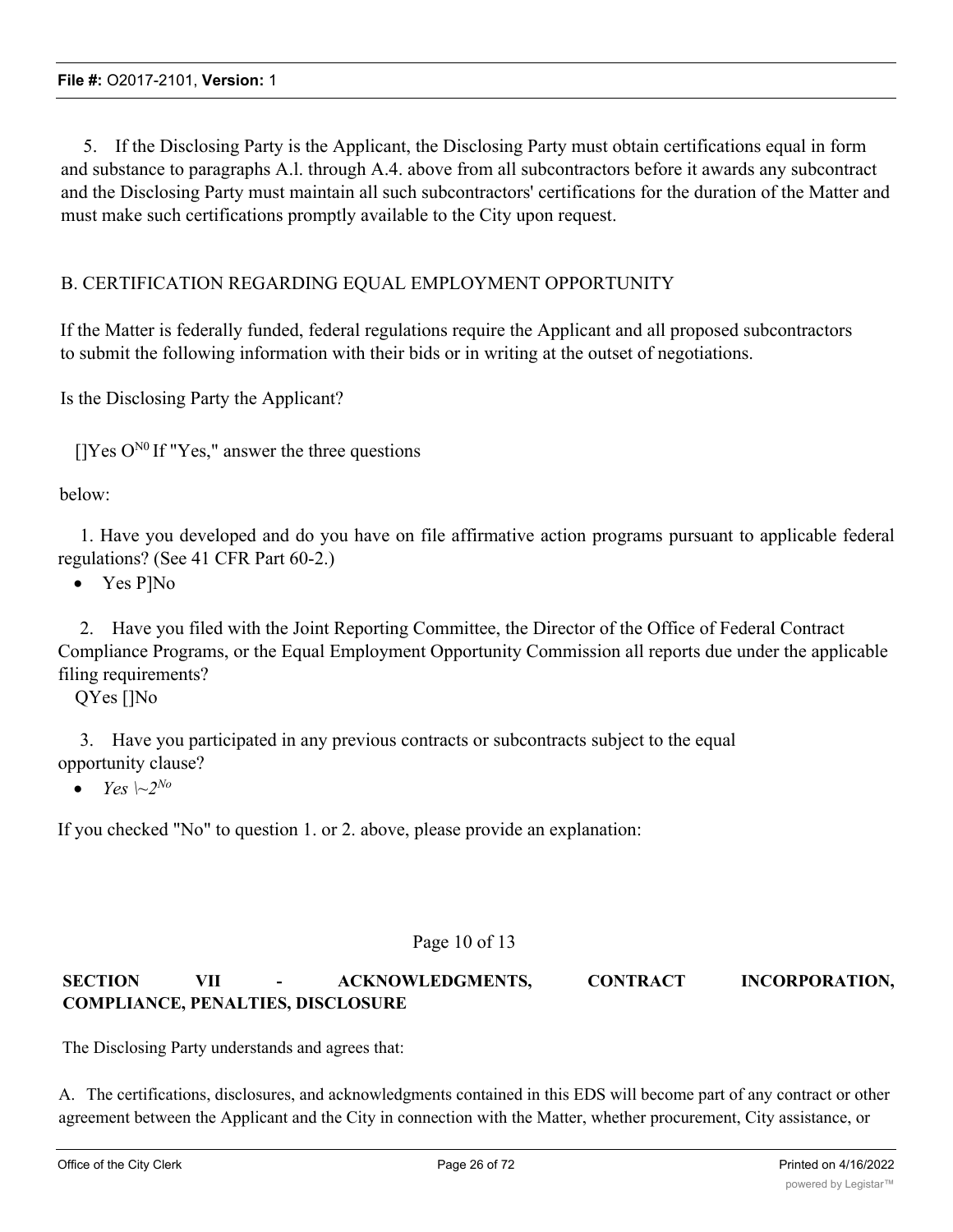5. If the Disclosing Party is the Applicant, the Disclosing Party must obtain certifications equal in form and substance to paragraphs A.l. through A.4. above from all subcontractors before it awards any subcontract and the Disclosing Party must maintain all such subcontractors' certifications for the duration of the Matter and must make such certifications promptly available to the City upon request.

B. CERTIFICATION REGARDING EQUAL EMPLOYMENT OPPORTUNITY

If the Matter is federally funded, federal regulations require the Applicant and all proposed subcontractors to submit the following information with their bids or in writing at the outset of negotiations.

Is the Disclosing Party the Applicant?

[]Yes O[N0] If "Yes," answer the three questions

below:

1. Have you developed and do you have on file affirmative action programs pursuant to applicable federal regulations? (See 41 CFR Part 60-2.)

- Yes P]No

2. Have you filed with the Joint Reporting Committee, the Director of the Office of Federal Contract Compliance Programs, or the Equal Employment Opportunity Commission all reports due under the applicable filing requirements?

QYes []No

3. Have you participated in any previous contracts or subcontracts subject to the equal opportunity clause?

- *Yes \~2[No]*

If you checked "No" to question 1. or 2. above, please provide an explanation:

Page 10 of 13

**SECTION VII - ACKNOWLEDGMENTS, CONTRACT INCORPORATION, COMPLIANCE, PENALTIES, DISCLOSURE**

The Disclosing Party understands and agrees that:

A. The certifications, disclosures, and acknowledgments contained in this EDS will become part of any contract or other agreement between the Applicant and the City in connection with the Matter, whether procurement, City assistance, or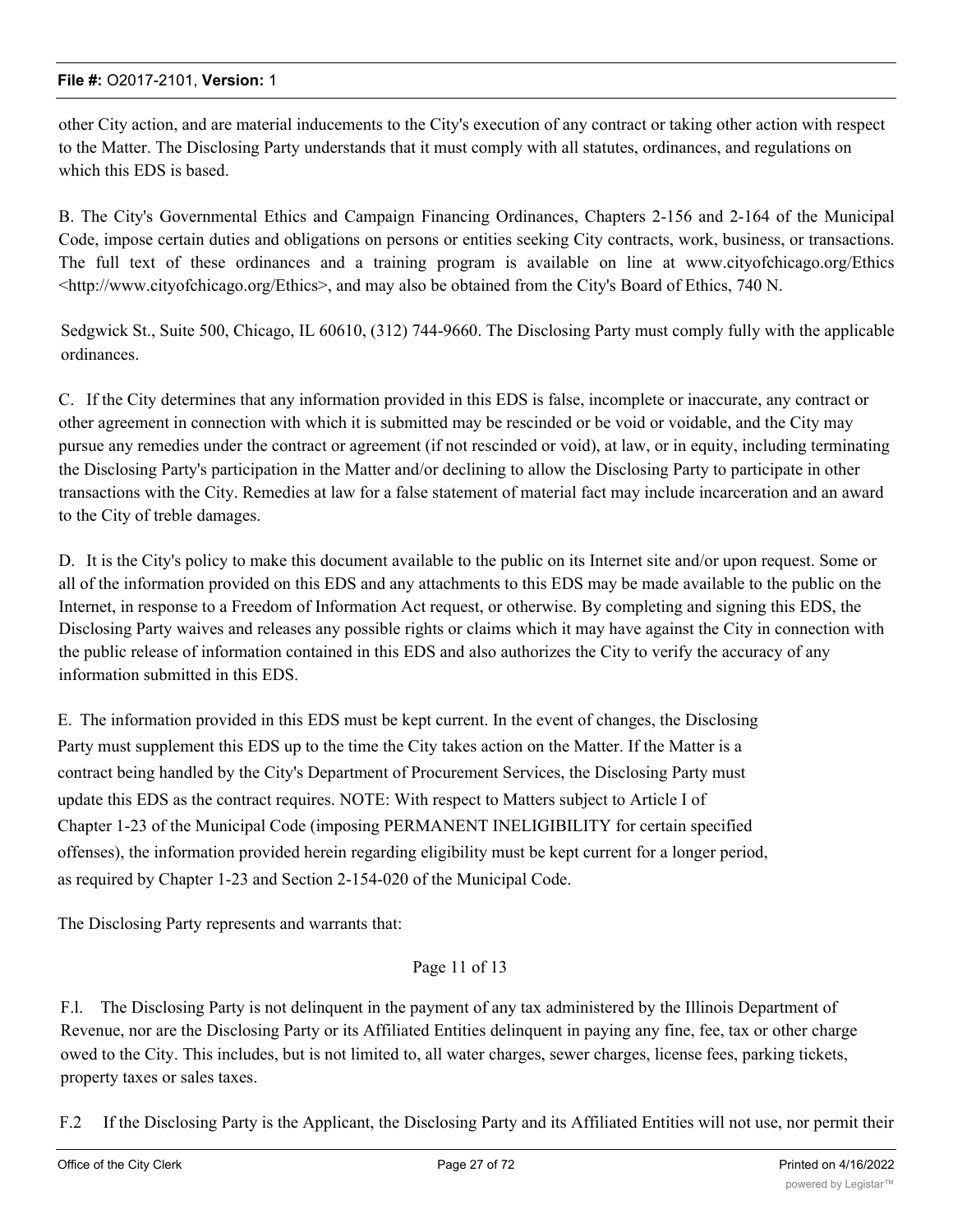other City action, and are material inducements to the City's execution of any contract or taking other action with respect to the Matter. The Disclosing Party understands that it must comply with all statutes, ordinances, and regulations on which this EDS is based.

B. The City's Governmental Ethics and Campaign Financing Ordinances, Chapters 2-156 and 2-164 of the Municipal Code, impose certain duties and obligations on persons or entities seeking City contracts, work, business, or transactions. The full text of these ordinances and a training program is available on line at www.cityofchicago.org/Ethics <http://www.cityofchicago.org/Ethics>, and may also be obtained from the City's Board of Ethics, 740 N.

Sedgwick St., Suite 500, Chicago, IL 60610, (312) 744-9660. The Disclosing Party must comply fully with the applicable ordinances.

C. If the City determines that any information provided in this EDS is false, incomplete or inaccurate, any contract or other agreement in connection with which it is submitted may be rescinded or be void or voidable, and the City may pursue any remedies under the contract or agreement (if not rescinded or void), at law, or in equity, including terminating the Disclosing Party's participation in the Matter and/or declining to allow the Disclosing Party to participate in other transactions with the City. Remedies at law for a false statement of material fact may include incarceration and an award to the City of treble damages.

D. It is the City's policy to make this document available to the public on its Internet site and/or upon request. Some or all of the information provided on this EDS and any attachments to this EDS may be made available to the public on the Internet, in response to a Freedom of Information Act request, or otherwise. By completing and signing this EDS, the Disclosing Party waives and releases any possible rights or claims which it may have against the City in connection with the public release of information contained in this EDS and also authorizes the City to verify the accuracy of any information submitted in this EDS.

E. The information provided in this EDS must be kept current. In the event of changes, the Disclosing Party must supplement this EDS up to the time the City takes action on the Matter. If the Matter is a contract being handled by the City's Department of Procurement Services, the Disclosing Party must update this EDS as the contract requires. NOTE: With respect to Matters subject to Article I of Chapter 1-23 of the Municipal Code (imposing PERMANENT INELIGIBILITY for certain specified offenses), the information provided herein regarding eligibility must be kept current for a longer period, as required by Chapter 1-23 and Section 2-154-020 of the Municipal Code.

The Disclosing Party represents and warrants that:

Page 11 of 13

F.l. The Disclosing Party is not delinquent in the payment of any tax administered by the Illinois Department of Revenue, nor are the Disclosing Party or its Affiliated Entities delinquent in paying any fine, fee, tax or other charge owed to the City. This includes, but is not limited to, all water charges, sewer charges, license fees, parking tickets, property taxes or sales taxes.

F.2 If the Disclosing Party is the Applicant, the Disclosing Party and its Affiliated Entities will not use, nor permit their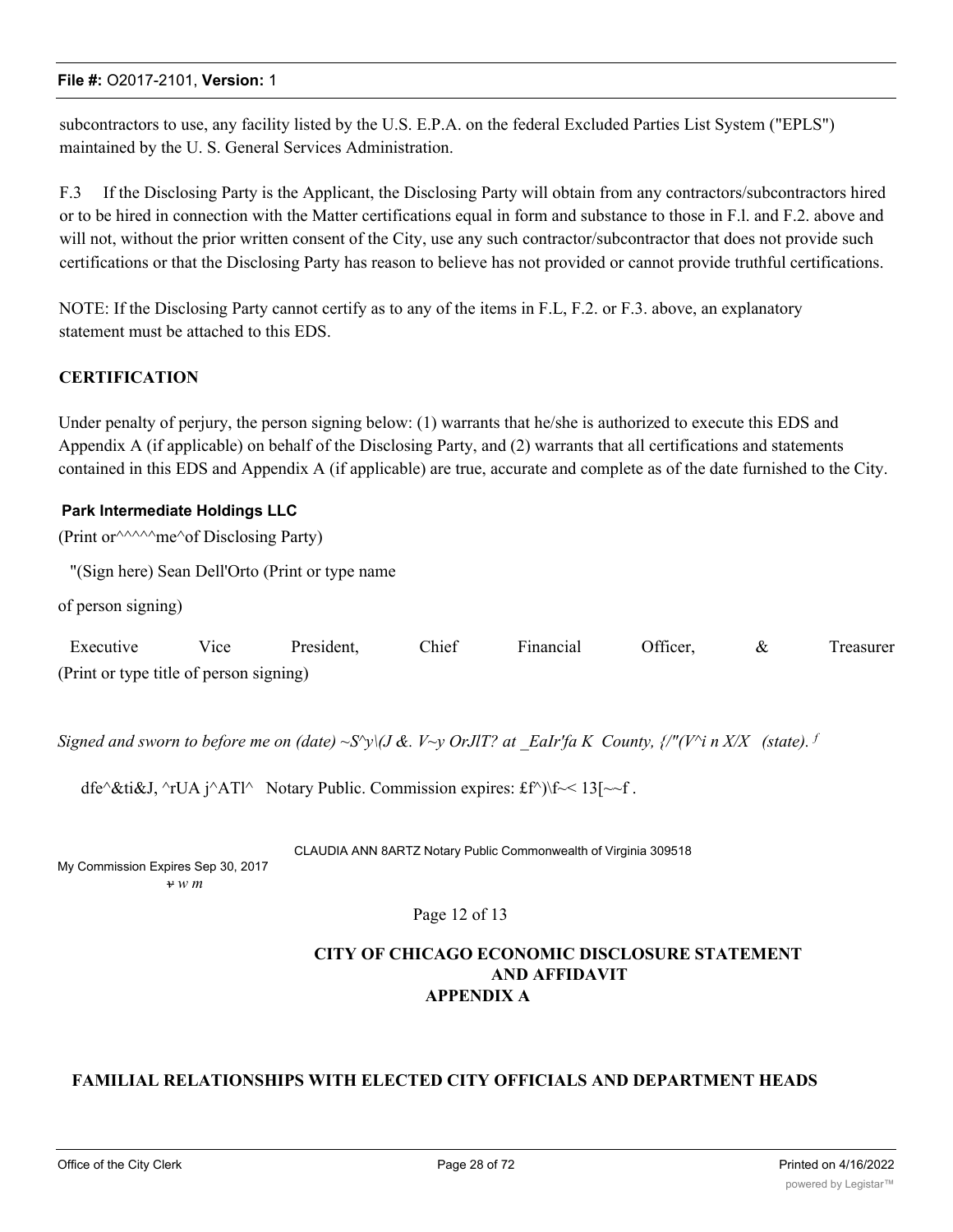subcontractors to use, any facility listed by the U.S. E.P.A. on the federal Excluded Parties List System ("EPLS") maintained by the U. S. General Services Administration.

F.3 If the Disclosing Party is the Applicant, the Disclosing Party will obtain from any contractors/subcontractors hired or to be hired in connection with the Matter certifications equal in form and substance to those in F.l. and F.2. above and will not, without the prior written consent of the City, use any such contractor/subcontractor that does not provide such certifications or that the Disclosing Party has reason to believe has not provided or cannot provide truthful certifications.

NOTE: If the Disclosing Party cannot certify as to any of the items in F.L, F.2. or F.3. above, an explanatory statement must be attached to this EDS.

**CERTIFICATION**

Under penalty of perjury, the person signing below: (1) warrants that he/she is authorized to execute this EDS and Appendix A (if applicable) on behalf of the Disclosing Party, and (2) warrants that all certifications and statements contained in this EDS and Appendix A (if applicable) are true, accurate and complete as of the date furnished to the City.

**Park Intermediate Holdings LLC**

(Print or^^^^^me^of Disclosing Party)

"(Sign here) Sean Dell'Orto (Print or type name of person signing)

Executive Vice President, Chief Financial Officer, & Treasurer
(Print or type title of person signing)

*Signed and sworn to before me on (date) ~S^y\(J &. V~y OrJlT? at _EaIr'fa K County, {/"(V^i n X/X (state).*

dfe^&ti&J, ^rUA j^ATl^ Notary Public. Commission expires: £f^)\f~< 13[~~f .

CLAUDIA ANN 8ARTZ Notary Public Commonwealth of Virginia 309518
My Commission Expires Sep 30, 2017

Page 12 of 13

**CITY OF CHICAGO ECONOMIC DISCLOSURE STATEMENT AND AFFIDAVIT**
**APPENDIX A**

**FAMILIAL RELATIONSHIPS WITH ELECTED CITY OFFICIALS AND DEPARTMENT HEADS**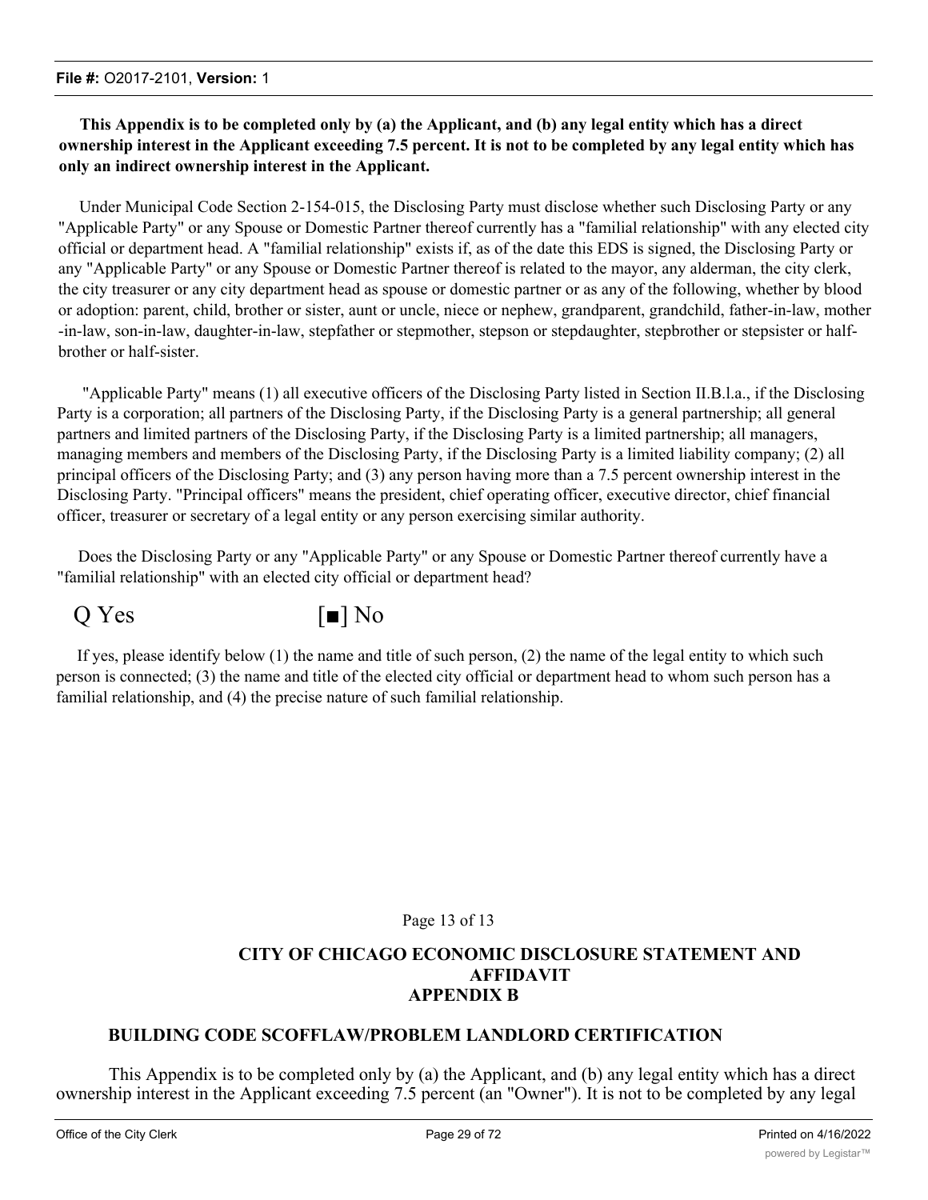**This Appendix is to be completed only by (a) the Applicant, and (b) any legal entity which has a direct ownership interest in the Applicant exceeding 7.5 percent. It is not to be completed by any legal entity which has only an indirect ownership interest in the Applicant.**

Under Municipal Code Section 2-154-015, the Disclosing Party must disclose whether such Disclosing Party or any "Applicable Party" or any Spouse or Domestic Partner thereof currently has a "familial relationship" with any elected city official or department head. A "familial relationship" exists if, as of the date this EDS is signed, the Disclosing Party or any "Applicable Party" or any Spouse or Domestic Partner thereof is related to the mayor, any alderman, the city clerk, the city treasurer or any city department head as spouse or domestic partner or as any of the following, whether by blood or adoption: parent, child, brother or sister, aunt or uncle, niece or nephew, grandparent, grandchild, father-in-law, mother-in-law, son-in-law, daughter-in-law, stepfather or stepmother, stepson or stepdaughter, stepbrother or stepsister or half-brother or half-sister.

"Applicable Party" means (1) all executive officers of the Disclosing Party listed in Section II.B.l.a., if the Disclosing Party is a corporation; all partners of the Disclosing Party, if the Disclosing Party is a general partnership; all general partners and limited partners of the Disclosing Party, if the Disclosing Party is a limited partnership; all managers, managing members and members of the Disclosing Party, if the Disclosing Party is a limited liability company; (2) all principal officers of the Disclosing Party; and (3) any person having more than a 7.5 percent ownership interest in the Disclosing Party. "Principal officers" means the president, chief operating officer, executive director, chief financial officer, treasurer or secretary of a legal entity or any person exercising similar authority.

Does the Disclosing Party or any "Applicable Party" or any Spouse or Domestic Partner thereof currently have a "familial relationship" with an elected city official or department head?

Q Yes [■] No

If yes, please identify below (1) the name and title of such person, (2) the name of the legal entity to which such person is connected; (3) the name and title of the elected city official or department head to whom such person has a familial relationship, and (4) the precise nature of such familial relationship.

Page 13 of 13

**CITY OF CHICAGO ECONOMIC DISCLOSURE STATEMENT AND AFFIDAVIT**
**APPENDIX B**

**BUILDING CODE SCOFFLAW/PROBLEM LANDLORD CERTIFICATION**

This Appendix is to be completed only by (a) the Applicant, and (b) any legal entity which has a direct ownership interest in the Applicant exceeding 7.5 percent (an "Owner"). It is not to be completed by any legal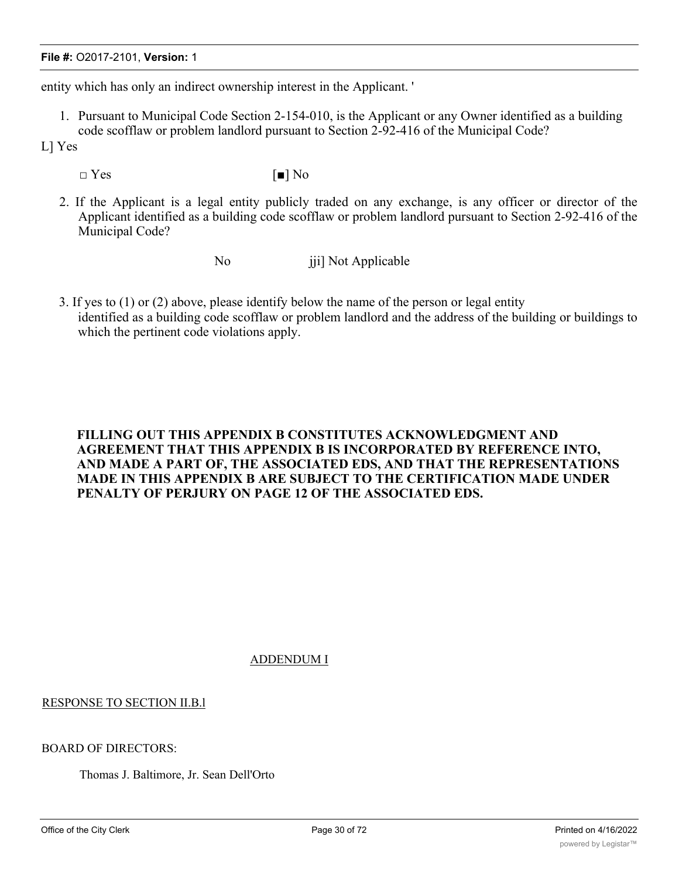entity which has only an indirect ownership interest in the Applicant. '

1. Pursuant to Municipal Code Section 2-154-010, is the Applicant or any Owner identified as a building code scofflaw or problem landlord pursuant to Section 2-92-416 of the Municipal Code?

L] Yes

□ Yes [■] No

2. If the Applicant is a legal entity publicly traded on any exchange, is any officer or director of the Applicant identified as a building code scofflaw or problem landlord pursuant to Section 2-92-416 of the Municipal Code?

No jji] Not Applicable

3. If yes to (1) or (2) above, please identify below the name of the person or legal entity identified as a building code scofflaw or problem landlord and the address of the building or buildings to which the pertinent code violations apply.

**FILLING OUT THIS APPENDIX B CONSTITUTES ACKNOWLEDGMENT AND AGREEMENT THAT THIS APPENDIX B IS INCORPORATED BY REFERENCE INTO, AND MADE A PART OF, THE ASSOCIATED EDS, AND THAT THE REPRESENTATIONS MADE IN THIS APPENDIX B ARE SUBJECT TO THE CERTIFICATION MADE UNDER PENALTY OF PERJURY ON PAGE 12 OF THE ASSOCIATED EDS.**

ADDENDUM I

RESPONSE TO SECTION II.B.l

BOARD OF DIRECTORS:

Thomas J. Baltimore, Jr. Sean Dell'Orto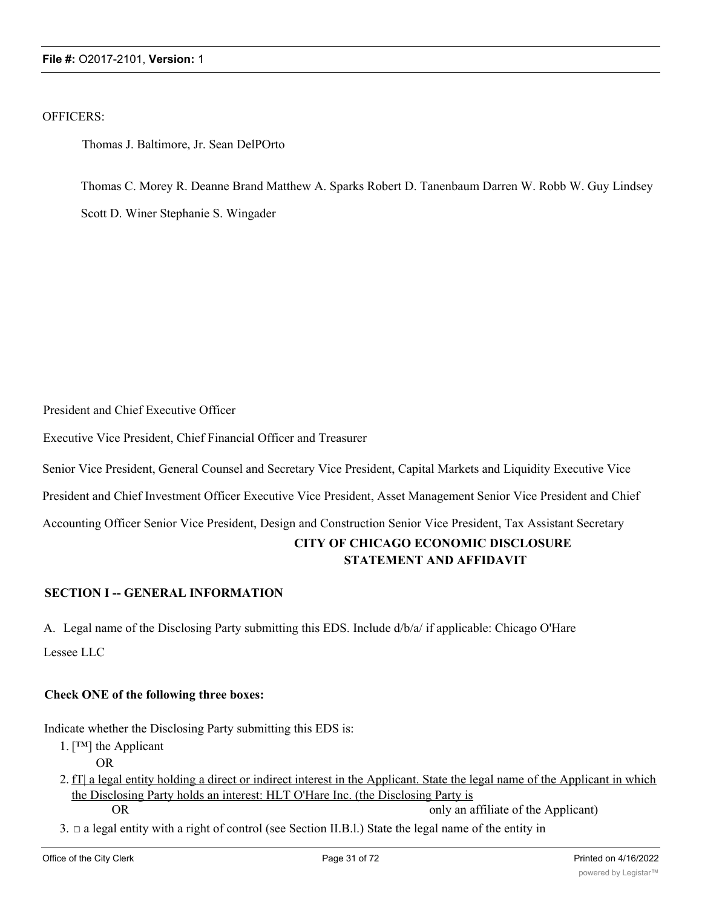OFFICERS:

Thomas J. Baltimore, Jr. Sean DelPOrto

Thomas C. Morey R. Deanne Brand Matthew A. Sparks Robert D. Tanenbaum Darren W. Robb W. Guy Lindsey

Scott D. Winer Stephanie S. Wingader

President and Chief Executive Officer

Executive Vice President, Chief Financial Officer and Treasurer

Senior Vice President, General Counsel and Secretary Vice President, Capital Markets and Liquidity Executive Vice President and Chief Investment Officer Executive Vice President, Asset Management Senior Vice President and Chief Accounting Officer Senior Vice President, Design and Construction Senior Vice President, Tax Assistant Secretary

**CITY OF CHICAGO ECONOMIC DISCLOSURE STATEMENT AND AFFIDAVIT**

**SECTION I -- GENERAL INFORMATION**

A. Legal name of the Disclosing Party submitting this EDS. Include d/b/a/ if applicable: Chicago O'Hare Lessee LLC

**Check ONE of the following three boxes:**

Indicate whether the Disclosing Party submitting this EDS is:

1. [™] the Applicant

   OR

2. fT| a legal entity holding a direct or indirect interest in the Applicant. State the legal name of the Applicant in which the Disclosing Party holds an interest: HLT O'Hare Inc. (the Disclosing Party is only an affiliate of the Applicant)

   OR

3. □ a legal entity with a right of control (see Section II.B.l.) State the legal name of the entity in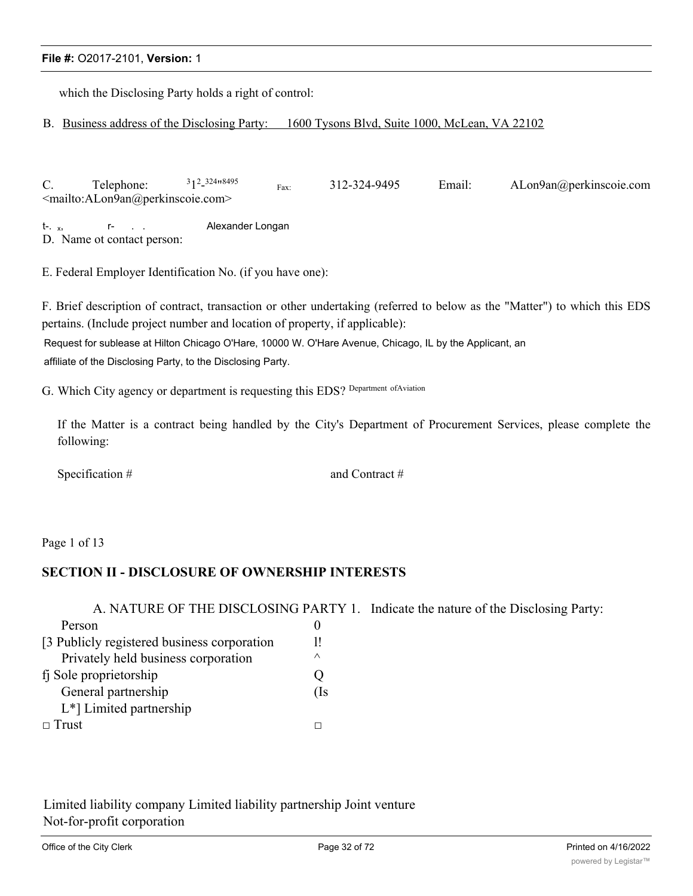which the Disclosing Party holds a right of control:

B. Business address of the Disclosing Party: 1600 Tysons Blvd, Suite 1000, McLean, VA 22102

C. Telephone: 312-324-8495 Fax: 312-324-9495 Email: ALon9an@perkinscoie.com <mailto:ALon9an@perkinscoie.com>

t-. x, r- . . Alexander Longan
D. Name ot contact person:

E. Federal Employer Identification No. (if you have one):

F. Brief description of contract, transaction or other undertaking (referred to below as the "Matter") to which this EDS pertains. (Include project number and location of property, if applicable):

Request for sublease at Hilton Chicago O'Hare, 10000 W. O'Hare Avenue, Chicago, IL by the Applicant, an affiliate of the Disclosing Party, to the Disclosing Party.

G. Which City agency or department is requesting this EDS? Department ofAviation

If the Matter is a contract being handled by the City's Department of Procurement Services, please complete the following:

Specification # and Contract #

## SECTION II - DISCLOSURE OF OWNERSHIP INTERESTS

A. NATURE OF THE DISCLOSING PARTY 1. Indicate the nature of the Disclosing Party:

| | |
|---|---|
| Person | 0 |
| [3 Publicly registered business corporation | l! |
| Privately held business corporation | ^ |
| fj Sole proprietorship | Q |
| General partnership | (Is |
| L*] Limited partnership | |
| □ Trust | □ |

Limited liability company Limited liability partnership Joint venture
Not-for-profit corporation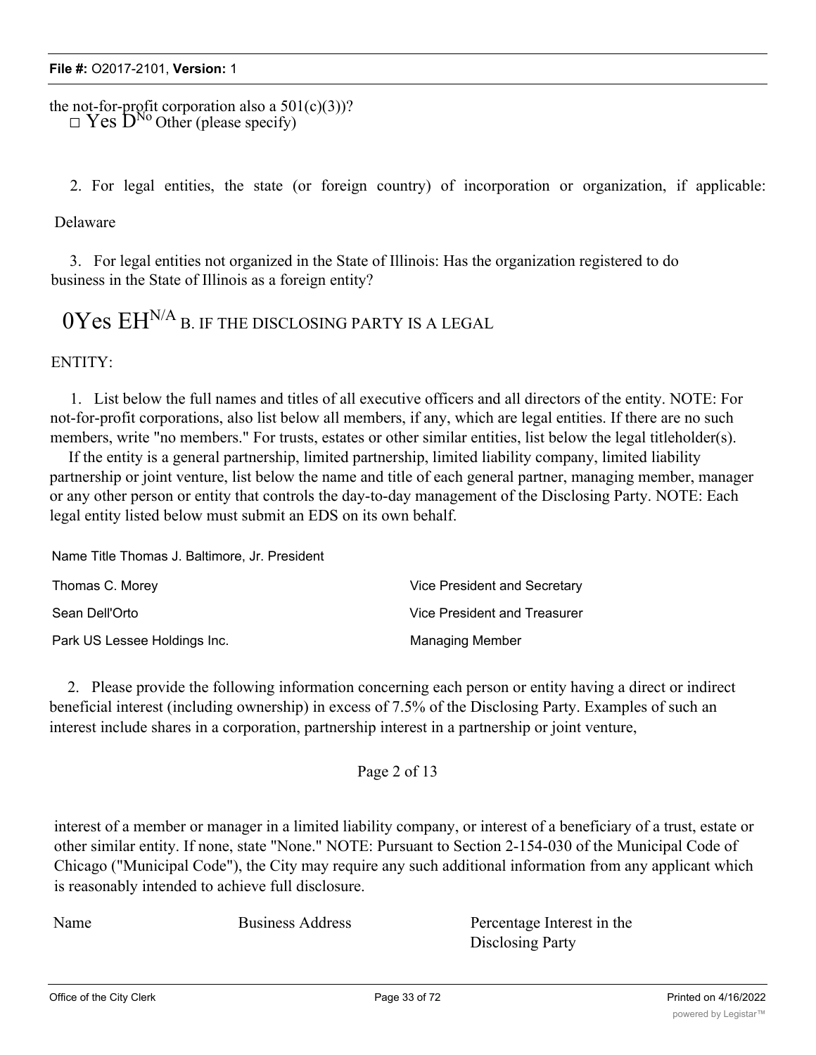the not-for-profit corporation also a 501(c)(3))?
□ Yes D[No] Other (please specify)

2. For legal entities, the state (or foreign country) of incorporation or organization, if applicable:

Delaware

3. For legal entities not organized in the State of Illinois: Has the organization registered to do business in the State of Illinois as a foreign entity?

0Yes EH[N/A] B. IF THE DISCLOSING PARTY IS A LEGAL

ENTITY:

1. List below the full names and titles of all executive officers and all directors of the entity. NOTE: For not-for-profit corporations, also list below all members, if any, which are legal entities. If there are no such members, write "no members." For trusts, estates or other similar entities, list below the legal titleholder(s).

If the entity is a general partnership, limited partnership, limited liability company, limited liability partnership or joint venture, list below the name and title of each general partner, managing member, manager or any other person or entity that controls the day-to-day management of the Disclosing Party. NOTE: Each legal entity listed below must submit an EDS on its own behalf.

| Name | Title |
|---|---|
| Thomas J. Baltimore, Jr. | President |
| Thomas C. Morey | Vice President and Secretary |
| Sean Dell'Orto | Vice President and Treasurer |
| Park US Lessee Holdings Inc. | Managing Member |

2. Please provide the following information concerning each person or entity having a direct or indirect beneficial interest (including ownership) in excess of 7.5% of the Disclosing Party. Examples of such an interest include shares in a corporation, partnership interest in a partnership or joint venture, interest of a member or manager in a limited liability company, or interest of a beneficiary of a trust, estate or other similar entity. If none, state "None." NOTE: Pursuant to Section 2-154-030 of the Municipal Code of Chicago ("Municipal Code"), the City may require any such additional information from any applicant which is reasonably intended to achieve full disclosure.

| Name | Business Address | Percentage Interest in the Disclosing Party |
|---|---|---|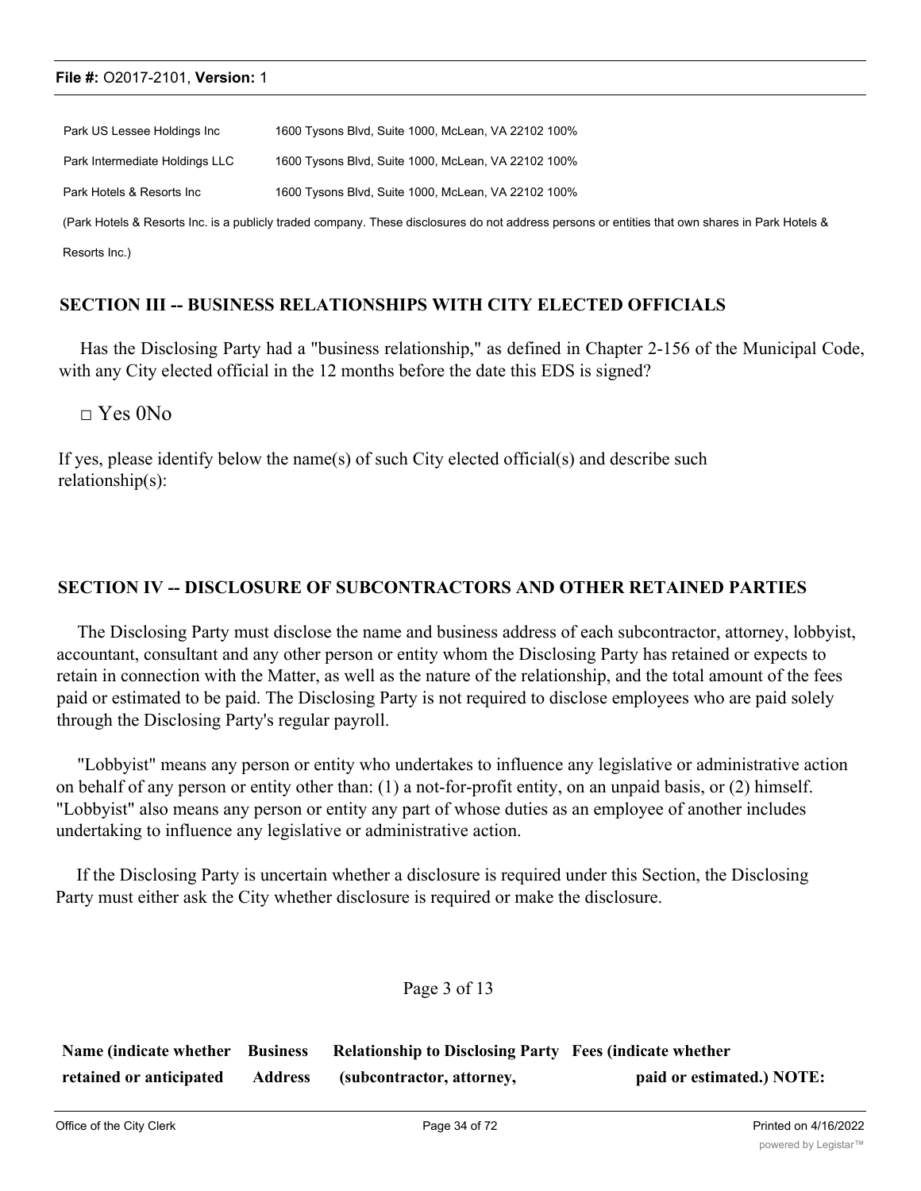| | | |
|---|---|---|
| Park US Lessee Holdings Inc | 1600 Tysons Blvd, Suite 1000, McLean, VA 22102 | 100% |
| Park Intermediate Holdings LLC | 1600 Tysons Blvd, Suite 1000, McLean, VA 22102 | 100% |
| Park Hotels & Resorts Inc | 1600 Tysons Blvd, Suite 1000, McLean, VA 22102 | 100% |

(Park Hotels & Resorts Inc. is a publicly traded company. These disclosures do not address persons or entities that own shares in Park Hotels & Resorts Inc.)

## SECTION III -- BUSINESS RELATIONSHIPS WITH CITY ELECTED OFFICIALS

Has the Disclosing Party had a "business relationship," as defined in Chapter 2-156 of the Municipal Code, with any City elected official in the 12 months before the date this EDS is signed?

□ Yes 0No

If yes, please identify below the name(s) of such City elected official(s) and describe such relationship(s):

## SECTION IV -- DISCLOSURE OF SUBCONTRACTORS AND OTHER RETAINED PARTIES

The Disclosing Party must disclose the name and business address of each subcontractor, attorney, lobbyist, accountant, consultant and any other person or entity whom the Disclosing Party has retained or expects to retain in connection with the Matter, as well as the nature of the relationship, and the total amount of the fees paid or estimated to be paid. The Disclosing Party is not required to disclose employees who are paid solely through the Disclosing Party's regular payroll.

"Lobbyist" means any person or entity who undertakes to influence any legislative or administrative action on behalf of any person or entity other than: (1) a not-for-profit entity, on an unpaid basis, or (2) himself. "Lobbyist" also means any person or entity any part of whose duties as an employee of another includes undertaking to influence any legislative or administrative action.

If the Disclosing Party is uncertain whether a disclosure is required under this Section, the Disclosing Party must either ask the City whether disclosure is required or make the disclosure.

Page 3 of 13

| Name (indicate whether retained or anticipated | Business Address | Relationship to Disclosing Party (subcontractor, attorney, | Fees (indicate whether paid or estimated.) NOTE: |
|---|---|---|---|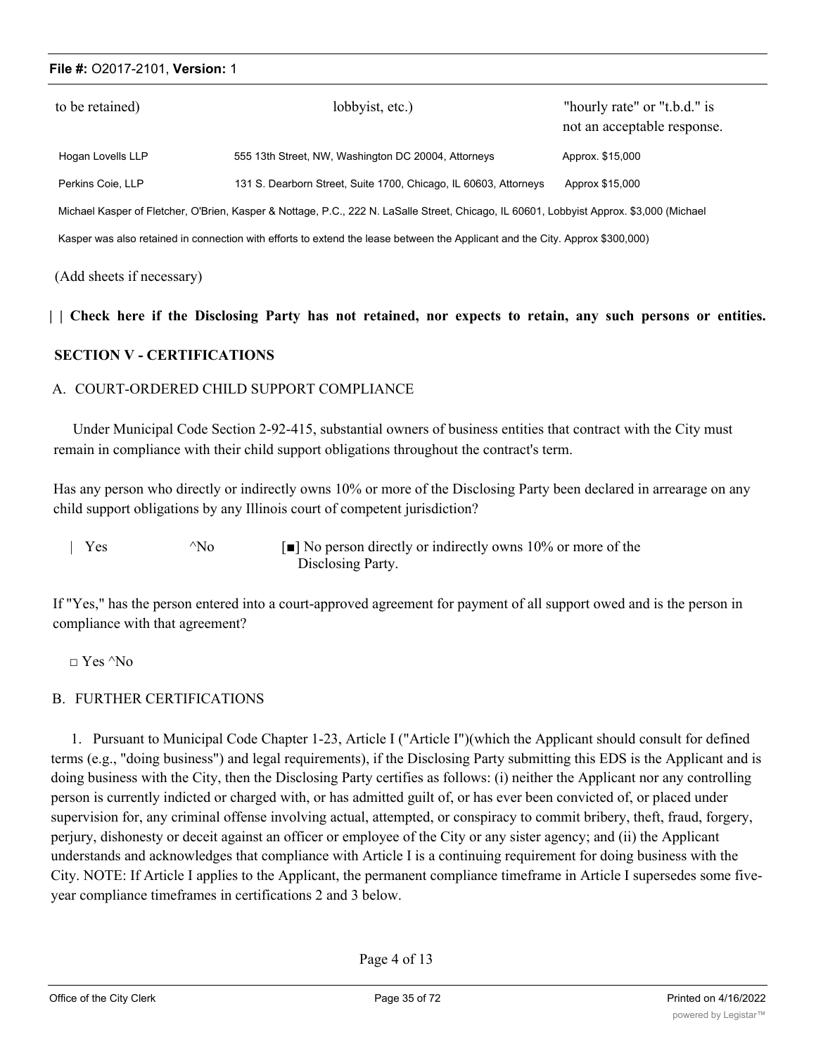| to be retained) | lobbyist, etc.) | "hourly rate" or "t.b.d." is not an acceptable response. |
|---|---|---|
| Hogan Lovells LLP | 555 13th Street, NW, Washington DC 20004, Attorneys | Approx. $15,000 |
| Perkins Coie, LLP | 131 S. Dearborn Street, Suite 1700, Chicago, IL 60603, Attorneys | Approx $15,000 |

Michael Kasper of Fletcher, O'Brien, Kasper & Nottage, P.C., 222 N. LaSalle Street, Chicago, IL 60601, Lobbyist Approx. $3,000 (Michael Kasper was also retained in connection with efforts to extend the lease between the Applicant and the City. Approx $300,000)

(Add sheets if necessary)

**| | Check here if the Disclosing Party has not retained, nor expects to retain, any such persons or entities.**

## SECTION V - CERTIFICATIONS

### A. COURT-ORDERED CHILD SUPPORT COMPLIANCE

Under Municipal Code Section 2-92-415, substantial owners of business entities that contract with the City must remain in compliance with their child support obligations throughout the contract's term.

Has any person who directly or indirectly owns 10% or more of the Disclosing Party been declared in arrearage on any child support obligations by any Illinois court of competent jurisdiction?

| Yes ^No [■] No person directly or indirectly owns 10% or more of the Disclosing Party.

If "Yes," has the person entered into a court-approved agreement for payment of all support owed and is the person in compliance with that agreement?

□ Yes ^No

### B. FURTHER CERTIFICATIONS

1. Pursuant to Municipal Code Chapter 1-23, Article I ("Article I")(which the Applicant should consult for defined terms (e.g., "doing business") and legal requirements), if the Disclosing Party submitting this EDS is the Applicant and is doing business with the City, then the Disclosing Party certifies as follows: (i) neither the Applicant nor any controlling person is currently indicted or charged with, or has admitted guilt of, or has ever been convicted of, or placed under supervision for, any criminal offense involving actual, attempted, or conspiracy to commit bribery, theft, fraud, forgery, perjury, dishonesty or deceit against an officer or employee of the City or any sister agency; and (ii) the Applicant understands and acknowledges that compliance with Article I is a continuing requirement for doing business with the City. NOTE: If Article I applies to the Applicant, the permanent compliance timeframe in Article I supersedes some five-year compliance timeframes in certifications 2 and 3 below.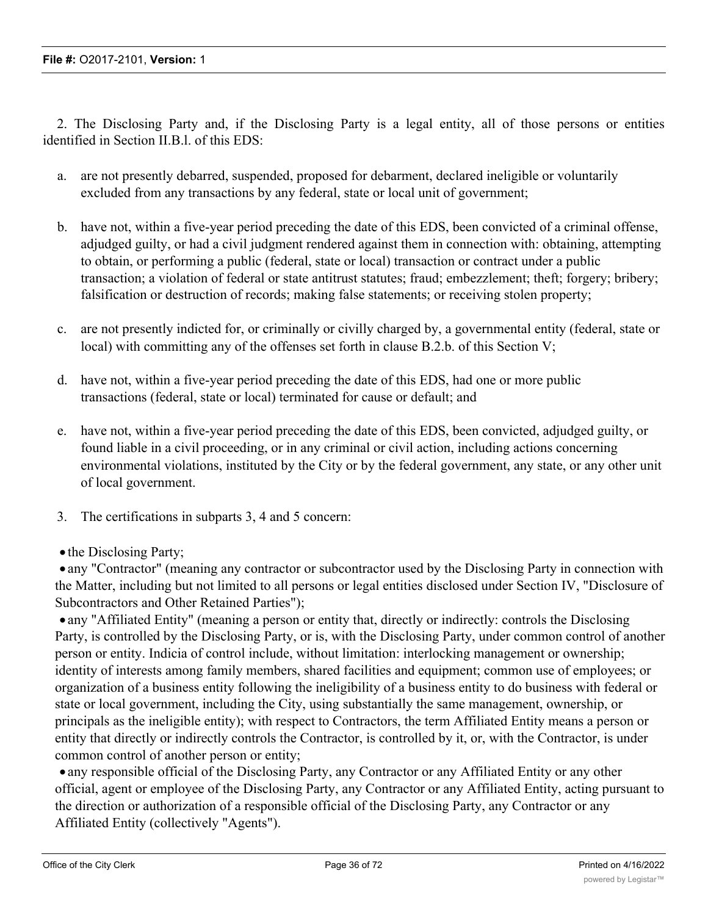2. The Disclosing Party and, if the Disclosing Party is a legal entity, all of those persons or entities identified in Section II.B.l. of this EDS:

a. are not presently debarred, suspended, proposed for debarment, declared ineligible or voluntarily excluded from any transactions by any federal, state or local unit of government;

b. have not, within a five-year period preceding the date of this EDS, been convicted of a criminal offense, adjudged guilty, or had a civil judgment rendered against them in connection with: obtaining, attempting to obtain, or performing a public (federal, state or local) transaction or contract under a public transaction; a violation of federal or state antitrust statutes; fraud; embezzlement; theft; forgery; bribery; falsification or destruction of records; making false statements; or receiving stolen property;

c. are not presently indicted for, or criminally or civilly charged by, a governmental entity (federal, state or local) with committing any of the offenses set forth in clause B.2.b. of this Section V;

d. have not, within a five-year period preceding the date of this EDS, had one or more public transactions (federal, state or local) terminated for cause or default; and

e. have not, within a five-year period preceding the date of this EDS, been convicted, adjudged guilty, or found liable in a civil proceeding, or in any criminal or civil action, including actions concerning environmental violations, instituted by the City or by the federal government, any state, or any other unit of local government.

3. The certifications in subparts 3, 4 and 5 concern:

- the Disclosing Party;
- any "Contractor" (meaning any contractor or subcontractor used by the Disclosing Party in connection with the Matter, including but not limited to all persons or legal entities disclosed under Section IV, "Disclosure of Subcontractors and Other Retained Parties");
- any "Affiliated Entity" (meaning a person or entity that, directly or indirectly: controls the Disclosing Party, is controlled by the Disclosing Party, or is, with the Disclosing Party, under common control of another person or entity. Indicia of control include, without limitation: interlocking management or ownership; identity of interests among family members, shared facilities and equipment; common use of employees; or organization of a business entity following the ineligibility of a business entity to do business with federal or state or local government, including the City, using substantially the same management, ownership, or principals as the ineligible entity); with respect to Contractors, the term Affiliated Entity means a person or entity that directly or indirectly controls the Contractor, is controlled by it, or, with the Contractor, is under common control of another person or entity;
- any responsible official of the Disclosing Party, any Contractor or any Affiliated Entity or any other official, agent or employee of the Disclosing Party, any Contractor or any Affiliated Entity, acting pursuant to the direction or authorization of a responsible official of the Disclosing Party, any Contractor or any Affiliated Entity (collectively "Agents").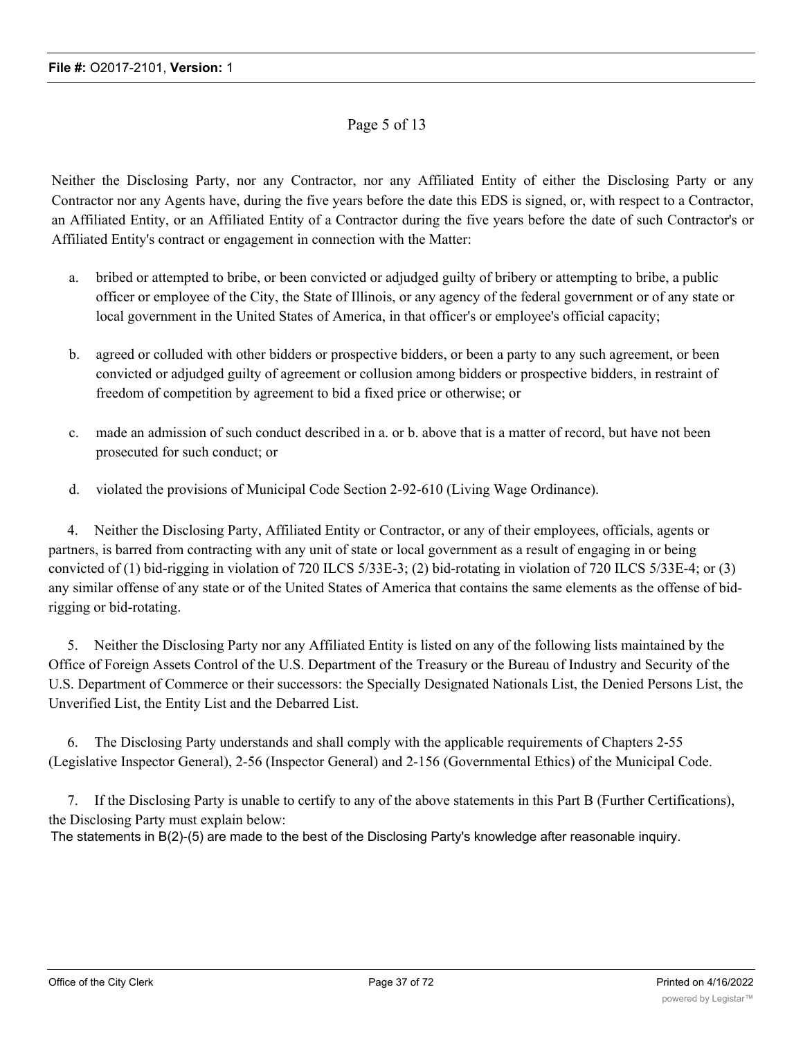Page 5 of 13

Neither the Disclosing Party, nor any Contractor, nor any Affiliated Entity of either the Disclosing Party or any Contractor nor any Agents have, during the five years before the date this EDS is signed, or, with respect to a Contractor, an Affiliated Entity, or an Affiliated Entity of a Contractor during the five years before the date of such Contractor's or Affiliated Entity's contract or engagement in connection with the Matter:

a. bribed or attempted to bribe, or been convicted or adjudged guilty of bribery or attempting to bribe, a public officer or employee of the City, the State of Illinois, or any agency of the federal government or of any state or local government in the United States of America, in that officer's or employee's official capacity;

b. agreed or colluded with other bidders or prospective bidders, or been a party to any such agreement, or been convicted or adjudged guilty of agreement or collusion among bidders or prospective bidders, in restraint of freedom of competition by agreement to bid a fixed price or otherwise; or

c. made an admission of such conduct described in a. or b. above that is a matter of record, but have not been prosecuted for such conduct; or

d. violated the provisions of Municipal Code Section 2-92-610 (Living Wage Ordinance).

4. Neither the Disclosing Party, Affiliated Entity or Contractor, or any of their employees, officials, agents or partners, is barred from contracting with any unit of state or local government as a result of engaging in or being convicted of (1) bid-rigging in violation of 720 ILCS 5/33E-3; (2) bid-rotating in violation of 720 ILCS 5/33E-4; or (3) any similar offense of any state or of the United States of America that contains the same elements as the offense of bid-rigging or bid-rotating.

5. Neither the Disclosing Party nor any Affiliated Entity is listed on any of the following lists maintained by the Office of Foreign Assets Control of the U.S. Department of the Treasury or the Bureau of Industry and Security of the U.S. Department of Commerce or their successors: the Specially Designated Nationals List, the Denied Persons List, the Unverified List, the Entity List and the Debarred List.

6. The Disclosing Party understands and shall comply with the applicable requirements of Chapters 2-55 (Legislative Inspector General), 2-56 (Inspector General) and 2-156 (Governmental Ethics) of the Municipal Code.

7. If the Disclosing Party is unable to certify to any of the above statements in this Part B (Further Certifications), the Disclosing Party must explain below:

The statements in B(2)-(5) are made to the best of the Disclosing Party's knowledge after reasonable inquiry.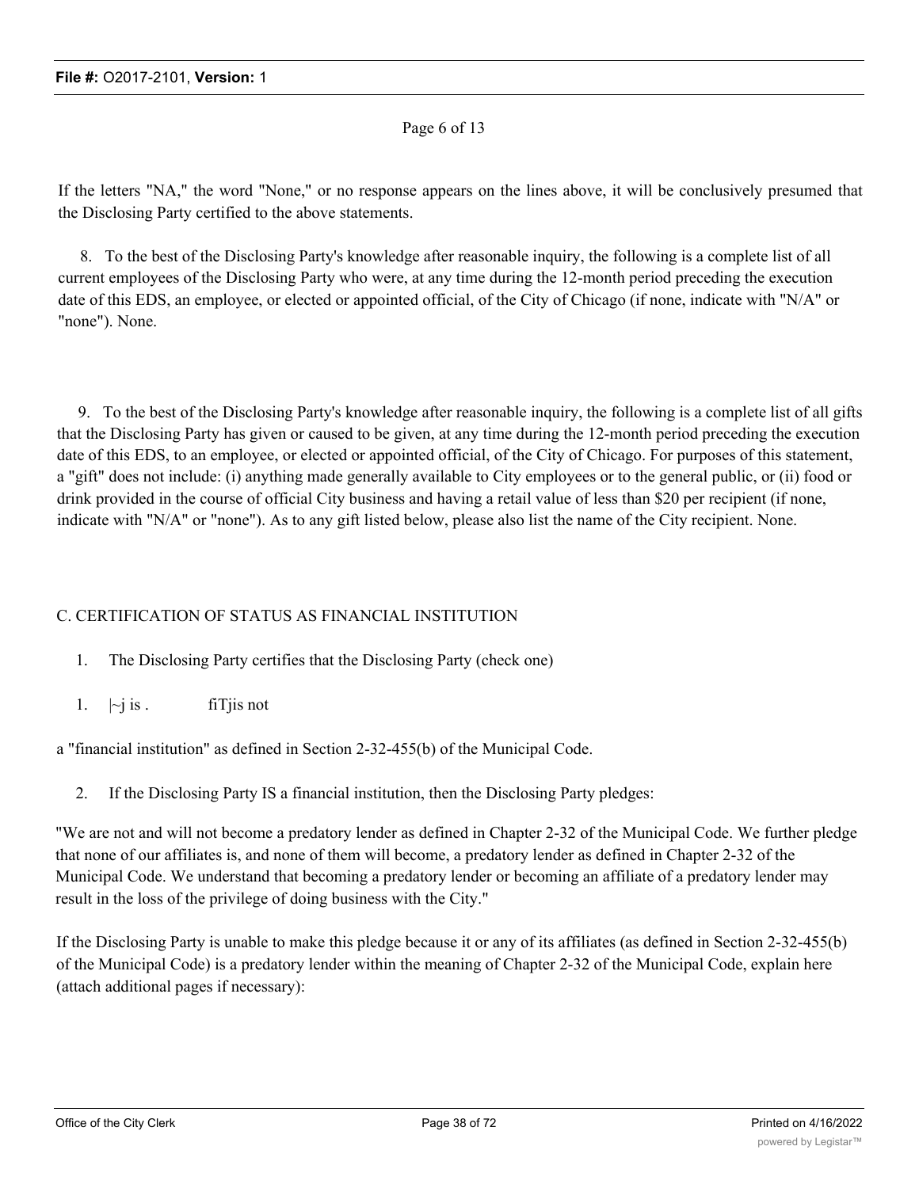Page 6 of 13

If the letters "NA," the word "None," or no response appears on the lines above, it will be conclusively presumed that the Disclosing Party certified to the above statements.

8. To the best of the Disclosing Party's knowledge after reasonable inquiry, the following is a complete list of all current employees of the Disclosing Party who were, at any time during the 12-month period preceding the execution date of this EDS, an employee, or elected or appointed official, of the City of Chicago (if none, indicate with "N/A" or "none"). None.

9. To the best of the Disclosing Party's knowledge after reasonable inquiry, the following is a complete list of all gifts that the Disclosing Party has given or caused to be given, at any time during the 12-month period preceding the execution date of this EDS, to an employee, or elected or appointed official, of the City of Chicago. For purposes of this statement, a "gift" does not include: (i) anything made generally available to City employees or to the general public, or (ii) food or drink provided in the course of official City business and having a retail value of less than $20 per recipient (if none, indicate with "N/A" or "none"). As to any gift listed below, please also list the name of the City recipient. None.

C. CERTIFICATION OF STATUS AS FINANCIAL INSTITUTION

1. The Disclosing Party certifies that the Disclosing Party (check one)

1. |~j is . fiTjis not

a "financial institution" as defined in Section 2-32-455(b) of the Municipal Code.

2. If the Disclosing Party IS a financial institution, then the Disclosing Party pledges:

"We are not and will not become a predatory lender as defined in Chapter 2-32 of the Municipal Code. We further pledge that none of our affiliates is, and none of them will become, a predatory lender as defined in Chapter 2-32 of the Municipal Code. We understand that becoming a predatory lender or becoming an affiliate of a predatory lender may result in the loss of the privilege of doing business with the City."

If the Disclosing Party is unable to make this pledge because it or any of its affiliates (as defined in Section 2-32-455(b) of the Municipal Code) is a predatory lender within the meaning of Chapter 2-32 of the Municipal Code, explain here (attach additional pages if necessary):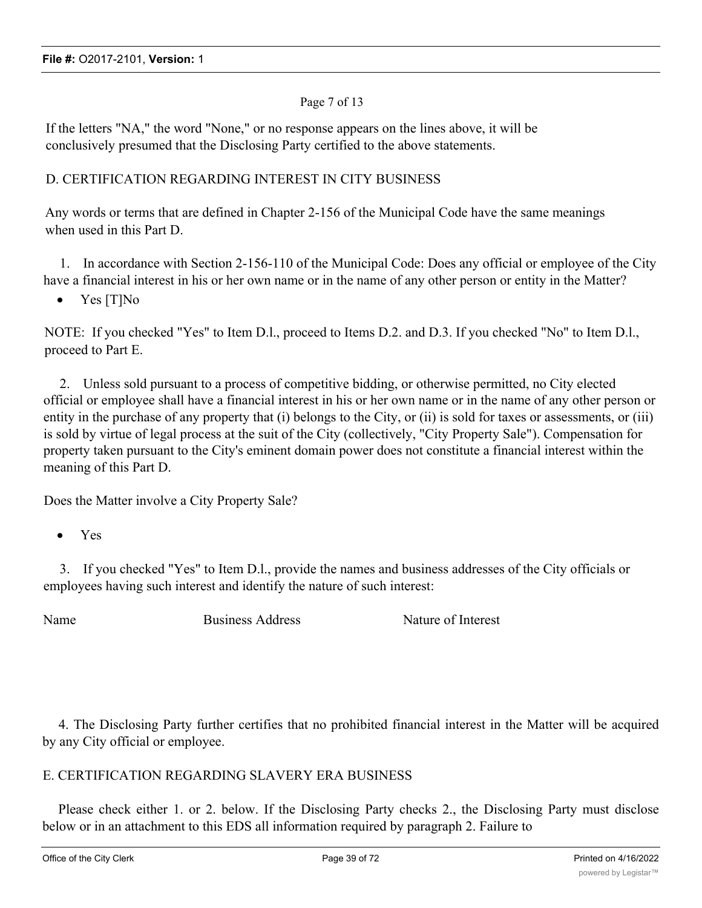Page 7 of 13

If the letters "NA," the word "None," or no response appears on the lines above, it will be conclusively presumed that the Disclosing Party certified to the above statements.

D. CERTIFICATION REGARDING INTEREST IN CITY BUSINESS

Any words or terms that are defined in Chapter 2-156 of the Municipal Code have the same meanings when used in this Part D.

1. In accordance with Section 2-156-110 of the Municipal Code: Does any official or employee of the City have a financial interest in his or her own name or in the name of any other person or entity in the Matter?

- Yes [T]No

NOTE: If you checked "Yes" to Item D.l., proceed to Items D.2. and D.3. If you checked "No" to Item D.l., proceed to Part E.

2. Unless sold pursuant to a process of competitive bidding, or otherwise permitted, no City elected official or employee shall have a financial interest in his or her own name or in the name of any other person or entity in the purchase of any property that (i) belongs to the City, or (ii) is sold for taxes or assessments, or (iii) is sold by virtue of legal process at the suit of the City (collectively, "City Property Sale"). Compensation for property taken pursuant to the City's eminent domain power does not constitute a financial interest within the meaning of this Part D.

Does the Matter involve a City Property Sale?

- Yes

3. If you checked "Yes" to Item D.l., provide the names and business addresses of the City officials or employees having such interest and identify the nature of such interest:

| Name | Business Address | Nature of Interest |
| --- | --- | --- |
| | | |

4. The Disclosing Party further certifies that no prohibited financial interest in the Matter will be acquired by any City official or employee.

E. CERTIFICATION REGARDING SLAVERY ERA BUSINESS

Please check either 1. or 2. below. If the Disclosing Party checks 2., the Disclosing Party must disclose below or in an attachment to this EDS all information required by paragraph 2. Failure to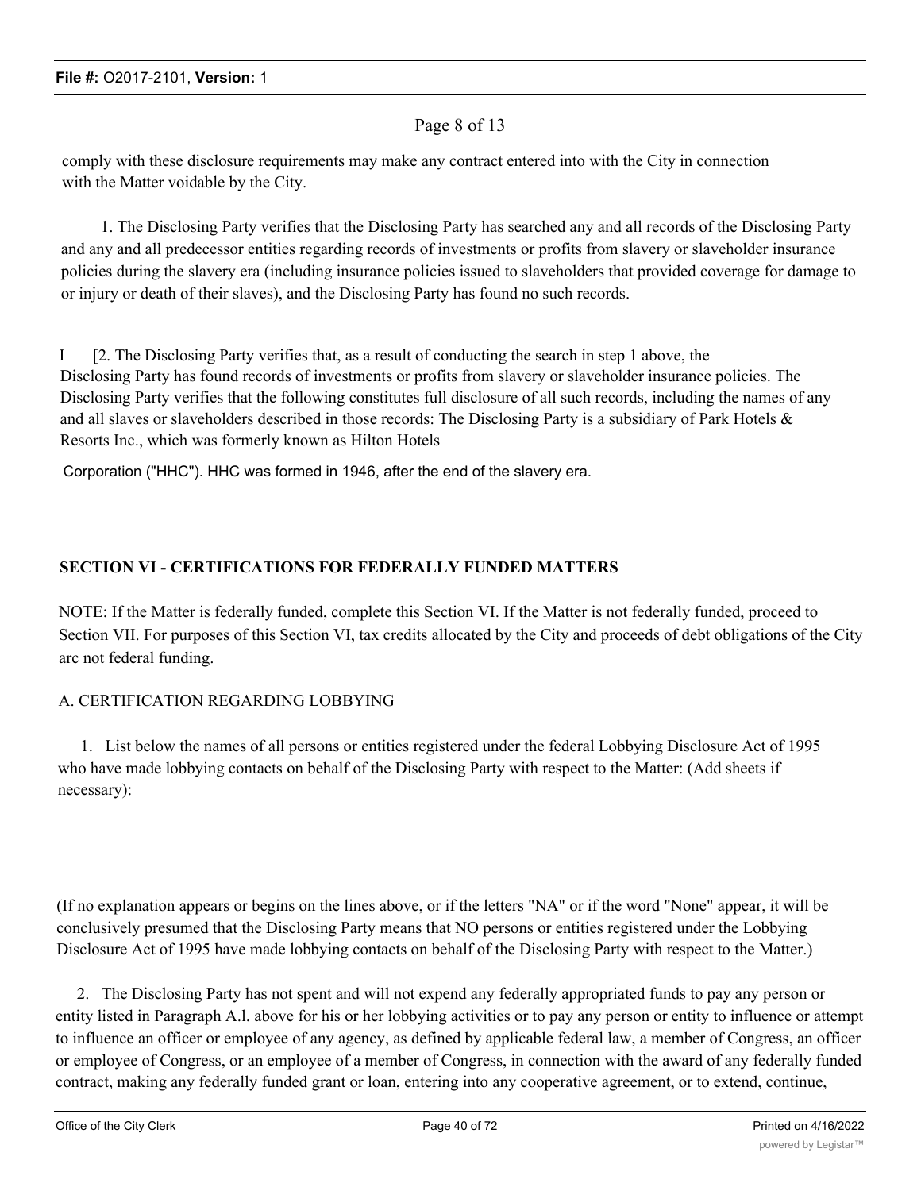comply with these disclosure requirements may make any contract entered into with the City in connection with the Matter voidable by the City.

1. The Disclosing Party verifies that the Disclosing Party has searched any and all records of the Disclosing Party and any and all predecessor entities regarding records of investments or profits from slavery or slaveholder insurance policies during the slavery era (including insurance policies issued to slaveholders that provided coverage for damage to or injury or death of their slaves), and the Disclosing Party has found no such records.

I [2. The Disclosing Party verifies that, as a result of conducting the search in step 1 above, the Disclosing Party has found records of investments or profits from slavery or slaveholder insurance policies. The Disclosing Party verifies that the following constitutes full disclosure of all such records, including the names of any and all slaves or slaveholders described in those records: The Disclosing Party is a subsidiary of Park Hotels & Resorts Inc., which was formerly known as Hilton Hotels

Corporation ("HHC"). HHC was formed in 1946, after the end of the slavery era.

**SECTION VI - CERTIFICATIONS FOR FEDERALLY FUNDED MATTERS**

NOTE: If the Matter is federally funded, complete this Section VI. If the Matter is not federally funded, proceed to Section VII. For purposes of this Section VI, tax credits allocated by the City and proceeds of debt obligations of the City arc not federal funding.

A. CERTIFICATION REGARDING LOBBYING

1. List below the names of all persons or entities registered under the federal Lobbying Disclosure Act of 1995 who have made lobbying contacts on behalf of the Disclosing Party with respect to the Matter: (Add sheets if necessary):

(If no explanation appears or begins on the lines above, or if the letters "NA" or if the word "None" appear, it will be conclusively presumed that the Disclosing Party means that NO persons or entities registered under the Lobbying Disclosure Act of 1995 have made lobbying contacts on behalf of the Disclosing Party with respect to the Matter.)

2. The Disclosing Party has not spent and will not expend any federally appropriated funds to pay any person or entity listed in Paragraph A.l. above for his or her lobbying activities or to pay any person or entity to influence or attempt to influence an officer or employee of any agency, as defined by applicable federal law, a member of Congress, an officer or employee of Congress, or an employee of a member of Congress, in connection with the award of any federally funded contract, making any federally funded grant or loan, entering into any cooperative agreement, or to extend, continue,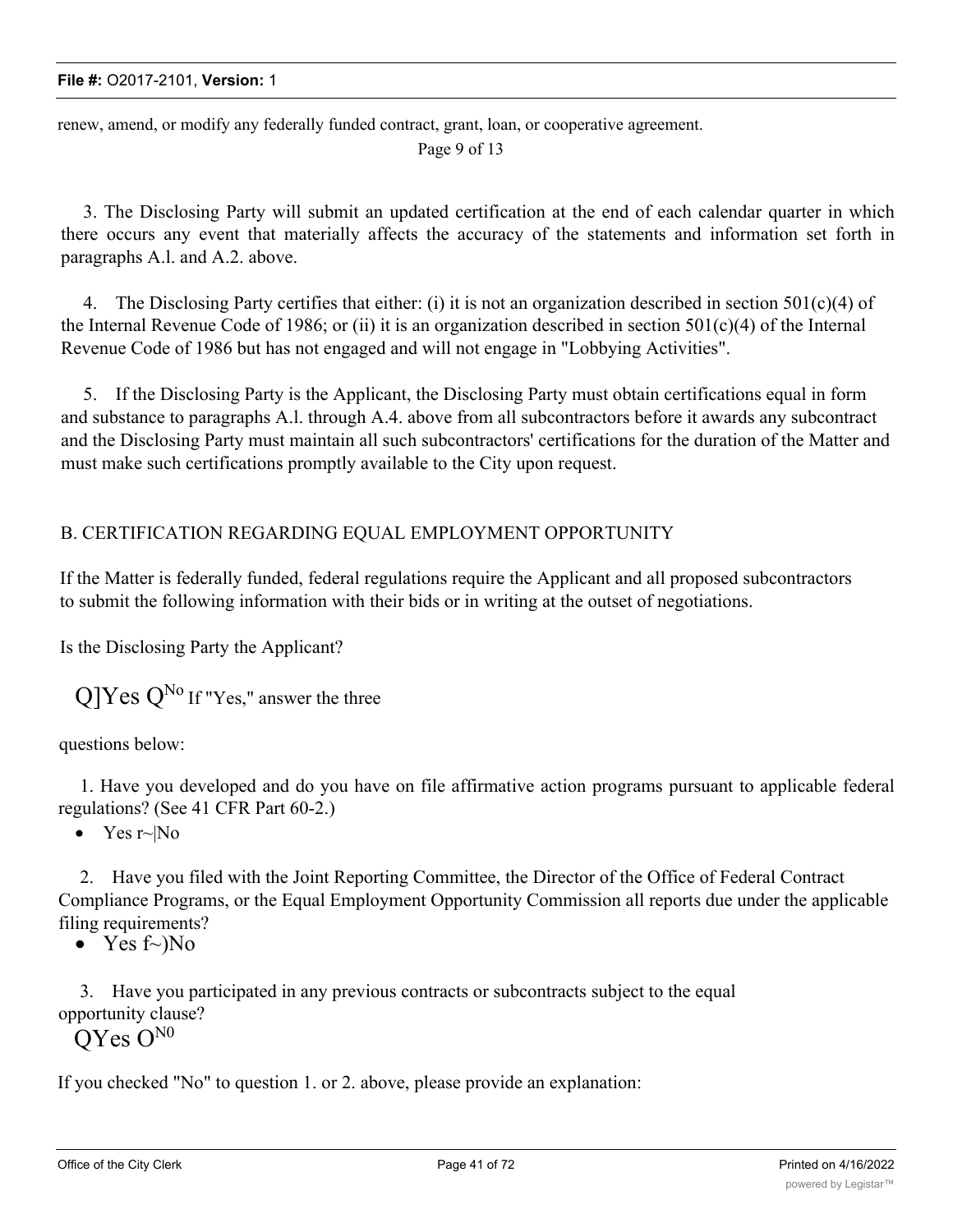renew, amend, or modify any federally funded contract, grant, loan, or cooperative agreement.

Page 9 of 13

3. The Disclosing Party will submit an updated certification at the end of each calendar quarter in which there occurs any event that materially affects the accuracy of the statements and information set forth in paragraphs A.l. and A.2. above.

4. The Disclosing Party certifies that either: (i) it is not an organization described in section 501(c)(4) of the Internal Revenue Code of 1986; or (ii) it is an organization described in section 501(c)(4) of the Internal Revenue Code of 1986 but has not engaged and will not engage in "Lobbying Activities".

5. If the Disclosing Party is the Applicant, the Disclosing Party must obtain certifications equal in form and substance to paragraphs A.l. through A.4. above from all subcontractors before it awards any subcontract and the Disclosing Party must maintain all such subcontractors' certifications for the duration of the Matter and must make such certifications promptly available to the City upon request.

B. CERTIFICATION REGARDING EQUAL EMPLOYMENT OPPORTUNITY

If the Matter is federally funded, federal regulations require the Applicant and all proposed subcontractors to submit the following information with their bids or in writing at the outset of negotiations.

Is the Disclosing Party the Applicant?

Q]Yes Q No If "Yes," answer the three questions below:

1. Have you developed and do you have on file affirmative action programs pursuant to applicable federal regulations? (See 41 CFR Part 60-2.)

- Yes r~|No

2. Have you filed with the Joint Reporting Committee, the Director of the Office of Federal Contract Compliance Programs, or the Equal Employment Opportunity Commission all reports due under the applicable filing requirements?

- Yes f~)No

3. Have you participated in any previous contracts or subcontracts subject to the equal opportunity clause?

QYes O N0

If you checked "No" to question 1. or 2. above, please provide an explanation: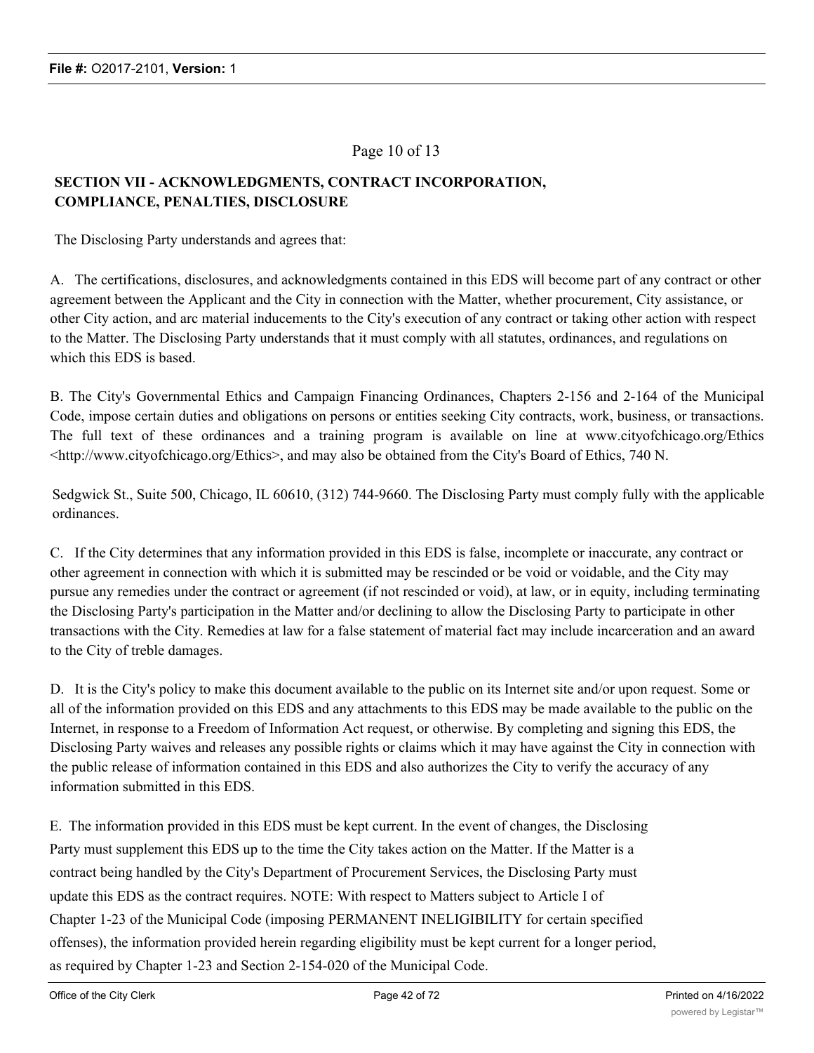## SECTION VII - ACKNOWLEDGMENTS, CONTRACT INCORPORATION, COMPLIANCE, PENALTIES, DISCLOSURE

The Disclosing Party understands and agrees that:

A. The certifications, disclosures, and acknowledgments contained in this EDS will become part of any contract or other agreement between the Applicant and the City in connection with the Matter, whether procurement, City assistance, or other City action, and arc material inducements to the City's execution of any contract or taking other action with respect to the Matter. The Disclosing Party understands that it must comply with all statutes, ordinances, and regulations on which this EDS is based.

B. The City's Governmental Ethics and Campaign Financing Ordinances, Chapters 2-156 and 2-164 of the Municipal Code, impose certain duties and obligations on persons or entities seeking City contracts, work, business, or transactions. The full text of these ordinances and a training program is available on line at www.cityofchicago.org/Ethics <http://www.cityofchicago.org/Ethics>, and may also be obtained from the City's Board of Ethics, 740 N.

Sedgwick St., Suite 500, Chicago, IL 60610, (312) 744-9660. The Disclosing Party must comply fully with the applicable ordinances.

C. If the City determines that any information provided in this EDS is false, incomplete or inaccurate, any contract or other agreement in connection with which it is submitted may be rescinded or be void or voidable, and the City may pursue any remedies under the contract or agreement (if not rescinded or void), at law, or in equity, including terminating the Disclosing Party's participation in the Matter and/or declining to allow the Disclosing Party to participate in other transactions with the City. Remedies at law for a false statement of material fact may include incarceration and an award to the City of treble damages.

D. It is the City's policy to make this document available to the public on its Internet site and/or upon request. Some or all of the information provided on this EDS and any attachments to this EDS may be made available to the public on the Internet, in response to a Freedom of Information Act request, or otherwise. By completing and signing this EDS, the Disclosing Party waives and releases any possible rights or claims which it may have against the City in connection with the public release of information contained in this EDS and also authorizes the City to verify the accuracy of any information submitted in this EDS.

E. The information provided in this EDS must be kept current. In the event of changes, the Disclosing Party must supplement this EDS up to the time the City takes action on the Matter. If the Matter is a contract being handled by the City's Department of Procurement Services, the Disclosing Party must update this EDS as the contract requires. NOTE: With respect to Matters subject to Article I of Chapter 1-23 of the Municipal Code (imposing PERMANENT INELIGIBILITY for certain specified offenses), the information provided herein regarding eligibility must be kept current for a longer period, as required by Chapter 1-23 and Section 2-154-020 of the Municipal Code.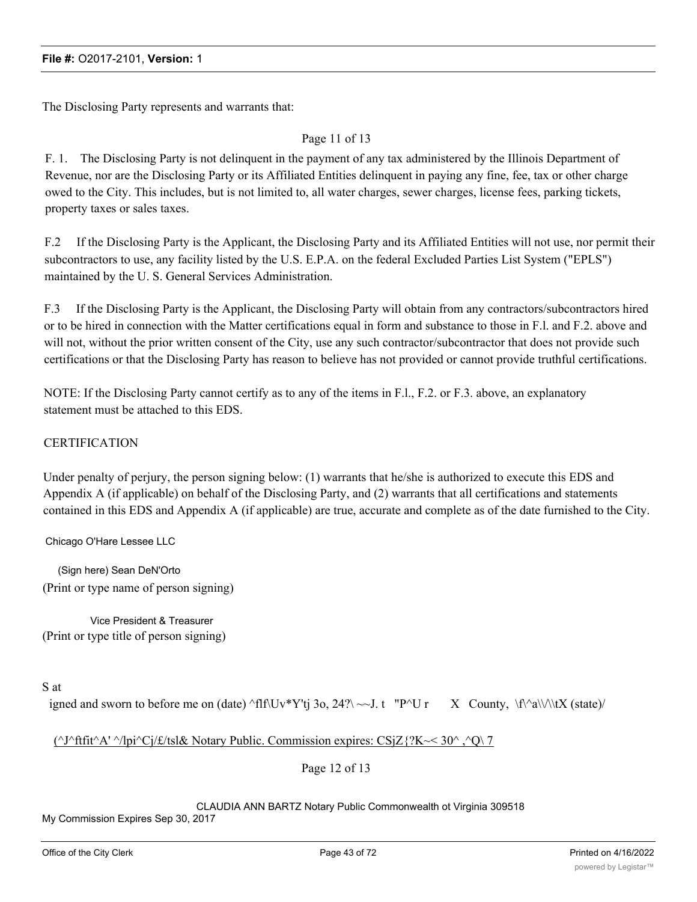The Disclosing Party represents and warrants that:

F. 1. The Disclosing Party is not delinquent in the payment of any tax administered by the Illinois Department of Revenue, nor are the Disclosing Party or its Affiliated Entities delinquent in paying any fine, fee, tax or other charge owed to the City. This includes, but is not limited to, all water charges, sewer charges, license fees, parking tickets, property taxes or sales taxes.

F.2 If the Disclosing Party is the Applicant, the Disclosing Party and its Affiliated Entities will not use, nor permit their subcontractors to use, any facility listed by the U.S. E.P.A. on the federal Excluded Parties List System ("EPLS") maintained by the U. S. General Services Administration.

F.3 If the Disclosing Party is the Applicant, the Disclosing Party will obtain from any contractors/subcontractors hired or to be hired in connection with the Matter certifications equal in form and substance to those in F.l. and F.2. above and will not, without the prior written consent of the City, use any such contractor/subcontractor that does not provide such certifications or that the Disclosing Party has reason to believe has not provided or cannot provide truthful certifications.

NOTE: If the Disclosing Party cannot certify as to any of the items in F.l., F.2. or F.3. above, an explanatory statement must be attached to this EDS.

CERTIFICATION

Under penalty of perjury, the person signing below: (1) warrants that he/she is authorized to execute this EDS and Appendix A (if applicable) on behalf of the Disclosing Party, and (2) warrants that all certifications and statements contained in this EDS and Appendix A (if applicable) are true, accurate and complete as of the date furnished to the City.

Chicago O'Hare Lessee LLC

(Sign here) Sean DeN'Orto
(Print or type name of person signing)

Vice President & Treasurer
(Print or type title of person signing)

S at
igned and sworn to before me on (date) ^flf\Uv*Y'tj 3o, 24?\ ~~J. t "P^U r X County, \f\^a\\/\\tX (state)/

(^J^ftfit^A' ^/lpi^Cj/£/tsl& Notary Public. Commission expires: CSjZ{?K~< 30^ ,^Q\ 7

CLAUDIA ANN BARTZ Notary Public Commonwealth ot Virginia 309518
My Commission Expires Sep 30, 2017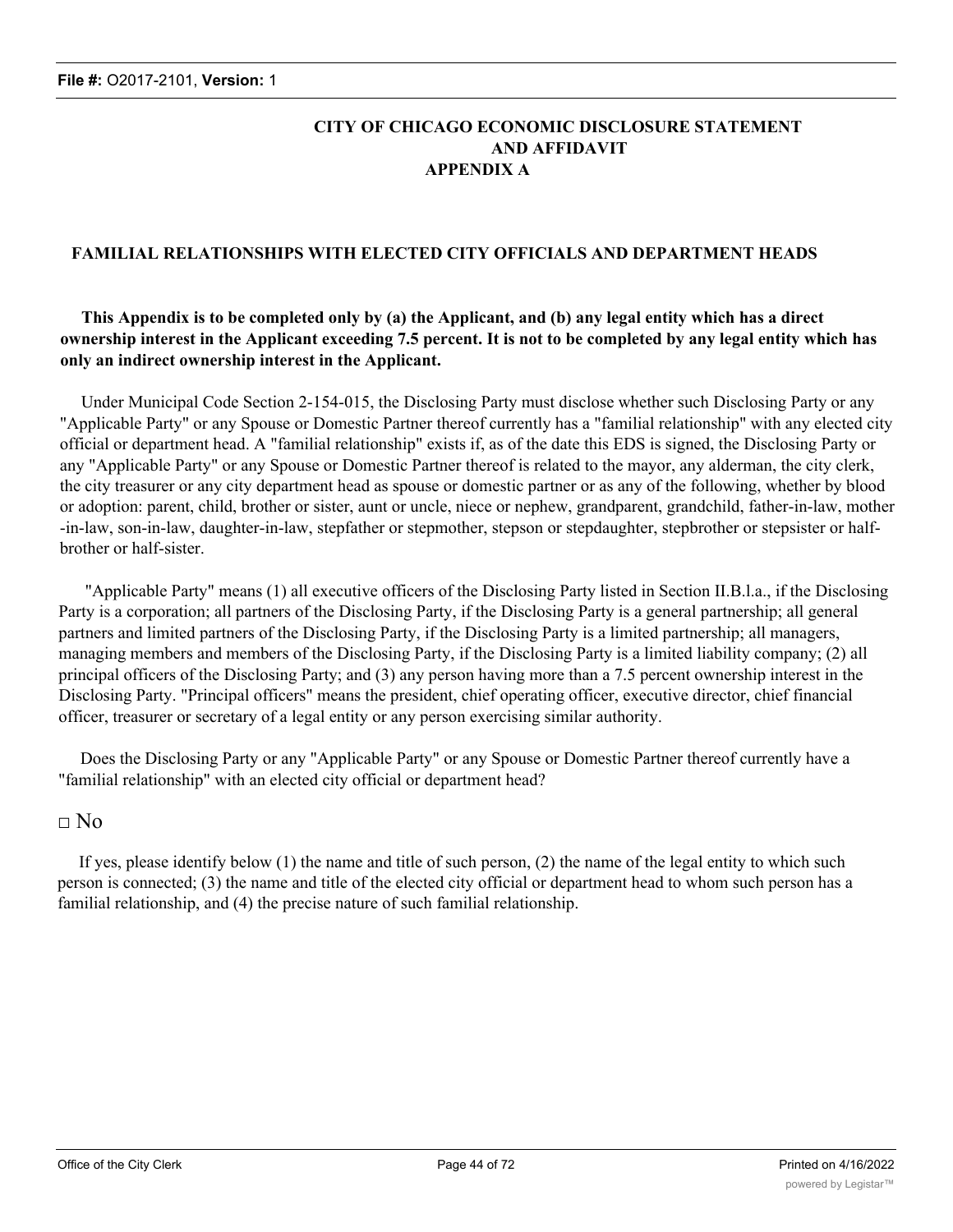**CITY OF CHICAGO ECONOMIC DISCLOSURE STATEMENT AND AFFIDAVIT**
**APPENDIX A**

## FAMILIAL RELATIONSHIPS WITH ELECTED CITY OFFICIALS AND DEPARTMENT HEADS

**This Appendix is to be completed only by (a) the Applicant, and (b) any legal entity which has a direct ownership interest in the Applicant exceeding 7.5 percent. It is not to be completed by any legal entity which has only an indirect ownership interest in the Applicant.**

Under Municipal Code Section 2-154-015, the Disclosing Party must disclose whether such Disclosing Party or any "Applicable Party" or any Spouse or Domestic Partner thereof currently has a "familial relationship" with any elected city official or department head. A "familial relationship" exists if, as of the date this EDS is signed, the Disclosing Party or any "Applicable Party" or any Spouse or Domestic Partner thereof is related to the mayor, any alderman, the city clerk, the city treasurer or any city department head as spouse or domestic partner or as any of the following, whether by blood or adoption: parent, child, brother or sister, aunt or uncle, niece or nephew, grandparent, grandchild, father-in-law, mother-in-law, son-in-law, daughter-in-law, stepfather or stepmother, stepson or stepdaughter, stepbrother or stepsister or half-brother or half-sister.

"Applicable Party" means (1) all executive officers of the Disclosing Party listed in Section II.B.l.a., if the Disclosing Party is a corporation; all partners of the Disclosing Party, if the Disclosing Party is a general partnership; all general partners and limited partners of the Disclosing Party, if the Disclosing Party is a limited partnership; all managers, managing members and members of the Disclosing Party, if the Disclosing Party is a limited liability company; (2) all principal officers of the Disclosing Party; and (3) any person having more than a 7.5 percent ownership interest in the Disclosing Party. "Principal officers" means the president, chief operating officer, executive director, chief financial officer, treasurer or secretary of a legal entity or any person exercising similar authority.

Does the Disclosing Party or any "Applicable Party" or any Spouse or Domestic Partner thereof currently have a "familial relationship" with an elected city official or department head?

□ No

If yes, please identify below (1) the name and title of such person, (2) the name of the legal entity to which such person is connected; (3) the name and title of the elected city official or department head to whom such person has a familial relationship, and (4) the precise nature of such familial relationship.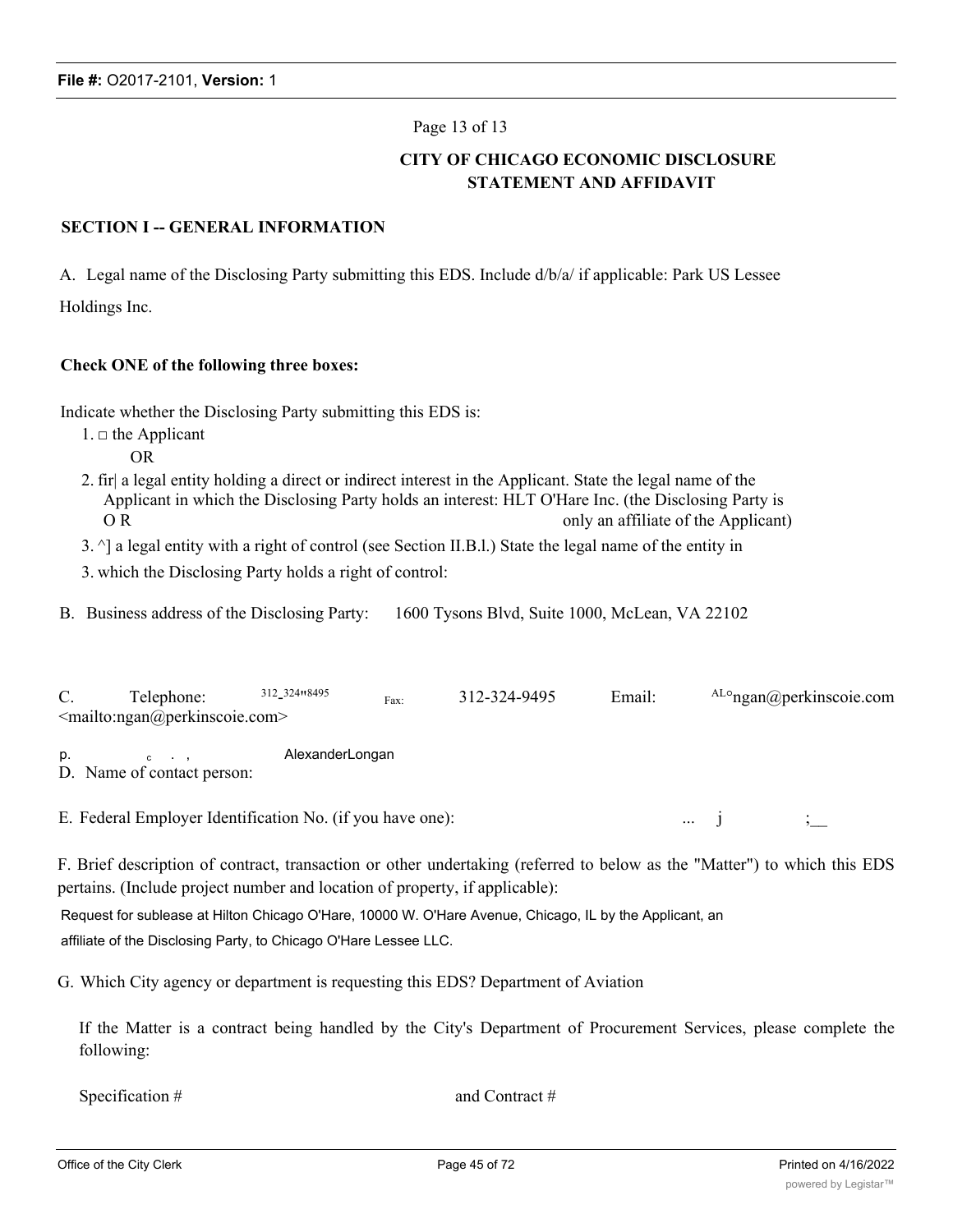Page 13 of 13

**CITY OF CHICAGO ECONOMIC DISCLOSURE STATEMENT AND AFFIDAVIT**

**SECTION I -- GENERAL INFORMATION**

A. Legal name of the Disclosing Party submitting this EDS. Include d/b/a/ if applicable: Park US Lessee Holdings Inc.

**Check ONE of the following three boxes:**

Indicate whether the Disclosing Party submitting this EDS is:

1. □ the Applicant

   OR

2. fir| a legal entity holding a direct or indirect interest in the Applicant. State the legal name of the Applicant in which the Disclosing Party holds an interest: HLT O'Hare Inc. (the Disclosing Party is only an affiliate of the Applicant)

   O R

3. ^] a legal entity with a right of control (see Section II.B.l.) State the legal name of the entity in which the Disclosing Party holds a right of control:

B. Business address of the Disclosing Party: 1600 Tysons Blvd, Suite 1000, McLean, VA 22102

C. Telephone: 312_324ıı8495 Fax: 312-324-9495 Email: ALongan@perkinscoie.com <mailto:ngan@perkinscoie.com>

D. Name of contact person: AlexanderLongan

E. Federal Employer Identification No. (if you have one): ... j ;__

F. Brief description of contract, transaction or other undertaking (referred to below as the "Matter") to which this EDS pertains. (Include project number and location of property, if applicable):

Request for sublease at Hilton Chicago O'Hare, 10000 W. O'Hare Avenue, Chicago, IL by the Applicant, an affiliate of the Disclosing Party, to Chicago O'Hare Lessee LLC.

G. Which City agency or department is requesting this EDS? Department of Aviation

If the Matter is a contract being handled by the City's Department of Procurement Services, please complete the following:

Specification # and Contract #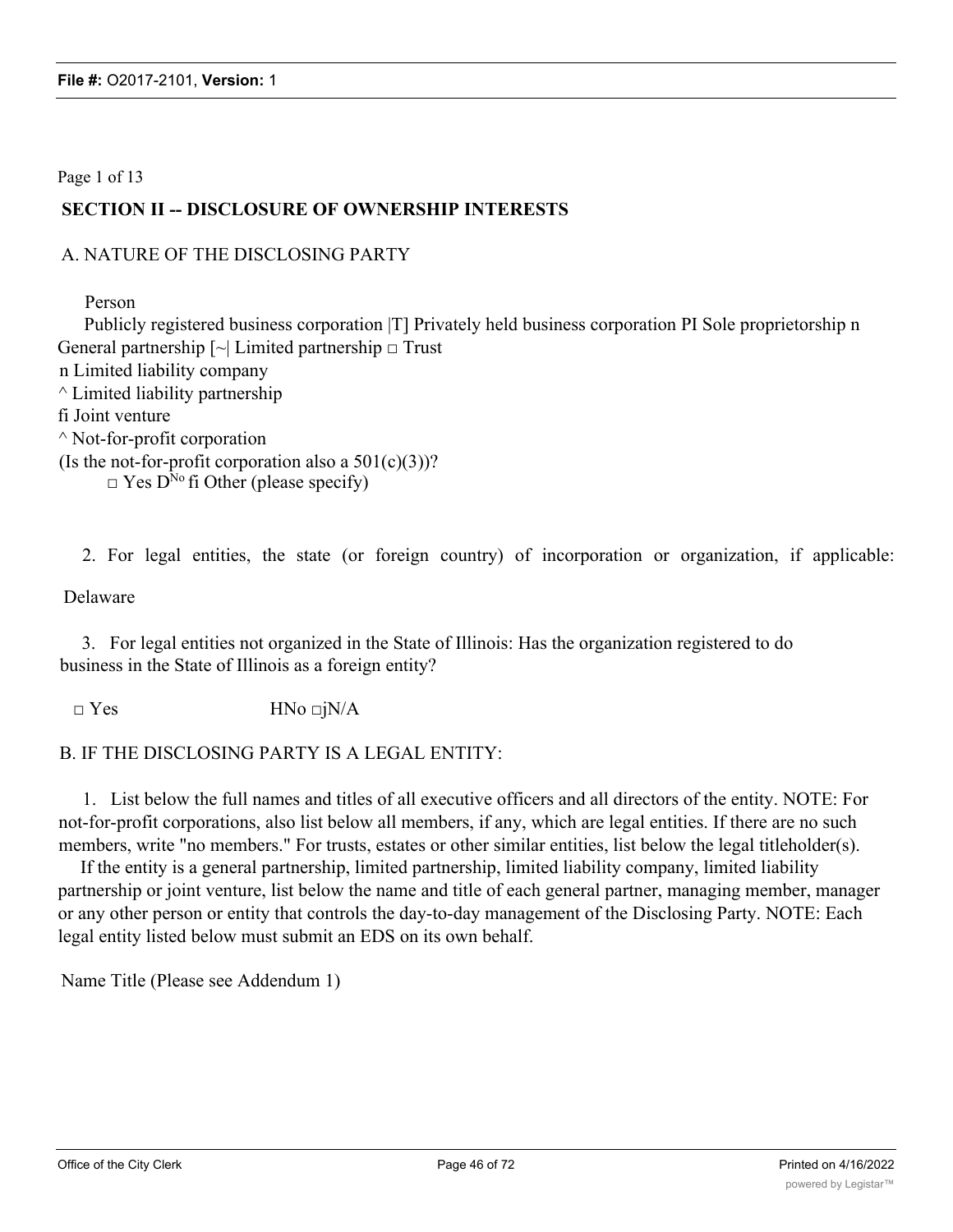Page 1 of 13

## SECTION II -- DISCLOSURE OF OWNERSHIP INTERESTS

A. NATURE OF THE DISCLOSING PARTY

Person

Publicly registered business corporation |T] Privately held business corporation PI Sole proprietorship n General partnership [~| Limited partnership □ Trust

n Limited liability company

^ Limited liability partnership

fi Joint venture

^ Not-for-profit corporation

(Is the not-for-profit corporation also a 501(c)(3))?

□ Yes D[No] fi Other (please specify)

2. For legal entities, the state (or foreign country) of incorporation or organization, if applicable:

Delaware

3. For legal entities not organized in the State of Illinois: Has the organization registered to do business in the State of Illinois as a foreign entity?

□ Yes HNo □jN/A

B. IF THE DISCLOSING PARTY IS A LEGAL ENTITY:

1. List below the full names and titles of all executive officers and all directors of the entity. NOTE: For not-for-profit corporations, also list below all members, if any, which are legal entities. If there are no such members, write "no members." For trusts, estates or other similar entities, list below the legal titleholder(s).

If the entity is a general partnership, limited partnership, limited liability company, limited liability partnership or joint venture, list below the name and title of each general partner, managing member, manager or any other person or entity that controls the day-to-day management of the Disclosing Party. NOTE: Each legal entity listed below must submit an EDS on its own behalf.

Name Title (Please see Addendum 1)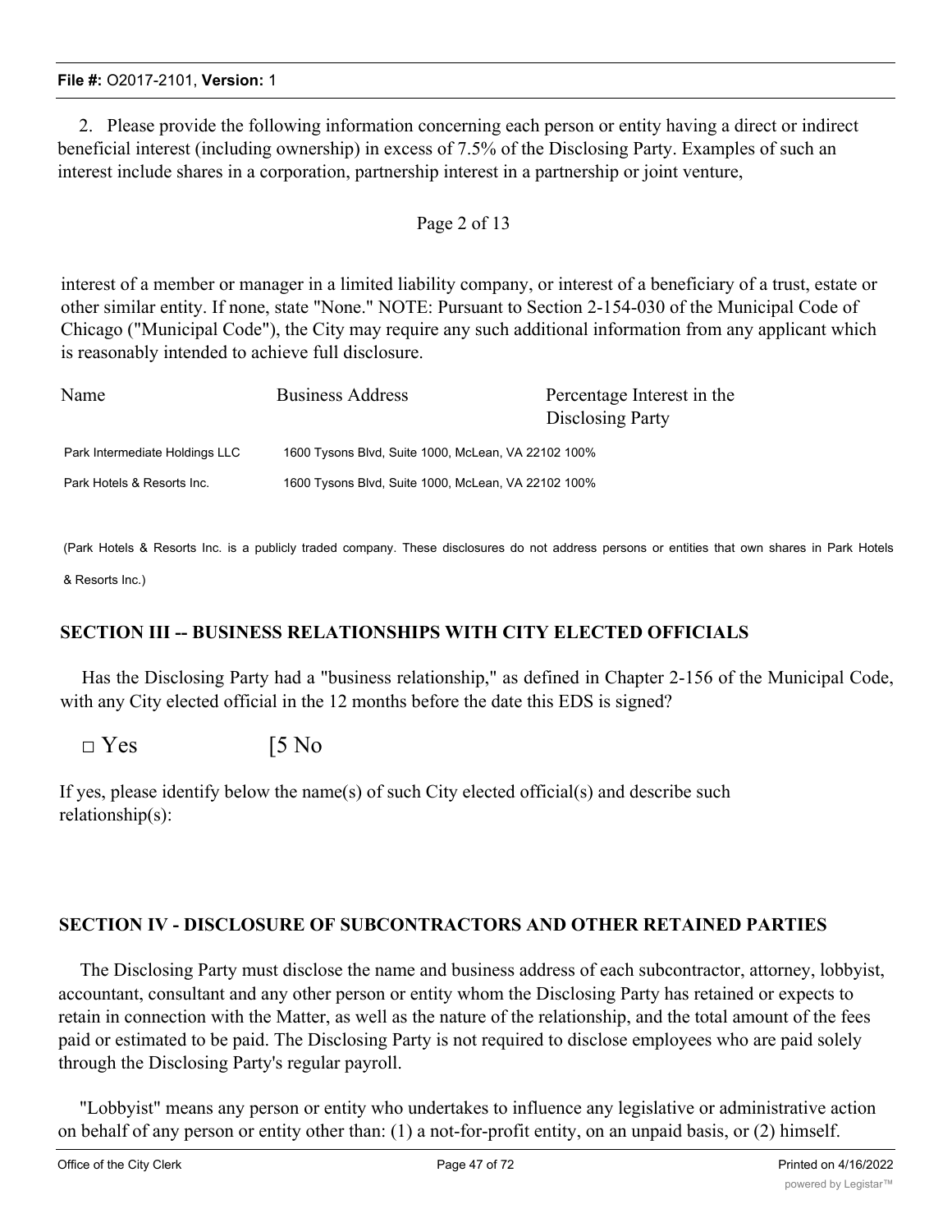2. Please provide the following information concerning each person or entity having a direct or indirect beneficial interest (including ownership) in excess of 7.5% of the Disclosing Party. Examples of such an interest include shares in a corporation, partnership interest in a partnership or joint venture,

interest of a member or manager in a limited liability company, or interest of a beneficiary of a trust, estate or other similar entity. If none, state "None." NOTE: Pursuant to Section 2-154-030 of the Municipal Code of Chicago ("Municipal Code"), the City may require any such additional information from any applicant which is reasonably intended to achieve full disclosure.

| Name | Business Address | Percentage Interest in the Disclosing Party |
|---|---|---|
| Park Intermediate Holdings LLC | 1600 Tysons Blvd, Suite 1000, McLean, VA 22102 | 100% |
| Park Hotels & Resorts Inc. | 1600 Tysons Blvd, Suite 1000, McLean, VA 22102 | 100% |

(Park Hotels & Resorts Inc. is a publicly traded company. These disclosures do not address persons or entities that own shares in Park Hotels & Resorts Inc.)

## SECTION III -- BUSINESS RELATIONSHIPS WITH CITY ELECTED OFFICIALS

Has the Disclosing Party had a "business relationship," as defined in Chapter 2-156 of the Municipal Code, with any City elected official in the 12 months before the date this EDS is signed?

□ Yes [5 No

If yes, please identify below the name(s) of such City elected official(s) and describe such relationship(s):

## SECTION IV - DISCLOSURE OF SUBCONTRACTORS AND OTHER RETAINED PARTIES

The Disclosing Party must disclose the name and business address of each subcontractor, attorney, lobbyist, accountant, consultant and any other person or entity whom the Disclosing Party has retained or expects to retain in connection with the Matter, as well as the nature of the relationship, and the total amount of the fees paid or estimated to be paid. The Disclosing Party is not required to disclose employees who are paid solely through the Disclosing Party's regular payroll.

"Lobbyist" means any person or entity who undertakes to influence any legislative or administrative action on behalf of any person or entity other than: (1) a not-for-profit entity, on an unpaid basis, or (2) himself.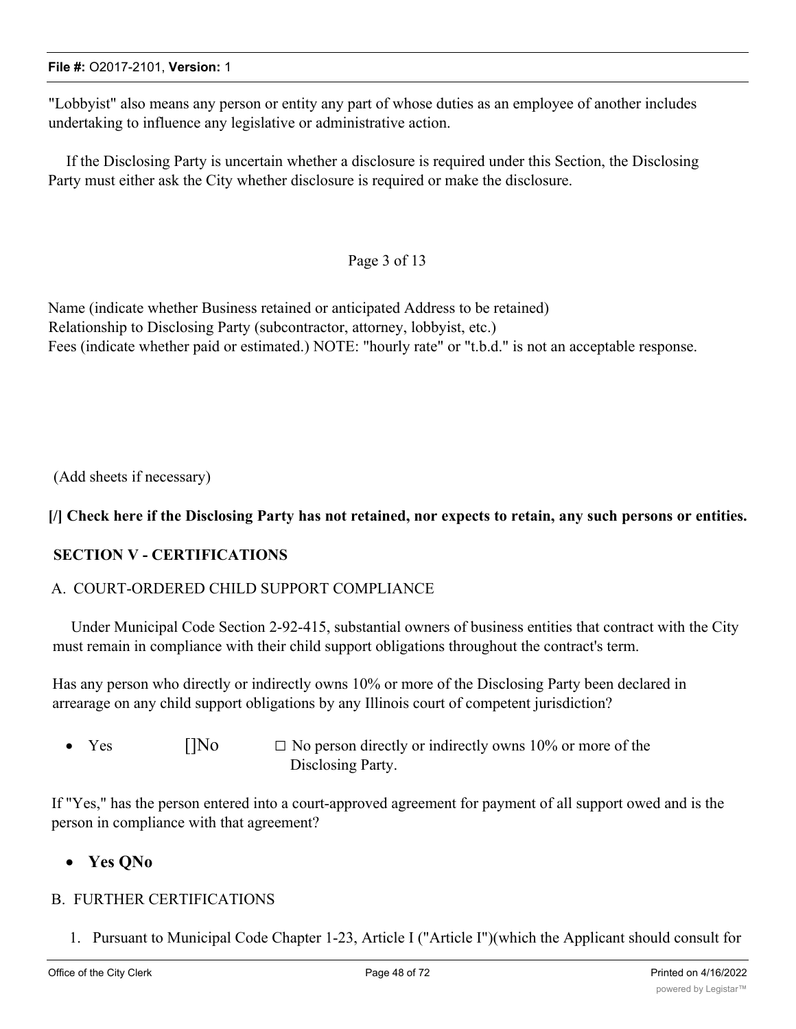"Lobbyist" also means any person or entity any part of whose duties as an employee of another includes undertaking to influence any legislative or administrative action.

If the Disclosing Party is uncertain whether a disclosure is required under this Section, the Disclosing Party must either ask the City whether disclosure is required or make the disclosure.

Page 3 of 13

Name (indicate whether Business retained or anticipated Address to be retained)
Relationship to Disclosing Party (subcontractor, attorney, lobbyist, etc.)
Fees (indicate whether paid or estimated.) NOTE: "hourly rate" or "t.b.d." is not an acceptable response.

(Add sheets if necessary)

**[/] Check here if the Disclosing Party has not retained, nor expects to retain, any such persons or entities.**

**SECTION V - CERTIFICATIONS**

A. COURT-ORDERED CHILD SUPPORT COMPLIANCE

Under Municipal Code Section 2-92-415, substantial owners of business entities that contract with the City must remain in compliance with their child support obligations throughout the contract's term.

Has any person who directly or indirectly owns 10% or more of the Disclosing Party been declared in arrearage on any child support obligations by any Illinois court of competent jurisdiction?

- Yes []No ☐ No person directly or indirectly owns 10% or more of the Disclosing Party.

If "Yes," has the person entered into a court-approved agreement for payment of all support owed and is the person in compliance with that agreement?

- **Yes QNo**

B. FURTHER CERTIFICATIONS

1. Pursuant to Municipal Code Chapter 1-23, Article I ("Article I")(which the Applicant should consult for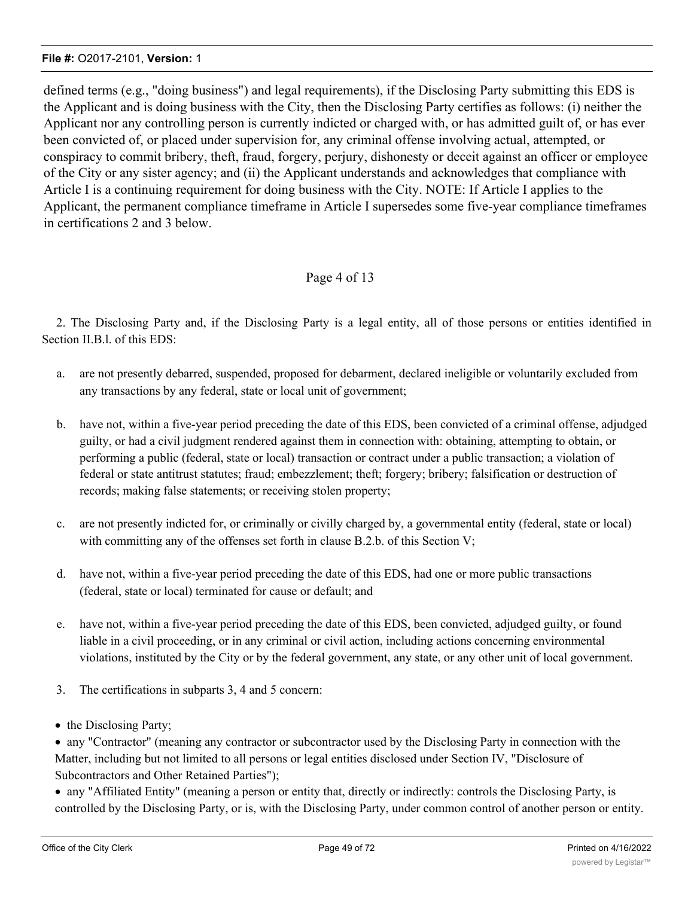defined terms (e.g., "doing business") and legal requirements), if the Disclosing Party submitting this EDS is the Applicant and is doing business with the City, then the Disclosing Party certifies as follows: (i) neither the Applicant nor any controlling person is currently indicted or charged with, or has admitted guilt of, or has ever been convicted of, or placed under supervision for, any criminal offense involving actual, attempted, or conspiracy to commit bribery, theft, fraud, forgery, perjury, dishonesty or deceit against an officer or employee of the City or any sister agency; and (ii) the Applicant understands and acknowledges that compliance with Article I is a continuing requirement for doing business with the City. NOTE: If Article I applies to the Applicant, the permanent compliance timeframe in Article I supersedes some five-year compliance timeframes in certifications 2 and 3 below.

Page 4 of 13

2. The Disclosing Party and, if the Disclosing Party is a legal entity, all of those persons or entities identified in Section II.B.l. of this EDS:

a. are not presently debarred, suspended, proposed for debarment, declared ineligible or voluntarily excluded from any transactions by any federal, state or local unit of government;

b. have not, within a five-year period preceding the date of this EDS, been convicted of a criminal offense, adjudged guilty, or had a civil judgment rendered against them in connection with: obtaining, attempting to obtain, or performing a public (federal, state or local) transaction or contract under a public transaction; a violation of federal or state antitrust statutes; fraud; embezzlement; theft; forgery; bribery; falsification or destruction of records; making false statements; or receiving stolen property;

c. are not presently indicted for, or criminally or civilly charged by, a governmental entity (federal, state or local) with committing any of the offenses set forth in clause B.2.b. of this Section V;

d. have not, within a five-year period preceding the date of this EDS, had one or more public transactions (federal, state or local) terminated for cause or default; and

e. have not, within a five-year period preceding the date of this EDS, been convicted, adjudged guilty, or found liable in a civil proceeding, or in any criminal or civil action, including actions concerning environmental violations, instituted by the City or by the federal government, any state, or any other unit of local government.

3. The certifications in subparts 3, 4 and 5 concern:

- the Disclosing Party;
- any "Contractor" (meaning any contractor or subcontractor used by the Disclosing Party in connection with the Matter, including but not limited to all persons or legal entities disclosed under Section IV, "Disclosure of Subcontractors and Other Retained Parties");
- any "Affiliated Entity" (meaning a person or entity that, directly or indirectly: controls the Disclosing Party, is controlled by the Disclosing Party, or is, with the Disclosing Party, under common control of another person or entity.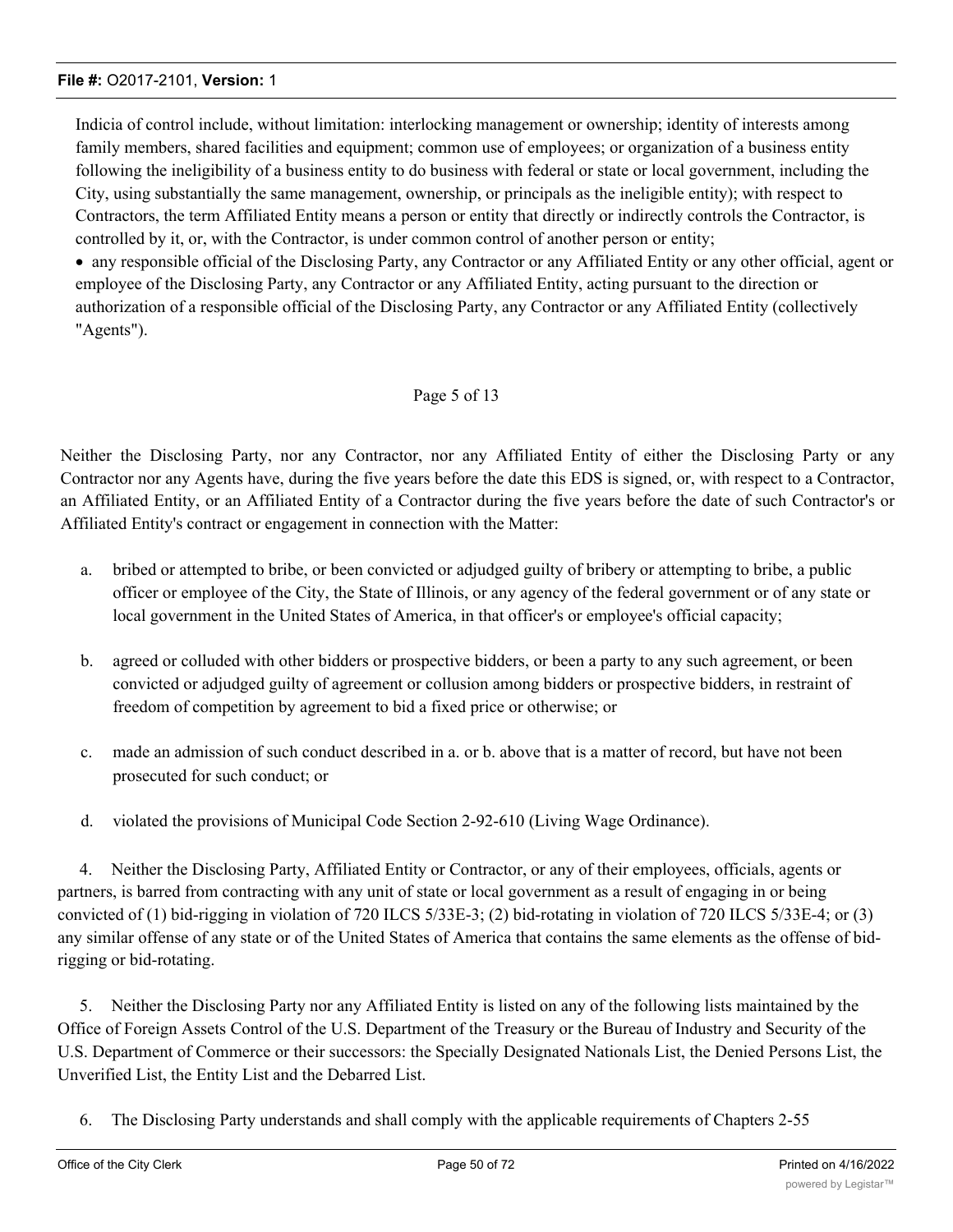Indicia of control include, without limitation: interlocking management or ownership; identity of interests among family members, shared facilities and equipment; common use of employees; or organization of a business entity following the ineligibility of a business entity to do business with federal or state or local government, including the City, using substantially the same management, ownership, or principals as the ineligible entity); with respect to Contractors, the term Affiliated Entity means a person or entity that directly or indirectly controls the Contractor, is controlled by it, or, with the Contractor, is under common control of another person or entity;

- any responsible official of the Disclosing Party, any Contractor or any Affiliated Entity or any other official, agent or employee of the Disclosing Party, any Contractor or any Affiliated Entity, acting pursuant to the direction or authorization of a responsible official of the Disclosing Party, any Contractor or any Affiliated Entity (collectively "Agents").

Page 5 of 13

Neither the Disclosing Party, nor any Contractor, nor any Affiliated Entity of either the Disclosing Party or any Contractor nor any Agents have, during the five years before the date this EDS is signed, or, with respect to a Contractor, an Affiliated Entity, or an Affiliated Entity of a Contractor during the five years before the date of such Contractor's or Affiliated Entity's contract or engagement in connection with the Matter:

a. bribed or attempted to bribe, or been convicted or adjudged guilty of bribery or attempting to bribe, a public officer or employee of the City, the State of Illinois, or any agency of the federal government or of any state or local government in the United States of America, in that officer's or employee's official capacity;

b. agreed or colluded with other bidders or prospective bidders, or been a party to any such agreement, or been convicted or adjudged guilty of agreement or collusion among bidders or prospective bidders, in restraint of freedom of competition by agreement to bid a fixed price or otherwise; or

c. made an admission of such conduct described in a. or b. above that is a matter of record, but have not been prosecuted for such conduct; or

d. violated the provisions of Municipal Code Section 2-92-610 (Living Wage Ordinance).

4. Neither the Disclosing Party, Affiliated Entity or Contractor, or any of their employees, officials, agents or partners, is barred from contracting with any unit of state or local government as a result of engaging in or being convicted of (1) bid-rigging in violation of 720 ILCS 5/33E-3; (2) bid-rotating in violation of 720 ILCS 5/33E-4; or (3) any similar offense of any state or of the United States of America that contains the same elements as the offense of bid-rigging or bid-rotating.

5. Neither the Disclosing Party nor any Affiliated Entity is listed on any of the following lists maintained by the Office of Foreign Assets Control of the U.S. Department of the Treasury or the Bureau of Industry and Security of the U.S. Department of Commerce or their successors: the Specially Designated Nationals List, the Denied Persons List, the Unverified List, the Entity List and the Debarred List.

6. The Disclosing Party understands and shall comply with the applicable requirements of Chapters 2-55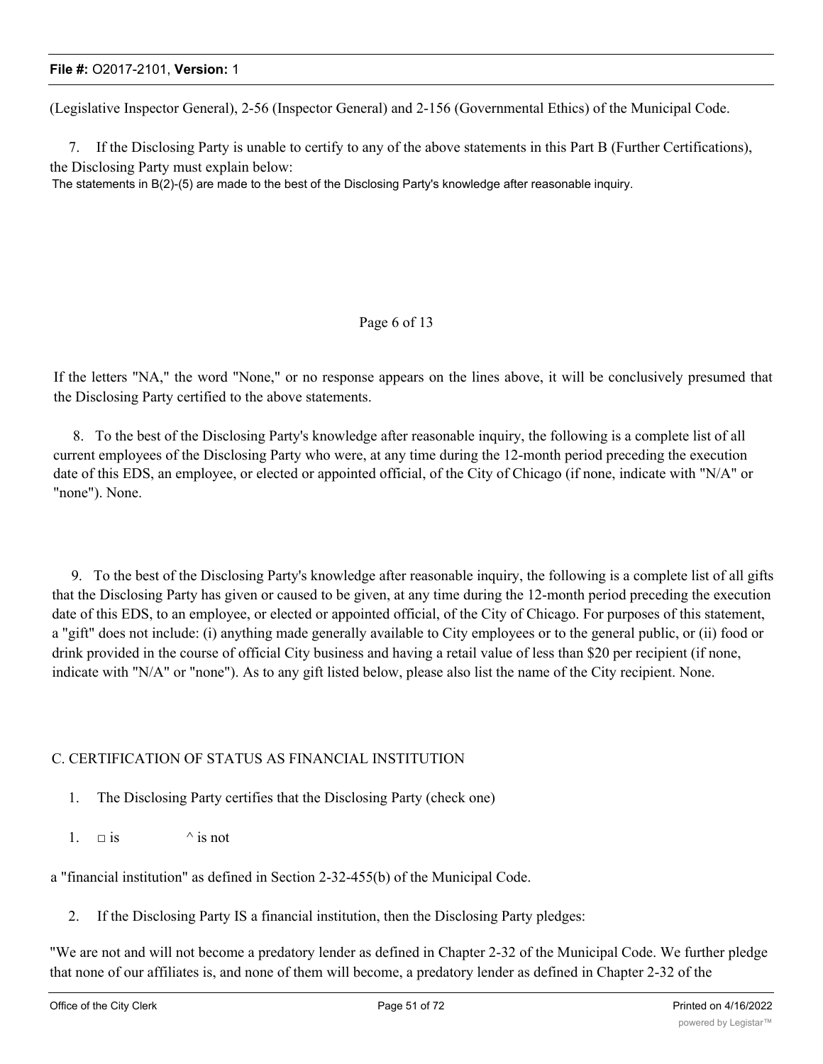(Legislative Inspector General), 2-56 (Inspector General) and 2-156 (Governmental Ethics) of the Municipal Code.

7. If the Disclosing Party is unable to certify to any of the above statements in this Part B (Further Certifications), the Disclosing Party must explain below:

The statements in B(2)-(5) are made to the best of the Disclosing Party's knowledge after reasonable inquiry.

Page 6 of 13

If the letters "NA," the word "None," or no response appears on the lines above, it will be conclusively presumed that the Disclosing Party certified to the above statements.

8. To the best of the Disclosing Party's knowledge after reasonable inquiry, the following is a complete list of all current employees of the Disclosing Party who were, at any time during the 12-month period preceding the execution date of this EDS, an employee, or elected or appointed official, of the City of Chicago (if none, indicate with "N/A" or "none"). None.

9. To the best of the Disclosing Party's knowledge after reasonable inquiry, the following is a complete list of all gifts that the Disclosing Party has given or caused to be given, at any time during the 12-month period preceding the execution date of this EDS, to an employee, or elected or appointed official, of the City of Chicago. For purposes of this statement, a "gift" does not include: (i) anything made generally available to City employees or to the general public, or (ii) food or drink provided in the course of official City business and having a retail value of less than $20 per recipient (if none, indicate with "N/A" or "none"). As to any gift listed below, please also list the name of the City recipient. None.

C. CERTIFICATION OF STATUS AS FINANCIAL INSTITUTION

1. The Disclosing Party certifies that the Disclosing Party (check one)

1. □ is ^ is not

a "financial institution" as defined in Section 2-32-455(b) of the Municipal Code.

2. If the Disclosing Party IS a financial institution, then the Disclosing Party pledges:

"We are not and will not become a predatory lender as defined in Chapter 2-32 of the Municipal Code. We further pledge that none of our affiliates is, and none of them will become, a predatory lender as defined in Chapter 2-32 of the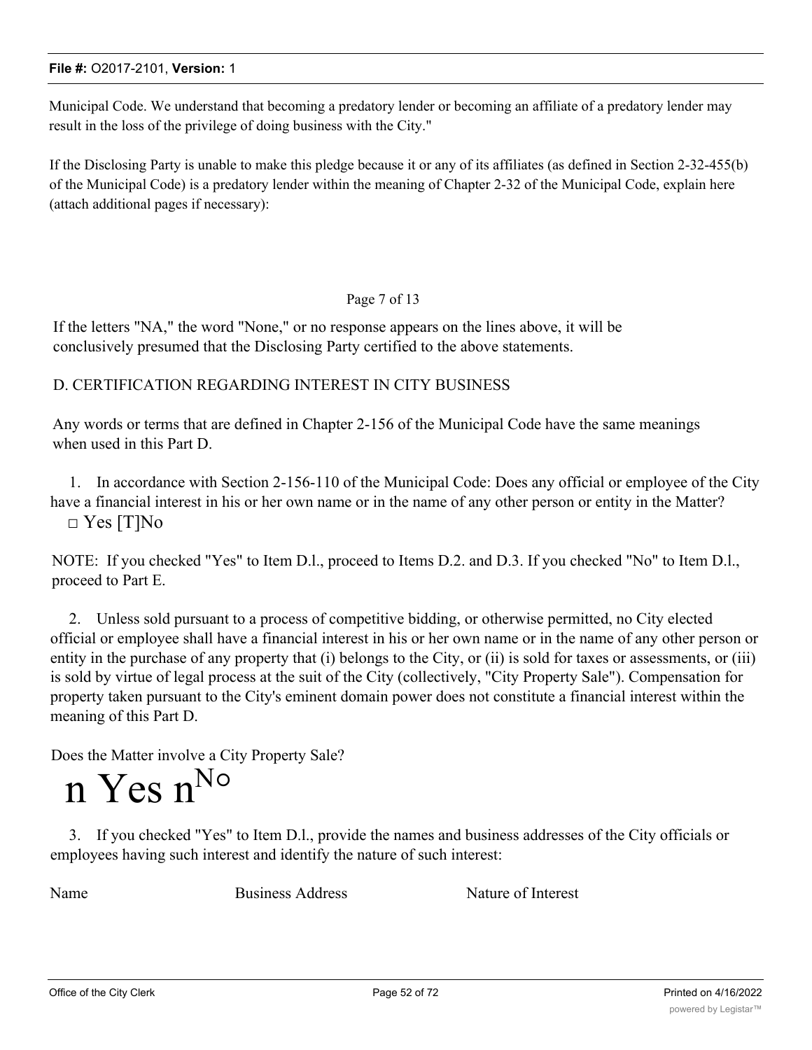Municipal Code. We understand that becoming a predatory lender or becoming an affiliate of a predatory lender may result in the loss of the privilege of doing business with the City."

If the Disclosing Party is unable to make this pledge because it or any of its affiliates (as defined in Section 2-32-455(b) of the Municipal Code) is a predatory lender within the meaning of Chapter 2-32 of the Municipal Code, explain here (attach additional pages if necessary):

Page 7 of 13

If the letters "NA," the word "None," or no response appears on the lines above, it will be conclusively presumed that the Disclosing Party certified to the above statements.

D. CERTIFICATION REGARDING INTEREST IN CITY BUSINESS

Any words or terms that are defined in Chapter 2-156 of the Municipal Code have the same meanings when used in this Part D.

1. In accordance with Section 2-156-110 of the Municipal Code: Does any official or employee of the City have a financial interest in his or her own name or in the name of any other person or entity in the Matter?

□ Yes [T]No

NOTE: If you checked "Yes" to Item D.l., proceed to Items D.2. and D.3. If you checked "No" to Item D.l., proceed to Part E.

2. Unless sold pursuant to a process of competitive bidding, or otherwise permitted, no City elected official or employee shall have a financial interest in his or her own name or in the name of any other person or entity in the purchase of any property that (i) belongs to the City, or (ii) is sold for taxes or assessments, or (iii) is sold by virtue of legal process at the suit of the City (collectively, "City Property Sale"). Compensation for property taken pursuant to the City's eminent domain power does not constitute a financial interest within the meaning of this Part D.

Does the Matter involve a City Property Sale?

n Yes n No

3. If you checked "Yes" to Item D.l., provide the names and business addresses of the City officials or employees having such interest and identify the nature of such interest:

Name Business Address Nature of Interest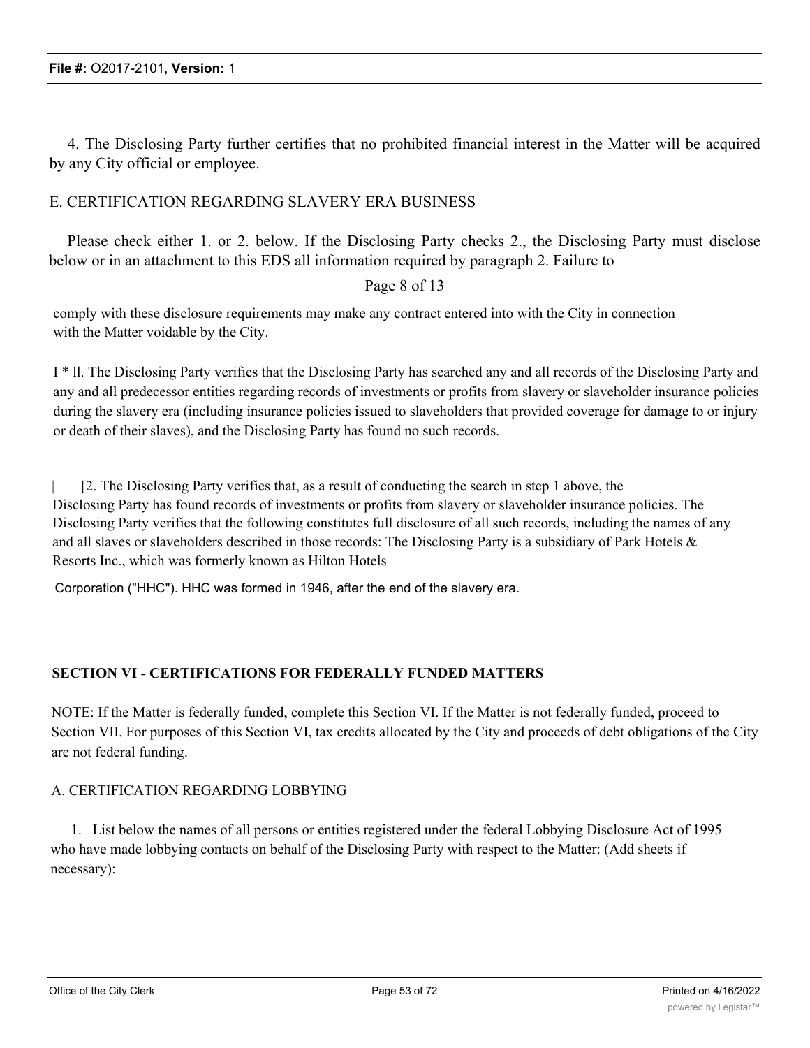4. The Disclosing Party further certifies that no prohibited financial interest in the Matter will be acquired by any City official or employee.

E. CERTIFICATION REGARDING SLAVERY ERA BUSINESS

Please check either 1. or 2. below. If the Disclosing Party checks 2., the Disclosing Party must disclose below or in an attachment to this EDS all information required by paragraph 2. Failure to

comply with these disclosure requirements may make any contract entered into with the City in connection with the Matter voidable by the City.

I * ll. The Disclosing Party verifies that the Disclosing Party has searched any and all records of the Disclosing Party and any and all predecessor entities regarding records of investments or profits from slavery or slaveholder insurance policies during the slavery era (including insurance policies issued to slaveholders that provided coverage for damage to or injury or death of their slaves), and the Disclosing Party has found no such records.

| [2. The Disclosing Party verifies that, as a result of conducting the search in step 1 above, the Disclosing Party has found records of investments or profits from slavery or slaveholder insurance policies. The Disclosing Party verifies that the following constitutes full disclosure of all such records, including the names of any and all slaves or slaveholders described in those records: The Disclosing Party is a subsidiary of Park Hotels & Resorts Inc., which was formerly known as Hilton Hotels Corporation ("HHC"). HHC was formed in 1946, after the end of the slavery era.

**SECTION VI - CERTIFICATIONS FOR FEDERALLY FUNDED MATTERS**

NOTE: If the Matter is federally funded, complete this Section VI. If the Matter is not federally funded, proceed to Section VII. For purposes of this Section VI, tax credits allocated by the City and proceeds of debt obligations of the City are not federal funding.

A. CERTIFICATION REGARDING LOBBYING

1. List below the names of all persons or entities registered under the federal Lobbying Disclosure Act of 1995 who have made lobbying contacts on behalf of the Disclosing Party with respect to the Matter: (Add sheets if necessary):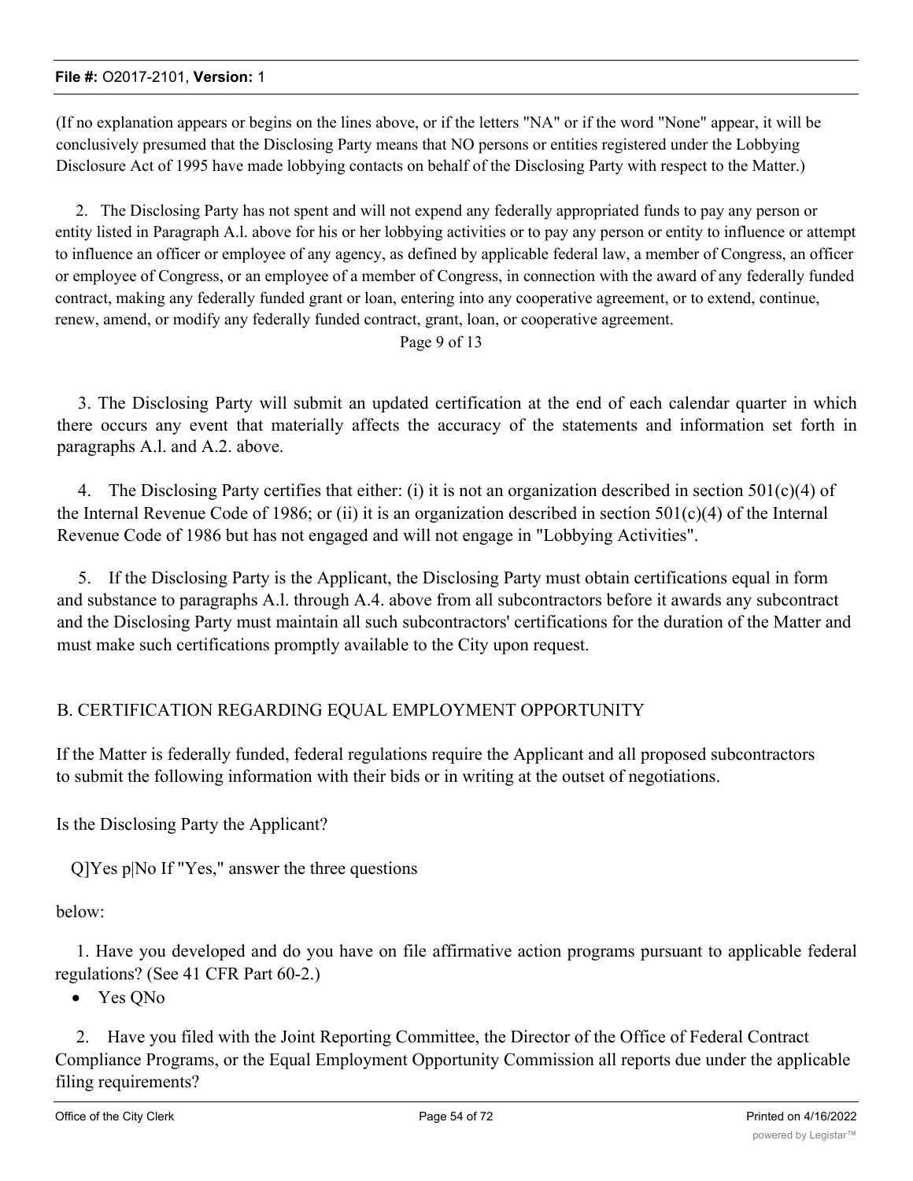(If no explanation appears or begins on the lines above, or if the letters "NA" or if the word "None" appear, it will be conclusively presumed that the Disclosing Party means that NO persons or entities registered under the Lobbying Disclosure Act of 1995 have made lobbying contacts on behalf of the Disclosing Party with respect to the Matter.)

2. The Disclosing Party has not spent and will not expend any federally appropriated funds to pay any person or entity listed in Paragraph A.l. above for his or her lobbying activities or to pay any person or entity to influence or attempt to influence an officer or employee of any agency, as defined by applicable federal law, a member of Congress, an officer or employee of Congress, or an employee of a member of Congress, in connection with the award of any federally funded contract, making any federally funded grant or loan, entering into any cooperative agreement, or to extend, continue, renew, amend, or modify any federally funded contract, grant, loan, or cooperative agreement.

Page 9 of 13

3. The Disclosing Party will submit an updated certification at the end of each calendar quarter in which there occurs any event that materially affects the accuracy of the statements and information set forth in paragraphs A.l. and A.2. above.

4. The Disclosing Party certifies that either: (i) it is not an organization described in section 501(c)(4) of the Internal Revenue Code of 1986; or (ii) it is an organization described in section 501(c)(4) of the Internal Revenue Code of 1986 but has not engaged and will not engage in "Lobbying Activities".

5. If the Disclosing Party is the Applicant, the Disclosing Party must obtain certifications equal in form and substance to paragraphs A.l. through A.4. above from all subcontractors before it awards any subcontract and the Disclosing Party must maintain all such subcontractors' certifications for the duration of the Matter and must make such certifications promptly available to the City upon request.

B. CERTIFICATION REGARDING EQUAL EMPLOYMENT OPPORTUNITY

If the Matter is federally funded, federal regulations require the Applicant and all proposed subcontractors to submit the following information with their bids or in writing at the outset of negotiations.

Is the Disclosing Party the Applicant?

Q]Yes p|No If "Yes," answer the three questions

below:

1. Have you developed and do you have on file affirmative action programs pursuant to applicable federal regulations? (See 41 CFR Part 60-2.)

- Yes QNo

2. Have you filed with the Joint Reporting Committee, the Director of the Office of Federal Contract Compliance Programs, or the Equal Employment Opportunity Commission all reports due under the applicable filing requirements?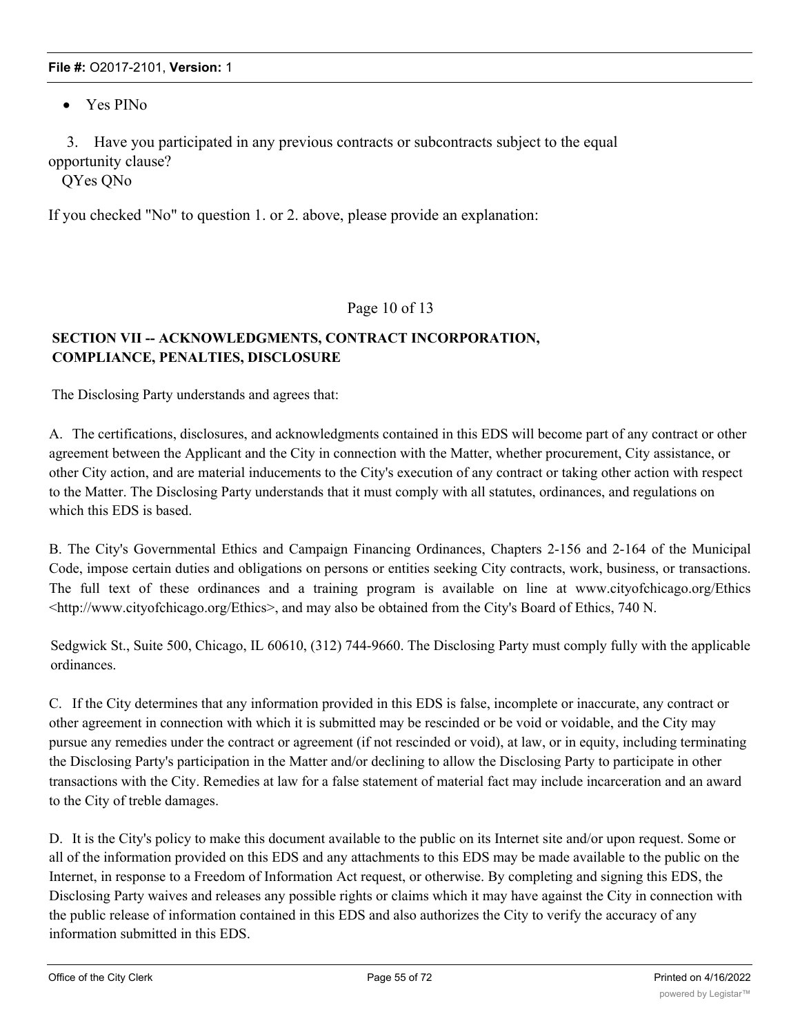- Yes PINo

3. Have you participated in any previous contracts or subcontracts subject to the equal opportunity clause?

QYes QNo

If you checked "No" to question 1. or 2. above, please provide an explanation:

Page 10 of 13

**SECTION VII -- ACKNOWLEDGMENTS, CONTRACT INCORPORATION, COMPLIANCE, PENALTIES, DISCLOSURE**

The Disclosing Party understands and agrees that:

A. The certifications, disclosures, and acknowledgments contained in this EDS will become part of any contract or other agreement between the Applicant and the City in connection with the Matter, whether procurement, City assistance, or other City action, and are material inducements to the City's execution of any contract or taking other action with respect to the Matter. The Disclosing Party understands that it must comply with all statutes, ordinances, and regulations on which this EDS is based.

B. The City's Governmental Ethics and Campaign Financing Ordinances, Chapters 2-156 and 2-164 of the Municipal Code, impose certain duties and obligations on persons or entities seeking City contracts, work, business, or transactions. The full text of these ordinances and a training program is available on line at www.cityofchicago.org/Ethics <http://www.cityofchicago.org/Ethics>, and may also be obtained from the City's Board of Ethics, 740 N. Sedgwick St., Suite 500, Chicago, IL 60610, (312) 744-9660. The Disclosing Party must comply fully with the applicable ordinances.

C. If the City determines that any information provided in this EDS is false, incomplete or inaccurate, any contract or other agreement in connection with which it is submitted may be rescinded or be void or voidable, and the City may pursue any remedies under the contract or agreement (if not rescinded or void), at law, or in equity, including terminating the Disclosing Party's participation in the Matter and/or declining to allow the Disclosing Party to participate in other transactions with the City. Remedies at law for a false statement of material fact may include incarceration and an award to the City of treble damages.

D. It is the City's policy to make this document available to the public on its Internet site and/or upon request. Some or all of the information provided on this EDS and any attachments to this EDS may be made available to the public on the Internet, in response to a Freedom of Information Act request, or otherwise. By completing and signing this EDS, the Disclosing Party waives and releases any possible rights or claims which it may have against the City in connection with the public release of information contained in this EDS and also authorizes the City to verify the accuracy of any information submitted in this EDS.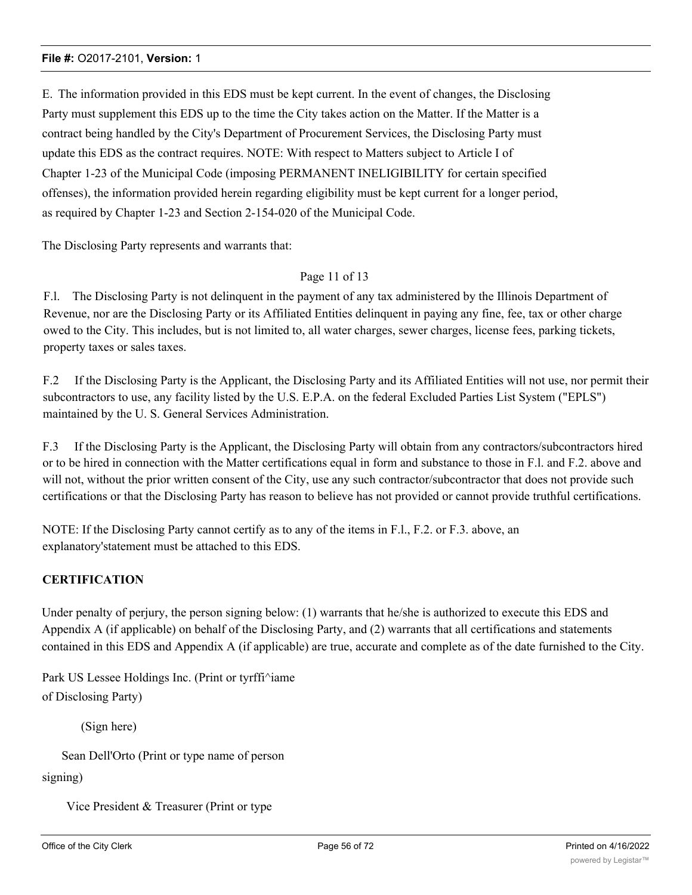E. The information provided in this EDS must be kept current. In the event of changes, the Disclosing Party must supplement this EDS up to the time the City takes action on the Matter. If the Matter is a contract being handled by the City's Department of Procurement Services, the Disclosing Party must update this EDS as the contract requires. NOTE: With respect to Matters subject to Article I of Chapter 1-23 of the Municipal Code (imposing PERMANENT INELIGIBILITY for certain specified offenses), the information provided herein regarding eligibility must be kept current for a longer period, as required by Chapter 1-23 and Section 2-154-020 of the Municipal Code.

The Disclosing Party represents and warrants that:

Page 11 of 13

F.l. The Disclosing Party is not delinquent in the payment of any tax administered by the Illinois Department of Revenue, nor are the Disclosing Party or its Affiliated Entities delinquent in paying any fine, fee, tax or other charge owed to the City. This includes, but is not limited to, all water charges, sewer charges, license fees, parking tickets, property taxes or sales taxes.

F.2 If the Disclosing Party is the Applicant, the Disclosing Party and its Affiliated Entities will not use, nor permit their subcontractors to use, any facility listed by the U.S. E.P.A. on the federal Excluded Parties List System ("EPLS") maintained by the U. S. General Services Administration.

F.3 If the Disclosing Party is the Applicant, the Disclosing Party will obtain from any contractors/subcontractors hired or to be hired in connection with the Matter certifications equal in form and substance to those in F.l. and F.2. above and will not, without the prior written consent of the City, use any such contractor/subcontractor that does not provide such certifications or that the Disclosing Party has reason to believe has not provided or cannot provide truthful certifications.

NOTE: If the Disclosing Party cannot certify as to any of the items in F.l., F.2. or F.3. above, an explanatory'statement must be attached to this EDS.

**CERTIFICATION**

Under penalty of perjury, the person signing below: (1) warrants that he/she is authorized to execute this EDS and Appendix A (if applicable) on behalf of the Disclosing Party, and (2) warrants that all certifications and statements contained in this EDS and Appendix A (if applicable) are true, accurate and complete as of the date furnished to the City.

Park US Lessee Holdings Inc. (Print or tyrffi^iame of Disclosing Party)

(Sign here)

Sean Dell'Orto (Print or type name of person signing)

Vice President & Treasurer (Print or type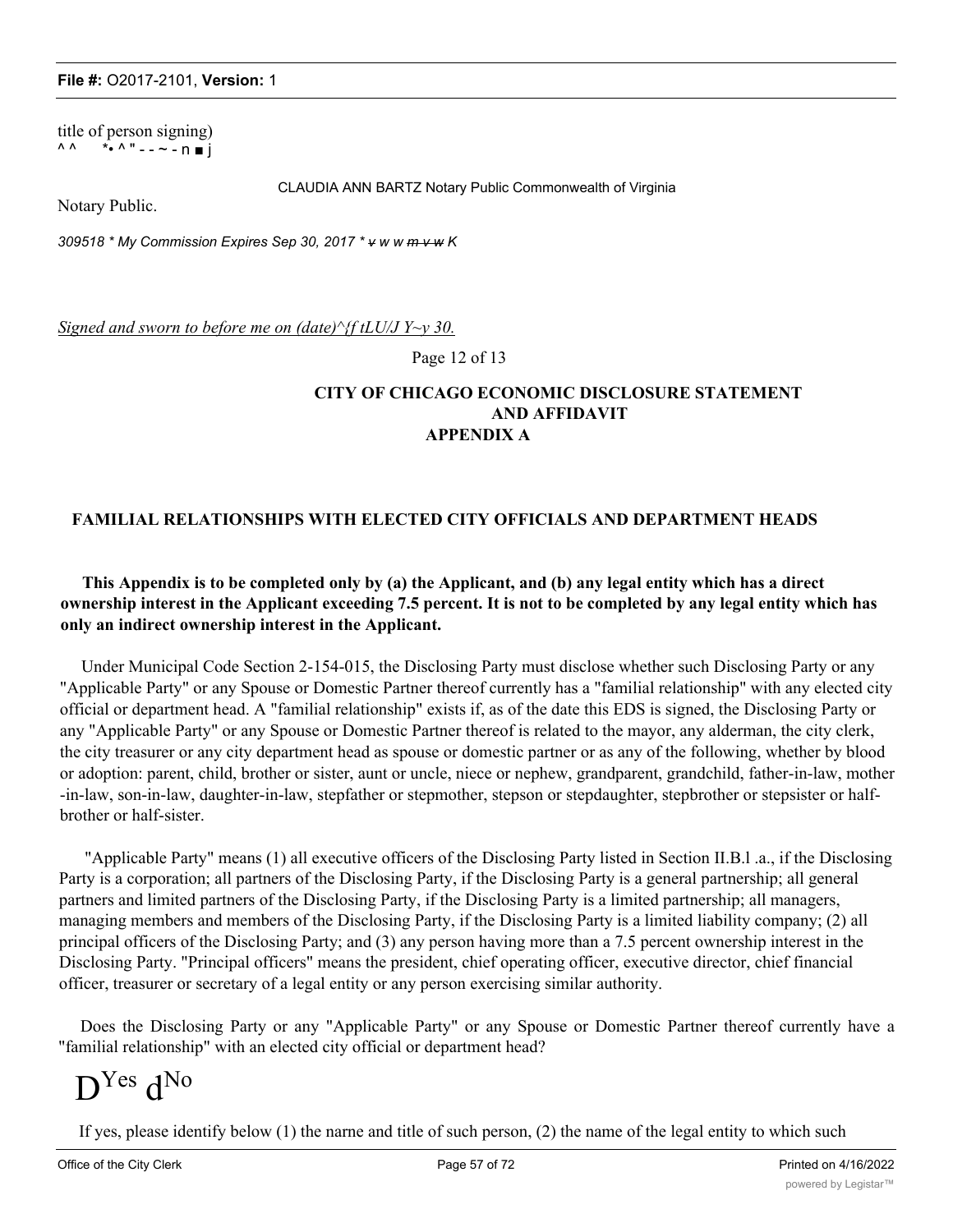title of person signing)
^ ^ *• ^ " - - ~ - n ■ j

CLAUDIA ANN BARTZ Notary Public Commonwealth of Virginia

Notary Public.

*309518 * My Commission Expires Sep 30, 2017 * v w w m v w K*

*Signed and sworn to before me on (date)^{f tLU/J Y~y 30.*

Page 12 of 13

**CITY OF CHICAGO ECONOMIC DISCLOSURE STATEMENT AND AFFIDAVIT**

**APPENDIX A**

**FAMILIAL RELATIONSHIPS WITH ELECTED CITY OFFICIALS AND DEPARTMENT HEADS**

**This Appendix is to be completed only by (a) the Applicant, and (b) any legal entity which has a direct ownership interest in the Applicant exceeding 7.5 percent. It is not to be completed by any legal entity which has only an indirect ownership interest in the Applicant.**

Under Municipal Code Section 2-154-015, the Disclosing Party must disclose whether such Disclosing Party or any "Applicable Party" or any Spouse or Domestic Partner thereof currently has a "familial relationship" with any elected city official or department head. A "familial relationship" exists if, as of the date this EDS is signed, the Disclosing Party or any "Applicable Party" or any Spouse or Domestic Partner thereof is related to the mayor, any alderman, the city clerk, the city treasurer or any city department head as spouse or domestic partner or as any of the following, whether by blood or adoption: parent, child, brother or sister, aunt or uncle, niece or nephew, grandparent, grandchild, father-in-law, mother-in-law, son-in-law, daughter-in-law, stepfather or stepmother, stepson or stepdaughter, stepbrother or stepsister or half-brother or half-sister.

"Applicable Party" means (1) all executive officers of the Disclosing Party listed in Section II.B.l .a., if the Disclosing Party is a corporation; all partners of the Disclosing Party, if the Disclosing Party is a general partnership; all general partners and limited partners of the Disclosing Party, if the Disclosing Party is a limited partnership; all managers, managing members and members of the Disclosing Party, if the Disclosing Party is a limited liability company; (2) all principal officers of the Disclosing Party; and (3) any person having more than a 7.5 percent ownership interest in the Disclosing Party. "Principal officers" means the president, chief operating officer, executive director, chief financial officer, treasurer or secretary of a legal entity or any person exercising similar authority.

Does the Disclosing Party or any "Applicable Party" or any Spouse or Domestic Partner thereof currently have a "familial relationship" with an elected city official or department head?

D Yes d No

If yes, please identify below (1) the narne and title of such person, (2) the name of the legal entity to which such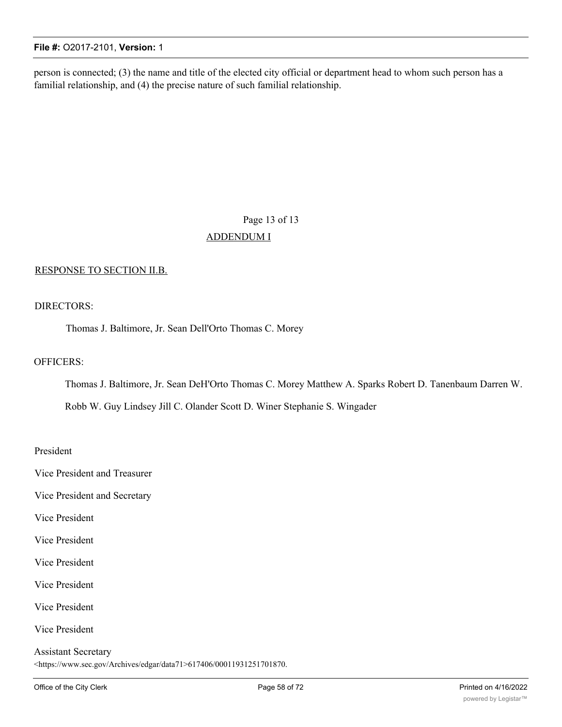person is connected; (3) the name and title of the elected city official or department head to whom such person has a familial relationship, and (4) the precise nature of such familial relationship.

Page 13 of 13

ADDENDUM I

RESPONSE TO SECTION II.B.

DIRECTORS:

Thomas J. Baltimore, Jr. Sean Dell'Orto Thomas C. Morey

OFFICERS:

Thomas J. Baltimore, Jr. Sean DeH'Orto Thomas C. Morey Matthew A. Sparks Robert D. Tanenbaum Darren W. Robb W. Guy Lindsey Jill C. Olander Scott D. Winer Stephanie S. Wingader

President

Vice President and Treasurer

Vice President and Secretary

Vice President

Vice President

Vice President

Vice President

Vice President

Vice President

Assistant Secretary

<https://www.sec.gov/Archives/edgar/data71>617406/00011931251701870.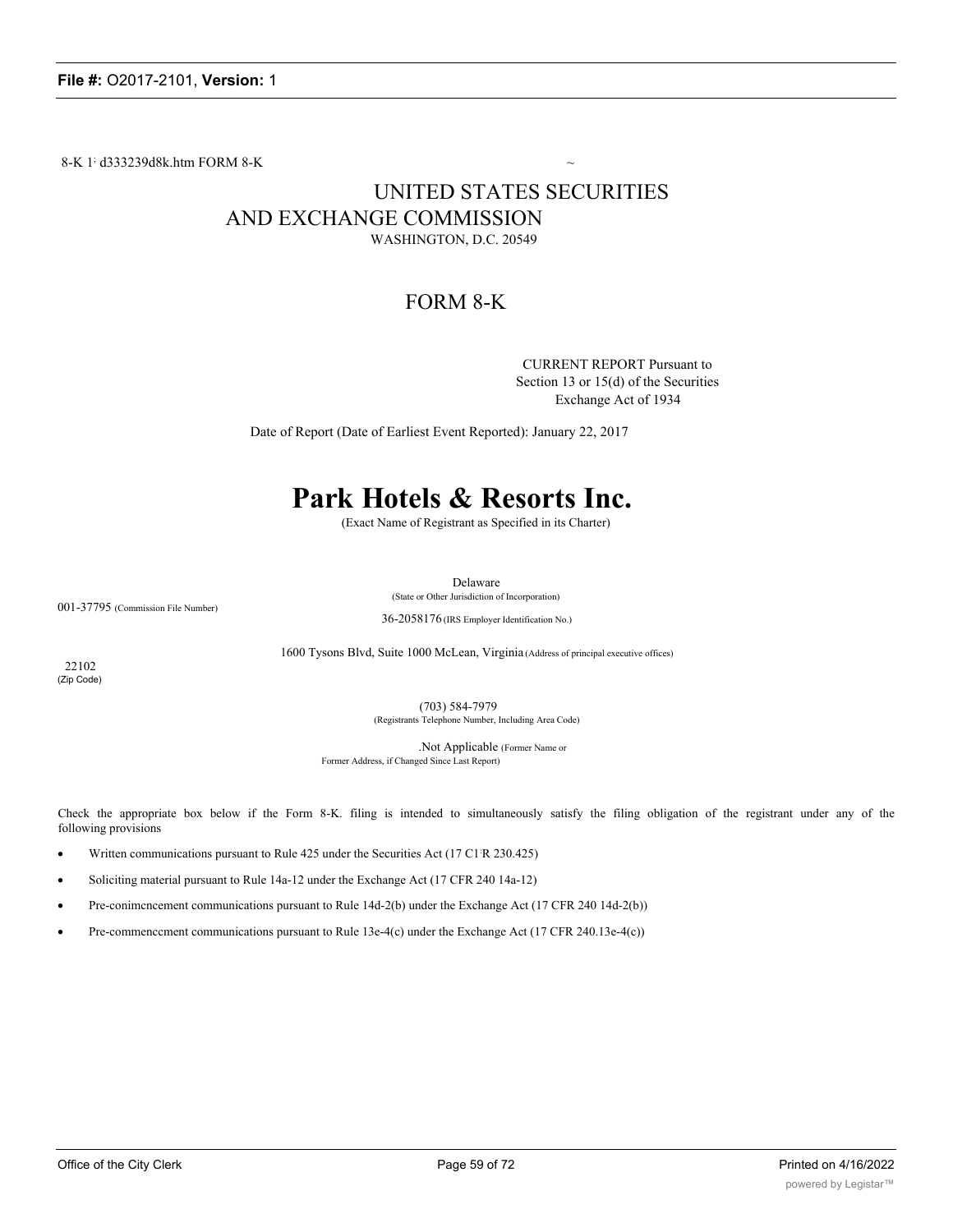8-K 1: d333239d8k.htm FORM 8-K ~

# UNITED STATES SECURITIES AND EXCHANGE COMMISSION

WASHINGTON, D.C. 20549

## FORM 8-K

CURRENT REPORT Pursuant to Section 13 or 15(d) of the Securities Exchange Act of 1934

Date of Report (Date of Earliest Event Reported): January 22, 2017

# Park Hotels & Resorts Inc.

(Exact Name of Registrant as Specified in its Charter)

Delaware
(State or Other Jurisdiction of Incorporation)

001-37795 (Commission File Number)

36-2058176 (IRS Employer Identification No.)

1600 Tysons Blvd, Suite 1000 McLean, Virginia (Address of principal executive offices)

22102
(Zip Code)

(703) 584-7979
(Registrants Telephone Number, Including Area Code)

.Not Applicable (Former Name or Former Address, if Changed Since Last Report)

Check the appropriate box below if the Form 8-K. filing is intended to simultaneously satisfy the filing obligation of the registrant under any of the following provisions

- Written communications pursuant to Rule 425 under the Securities Act (17 C1 R 230.425)
- Soliciting material pursuant to Rule 14a-12 under the Exchange Act (17 CFR 240 14a-12)
- Pre-conimcncement communications pursuant to Rule 14d-2(b) under the Exchange Act (17 CFR 240 14d-2(b))
- Pre-commenccment communications pursuant to Rule 13e-4(c) under the Exchange Act (17 CFR 240.13e-4(c))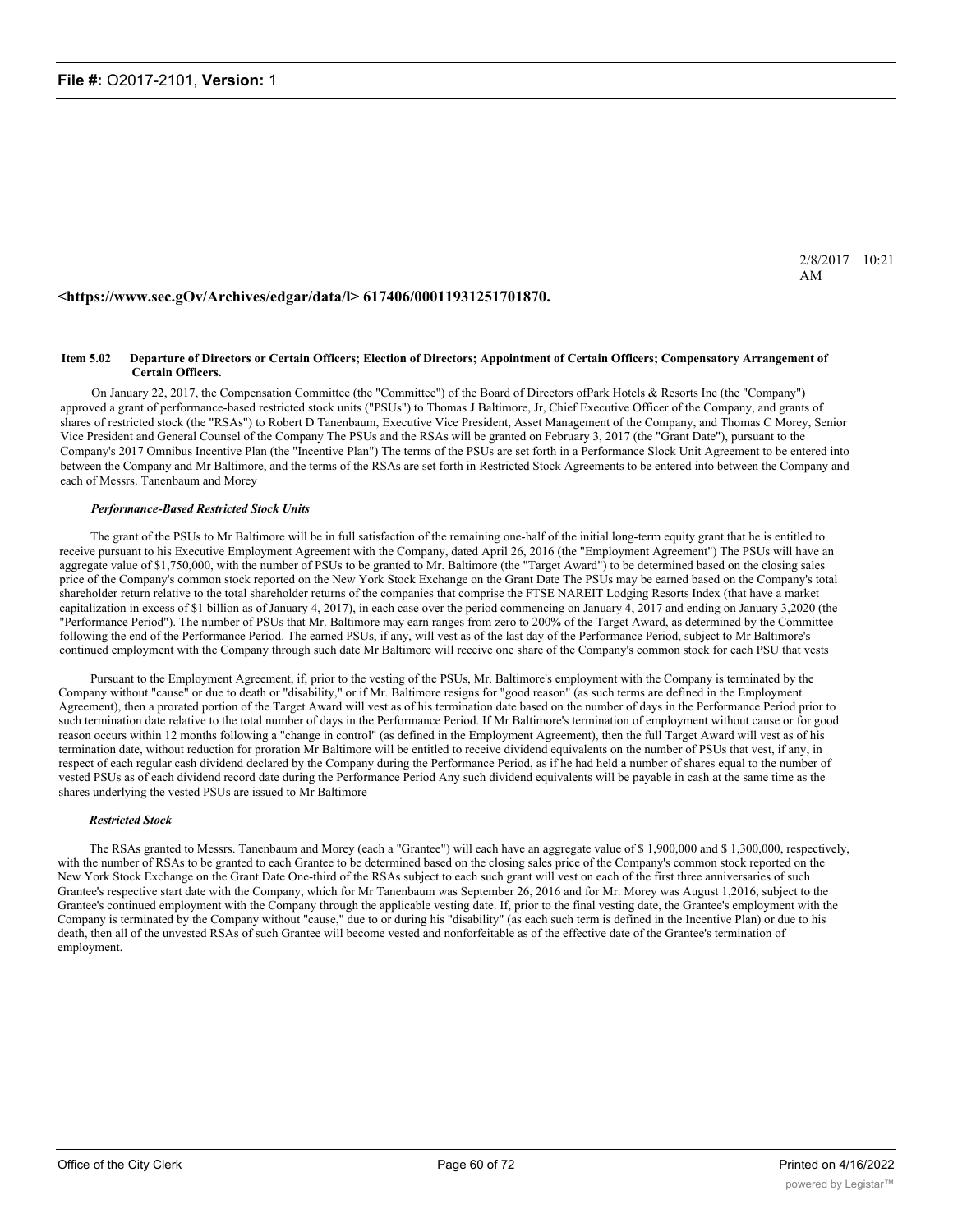2/8/2017 10:21 AM

**<https://www.sec.gOv/Archives/edgar/data/l> 617406/00011931251701870.**

**Item 5.02 Departure of Directors or Certain Officers; Election of Directors; Appointment of Certain Officers; Compensatory Arrangement of Certain Officers.**

On January 22, 2017, the Compensation Committee (the "Committee") of the Board of Directors ofPark Hotels & Resorts Inc (the "Company") approved a grant of performance-based restricted stock units ("PSUs") to Thomas J Baltimore, Jr, Chief Executive Officer of the Company, and grants of shares of restricted stock (the "RSAs") to Robert D Tanenbaum, Executive Vice President, Asset Management of the Company, and Thomas C Morey, Senior Vice President and General Counsel of the Company The PSUs and the RSAs will be granted on February 3, 2017 (the "Grant Date"), pursuant to the Company's 2017 Omnibus Incentive Plan (the "Incentive Plan") The terms of the PSUs are set forth in a Performance Slock Unit Agreement to be entered into between the Company and Mr Baltimore, and the terms of the RSAs are set forth in Restricted Stock Agreements to be entered into between the Company and each of Messrs. Tanenbaum and Morey

***Performance-Based Restricted Stock Units***

The grant of the PSUs to Mr Baltimore will be in full satisfaction of the remaining one-half of the initial long-term equity grant that he is entitled to receive pursuant to his Executive Employment Agreement with the Company, dated April 26, 2016 (the "Employment Agreement") The PSUs will have an aggregate value of $1,750,000, with the number of PSUs to be granted to Mr. Baltimore (the "Target Award") to be determined based on the closing sales price of the Company's common stock reported on the New York Stock Exchange on the Grant Date The PSUs may be earned based on the Company's total shareholder return relative to the total shareholder returns of the companies that comprise the FTSE NAREIT Lodging Resorts Index (that have a market capitalization in excess of $1 billion as of January 4, 2017), in each case over the period commencing on January 4, 2017 and ending on January 3,2020 (the "Performance Period"). The number of PSUs that Mr. Baltimore may earn ranges from zero to 200% of the Target Award, as determined by the Committee following the end of the Performance Period. The earned PSUs, if any, will vest as of the last day of the Performance Period, subject to Mr Baltimore's continued employment with the Company through such date Mr Baltimore will receive one share of the Company's common stock for each PSU that vests

Pursuant to the Employment Agreement, if, prior to the vesting of the PSUs, Mr. Baltimore's employment with the Company is terminated by the Company without "cause" or due to death or "disability," or if Mr. Baltimore resigns for "good reason" (as such terms are defined in the Employment Agreement), then a prorated portion of the Target Award will vest as of his termination date based on the number of days in the Performance Period prior to such termination date relative to the total number of days in the Performance Period. If Mr Baltimore's termination of employment without cause or for good reason occurs within 12 months following a "change in control" (as defined in the Employment Agreement), then the full Target Award will vest as of his termination date, without reduction for proration Mr Baltimore will be entitled to receive dividend equivalents on the number of PSUs that vest, if any, in respect of each regular cash dividend declared by the Company during the Performance Period, as if he had held a number of shares equal to the number of vested PSUs as of each dividend record date during the Performance Period Any such dividend equivalents will be payable in cash at the same time as the shares underlying the vested PSUs are issued to Mr Baltimore

***Restricted Stock***

The RSAs granted to Messrs. Tanenbaum and Morey (each a "Grantee") will each have an aggregate value of $ 1,900,000 and $ 1,300,000, respectively, with the number of RSAs to be granted to each Grantee to be determined based on the closing sales price of the Company's common stock reported on the New York Stock Exchange on the Grant Date One-third of the RSAs subject to each such grant will vest on each of the first three anniversaries of such Grantee's respective start date with the Company, which for Mr Tanenbaum was September 26, 2016 and for Mr. Morey was August 1,2016, subject to the Grantee's continued employment with the Company through the applicable vesting date. If, prior to the final vesting date, the Grantee's employment with the Company is terminated by the Company without "cause," due to or during his "disability" (as each such term is defined in the Incentive Plan) or due to his death, then all of the unvested RSAs of such Grantee will become vested and nonforfeitable as of the effective date of the Grantee's termination of employment.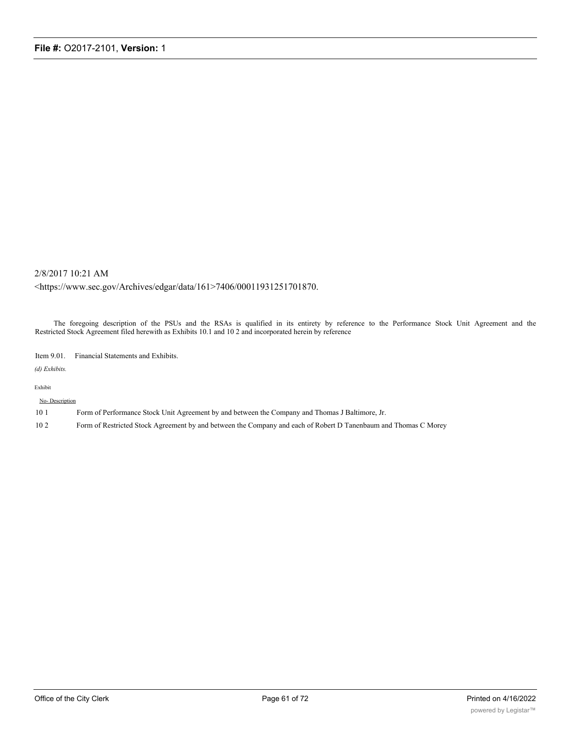2/8/2017 10:21 AM

<https://www.sec.gov/Archives/edgar/data/161>7406/00011931251701870.

The foregoing description of the PSUs and the RSAs is qualified in its entirety by reference to the Performance Stock Unit Agreement and the Restricted Stock Agreement filed herewith as Exhibits 10.1 and 10 2 and incorporated herein by reference

Item 9.01. Financial Statements and Exhibits.

*(d) Exhibits.*

| Exhibit No- | Description |
|---|---|
| 10 1 | Form of Performance Stock Unit Agreement by and between the Company and Thomas J Baltimore, Jr. |
| 10 2 | Form of Restricted Stock Agreement by and between the Company and each of Robert D Tanenbaum and Thomas C Morey |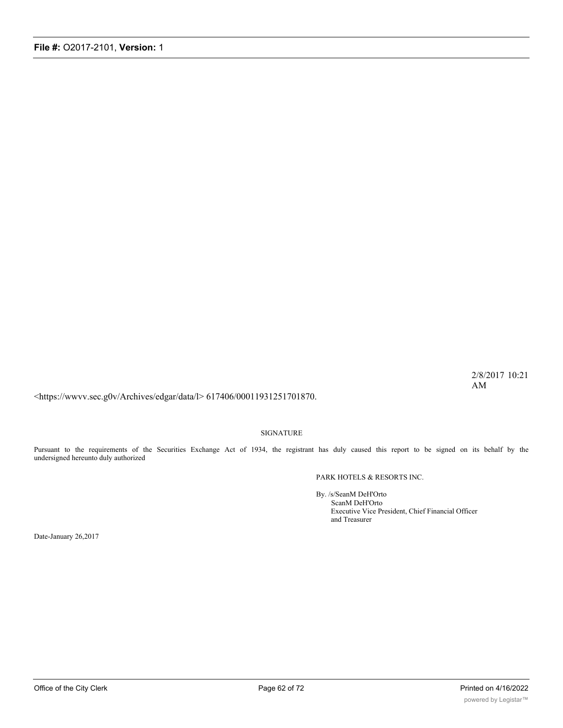2/8/2017 10:21 AM

<https://wwvv.sec.g0v/Archives/edgar/data/l> 617406/00011931251701870.

SIGNATURE

Pursuant to the requirements of the Securities Exchange Act of 1934, the registrant has duly caused this report to be signed on its behalf by the undersigned hereunto duly authorized

PARK HOTELS & RESORTS INC.

By. /s/SeanM DeH'Orto
ScanM DeH'Orto
Executive Vice President, Chief Financial Officer and Treasurer

Date-January 26,2017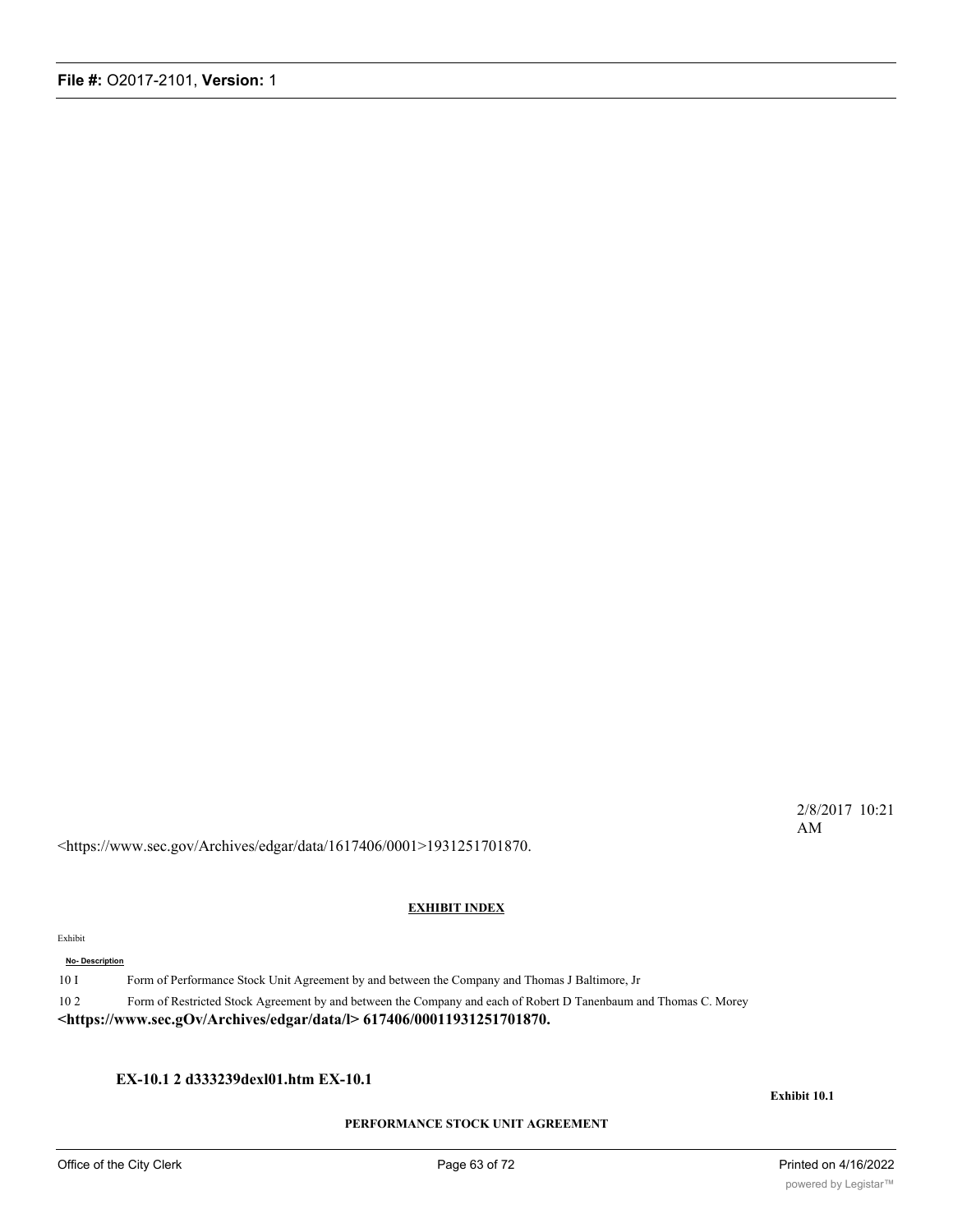2/8/2017 10:21 AM

<https://www.sec.gov/Archives/edgar/data/1617406/0001>1931251701870.

**EXHIBIT INDEX**

| Exhibit No- | Description |
| --- | --- |
| 10 I | Form of Performance Stock Unit Agreement by and between the Company and Thomas J Baltimore, Jr |
| 10 2 | Form of Restricted Stock Agreement by and between the Company and each of Robert D Tanenbaum and Thomas C. Morey |

**<https://www.sec.gOv/Archives/edgar/data/l> 617406/00011931251701870.**

**EX-10.1 2 d333239dexl01.htm EX-10.1**

**Exhibit 10.1**

**PERFORMANCE STOCK UNIT AGREEMENT**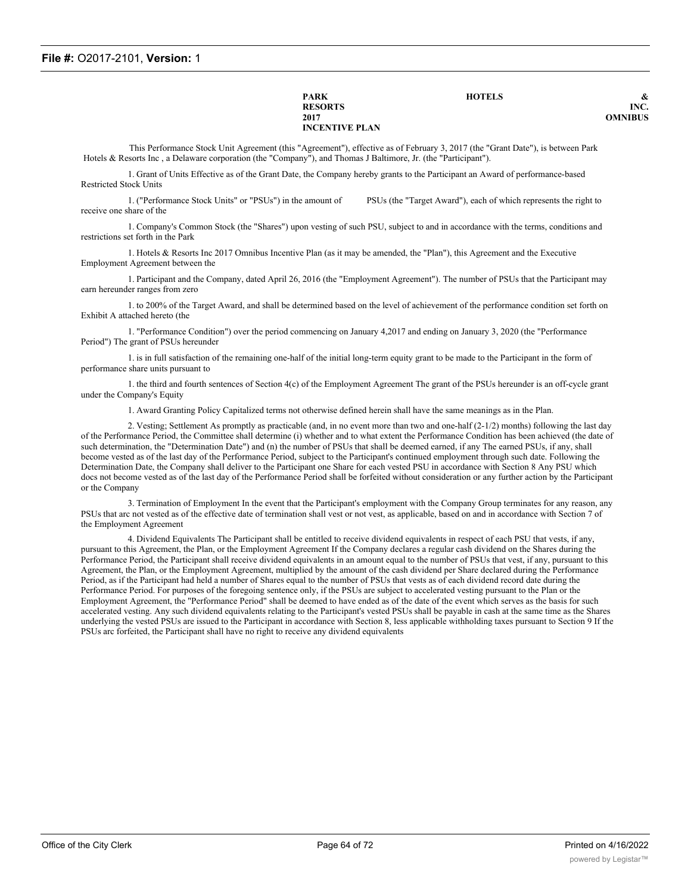**PARK HOTELS & RESORTS INC. 2017 OMNIBUS INCENTIVE PLAN**

This Performance Stock Unit Agreement (this "Agreement"), effective as of February 3, 2017 (the "Grant Date"), is between Park Hotels & Resorts Inc , a Delaware corporation (the "Company"), and Thomas J Baltimore, Jr. (the "Participant").

1. Grant of Units Effective as of the Grant Date, the Company hereby grants to the Participant an Award of performance-based Restricted Stock Units

1. ("Performance Stock Units" or "PSUs") in the amount of PSUs (the "Target Award"), each of which represents the right to receive one share of the

1. Company's Common Stock (the "Shares") upon vesting of such PSU, subject to and in accordance with the terms, conditions and restrictions set forth in the Park

1. Hotels & Resorts Inc 2017 Omnibus Incentive Plan (as it may be amended, the "Plan"), this Agreement and the Executive Employment Agreement between the

1. Participant and the Company, dated April 26, 2016 (the "Employment Agreement"). The number of PSUs that the Participant may earn hereunder ranges from zero

1. to 200% of the Target Award, and shall be determined based on the level of achievement of the performance condition set forth on Exhibit A attached hereto (the

1. "Performance Condition") over the period commencing on January 4,2017 and ending on January 3, 2020 (the "Performance Period") The grant of PSUs hereunder

1. is in full satisfaction of the remaining one-half of the initial long-term equity grant to be made to the Participant in the form of performance share units pursuant to

1. the third and fourth sentences of Section 4(c) of the Employment Agreement The grant of the PSUs hereunder is an off-cycle grant under the Company's Equity

1. Award Granting Policy Capitalized terms not otherwise defined herein shall have the same meanings as in the Plan.

2. Vesting; Settlement As promptly as practicable (and, in no event more than two and one-half (2-1/2) months) following the last day of the Performance Period, the Committee shall determine (i) whether and to what extent the Performance Condition has been achieved (the date of such determination, the "Determination Date") and (n) the number of PSUs that shall be deemed earned, if any The earned PSUs, if any, shall become vested as of the last day of the Performance Period, subject to the Participant's continued employment through such date. Following the Determination Date, the Company shall deliver to the Participant one Share for each vested PSU in accordance with Section 8 Any PSU which docs not become vested as of the last day of the Performance Period shall be forfeited without consideration or any further action by the Participant or the Company

3. Termination of Employment In the event that the Participant's employment with the Company Group terminates for any reason, any PSUs that arc not vested as of the effective date of termination shall vest or not vest, as applicable, based on and in accordance with Section 7 of the Employment Agreement

4. Dividend Equivalents The Participant shall be entitled to receive dividend equivalents in respect of each PSU that vests, if any, pursuant to this Agreement, the Plan, or the Employment Agreement If the Company declares a regular cash dividend on the Shares during the Performance Period, the Participant shall receive dividend equivalents in an amount equal to the number of PSUs that vest, if any, pursuant to this Agreement, the Plan, or the Employment Agreement, multiplied by the amount of the cash dividend per Share declared during the Performance Period, as if the Participant had held a number of Shares equal to the number of PSUs that vests as of each dividend record date during the Performance Period. For purposes of the foregoing sentence only, if the PSUs are subject to accelerated vesting pursuant to the Plan or the Employment Agreement, the "Performance Period" shall be deemed to have ended as of the date of the event which serves as the basis for such accelerated vesting. Any such dividend equivalents relating to the Participant's vested PSUs shall be payable in cash at the same time as the Shares underlying the vested PSUs are issued to the Participant in accordance with Section 8, less applicable withholding taxes pursuant to Section 9 If the PSUs arc forfeited, the Participant shall have no right to receive any dividend equivalents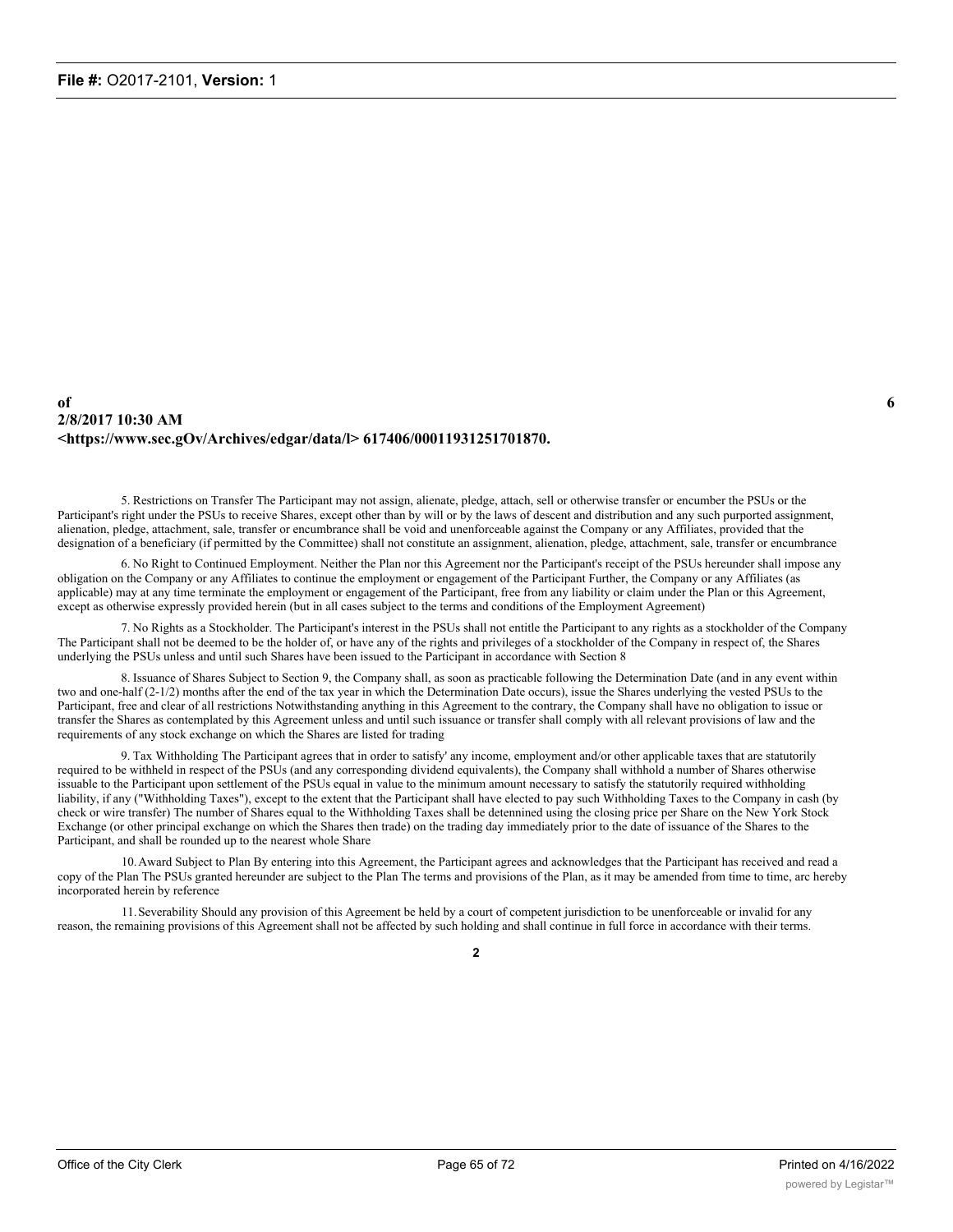5. Restrictions on Transfer The Participant may not assign, alienate, pledge, attach, sell or otherwise transfer or encumber the PSUs or the Participant's right under the PSUs to receive Shares, except other than by will or by the laws of descent and distribution and any such purported assignment, alienation, pledge, attachment, sale, transfer or encumbrance shall be void and unenforceable against the Company or any Affiliates, provided that the designation of a beneficiary (if permitted by the Committee) shall not constitute an assignment, alienation, pledge, attachment, sale, transfer or encumbrance

6. No Right to Continued Employment. Neither the Plan nor this Agreement nor the Participant's receipt of the PSUs hereunder shall impose any obligation on the Company or any Affiliates to continue the employment or engagement of the Participant Further, the Company or any Affiliates (as applicable) may at any time terminate the employment or engagement of the Participant, free from any liability or claim under the Plan or this Agreement, except as otherwise expressly provided herein (but in all cases subject to the terms and conditions of the Employment Agreement)

7. No Rights as a Stockholder. The Participant's interest in the PSUs shall not entitle the Participant to any rights as a stockholder of the Company The Participant shall not be deemed to be the holder of, or have any of the rights and privileges of a stockholder of the Company in respect of, the Shares underlying the PSUs unless and until such Shares have been issued to the Participant in accordance with Section 8

8. Issuance of Shares Subject to Section 9, the Company shall, as soon as practicable following the Determination Date (and in any event within two and one-half (2-1/2) months after the end of the tax year in which the Determination Date occurs), issue the Shares underlying the vested PSUs to the Participant, free and clear of all restrictions Notwithstanding anything in this Agreement to the contrary, the Company shall have no obligation to issue or transfer the Shares as contemplated by this Agreement unless and until such issuance or transfer shall comply with all relevant provisions of law and the requirements of any stock exchange on which the Shares are listed for trading

9. Tax Withholding The Participant agrees that in order to satisfy' any income, employment and/or other applicable taxes that are statutorily required to be withheld in respect of the PSUs (and any corresponding dividend equivalents), the Company shall withhold a number of Shares otherwise issuable to the Participant upon settlement of the PSUs equal in value to the minimum amount necessary to satisfy the statutorily required withholding liability, if any ("Withholding Taxes"), except to the extent that the Participant shall have elected to pay such Withholding Taxes to the Company in cash (by check or wire transfer) The number of Shares equal to the Withholding Taxes shall be detennined using the closing price per Share on the New York Stock Exchange (or other principal exchange on which the Shares then trade) on the trading day immediately prior to the date of issuance of the Shares to the Participant, and shall be rounded up to the nearest whole Share

10. Award Subject to Plan By entering into this Agreement, the Participant agrees and acknowledges that the Participant has received and read a copy of the Plan The PSUs granted hereunder are subject to the Plan The terms and provisions of the Plan, as it may be amended from time to time, arc hereby incorporated herein by reference

11. Severability Should any provision of this Agreement be held by a court of competent jurisdiction to be unenforceable or invalid for any reason, the remaining provisions of this Agreement shall not be affected by such holding and shall continue in full force in accordance with their terms.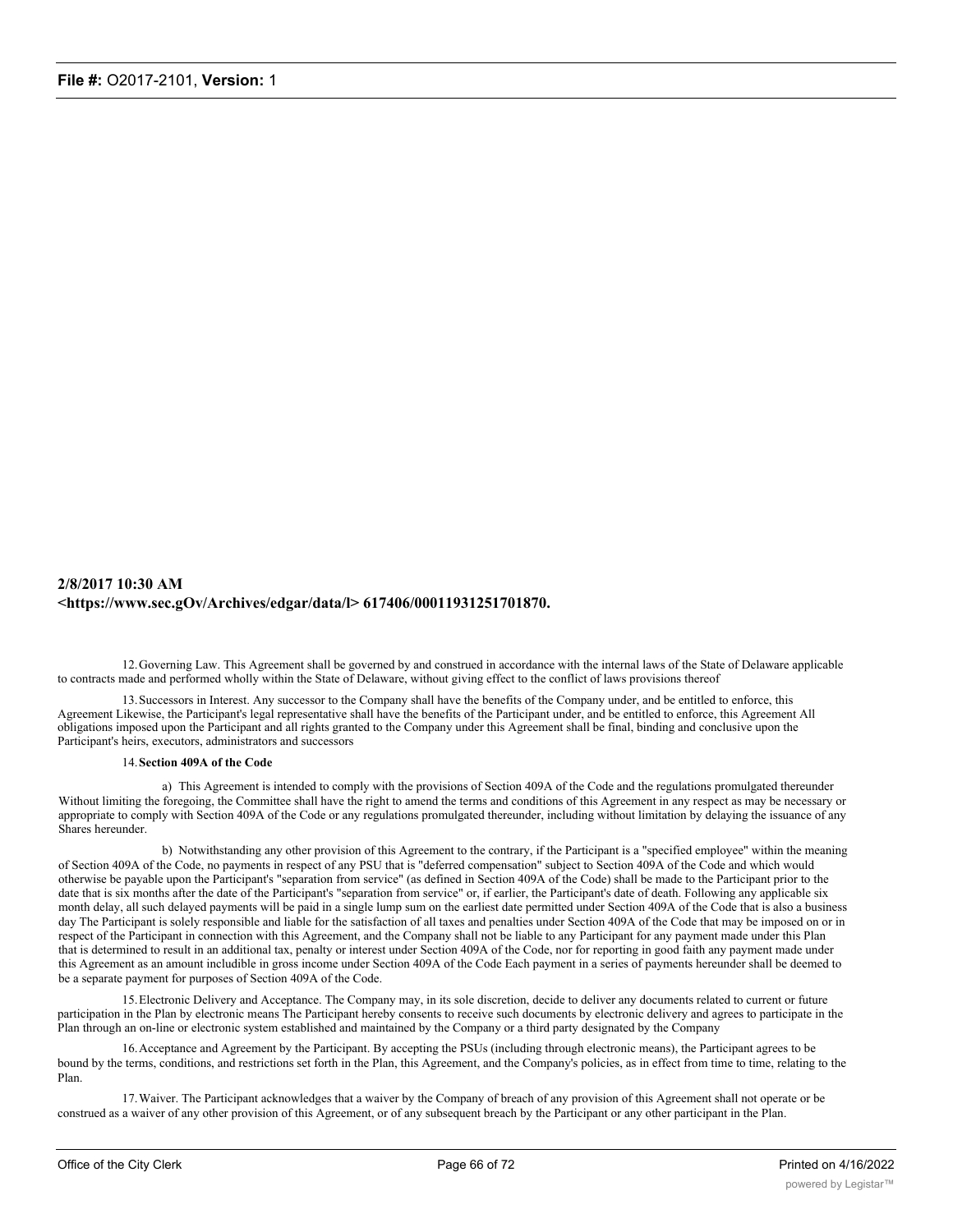**2/8/2017 10:30 AM <https://www.sec.gOv/Archives/edgar/data/l> 617406/00011931251701870.**

12. Governing Law. This Agreement shall be governed by and construed in accordance with the internal laws of the State of Delaware applicable to contracts made and performed wholly within the State of Delaware, without giving effect to the conflict of laws provisions thereof

13. Successors in Interest. Any successor to the Company shall have the benefits of the Company under, and be entitled to enforce, this Agreement Likewise, the Participant's legal representative shall have the benefits of the Participant under, and be entitled to enforce, this Agreement All obligations imposed upon the Participant and all rights granted to the Company under this Agreement shall be final, binding and conclusive upon the Participant's heirs, executors, administrators and successors

14. **Section 409A of the Code**

a) This Agreement is intended to comply with the provisions of Section 409A of the Code and the regulations promulgated thereunder Without limiting the foregoing, the Committee shall have the right to amend the terms and conditions of this Agreement in any respect as may be necessary or appropriate to comply with Section 409A of the Code or any regulations promulgated thereunder, including without limitation by delaying the issuance of any Shares hereunder.

b) Notwithstanding any other provision of this Agreement to the contrary, if the Participant is a "specified employee" within the meaning of Section 409A of the Code, no payments in respect of any PSU that is "deferred compensation" subject to Section 409A of the Code and which would otherwise be payable upon the Participant's "separation from service" (as defined in Section 409A of the Code) shall be made to the Participant prior to the date that is six months after the date of the Participant's "separation from service" or, if earlier, the Participant's date of death. Following any applicable six month delay, all such delayed payments will be paid in a single lump sum on the earliest date permitted under Section 409A of the Code that is also a business day The Participant is solely responsible and liable for the satisfaction of all taxes and penalties under Section 409A of the Code that may be imposed on or in respect of the Participant in connection with this Agreement, and the Company shall not be liable to any Participant for any payment made under this Plan that is determined to result in an additional tax, penalty or interest under Section 409A of the Code, nor for reporting in good faith any payment made under this Agreement as an amount includible in gross income under Section 409A of the Code Each payment in a series of payments hereunder shall be deemed to be a separate payment for purposes of Section 409A of the Code.

15. Electronic Delivery and Acceptance. The Company may, in its sole discretion, decide to deliver any documents related to current or future participation in the Plan by electronic means The Participant hereby consents to receive such documents by electronic delivery and agrees to participate in the Plan through an on-line or electronic system established and maintained by the Company or a third party designated by the Company

16. Acceptance and Agreement by the Participant. By accepting the PSUs (including through electronic means), the Participant agrees to be bound by the terms, conditions, and restrictions set forth in the Plan, this Agreement, and the Company's policies, as in effect from time to time, relating to the Plan.

17. Waiver. The Participant acknowledges that a waiver by the Company of breach of any provision of this Agreement shall not operate or be construed as a waiver of any other provision of this Agreement, or of any subsequent breach by the Participant or any other participant in the Plan.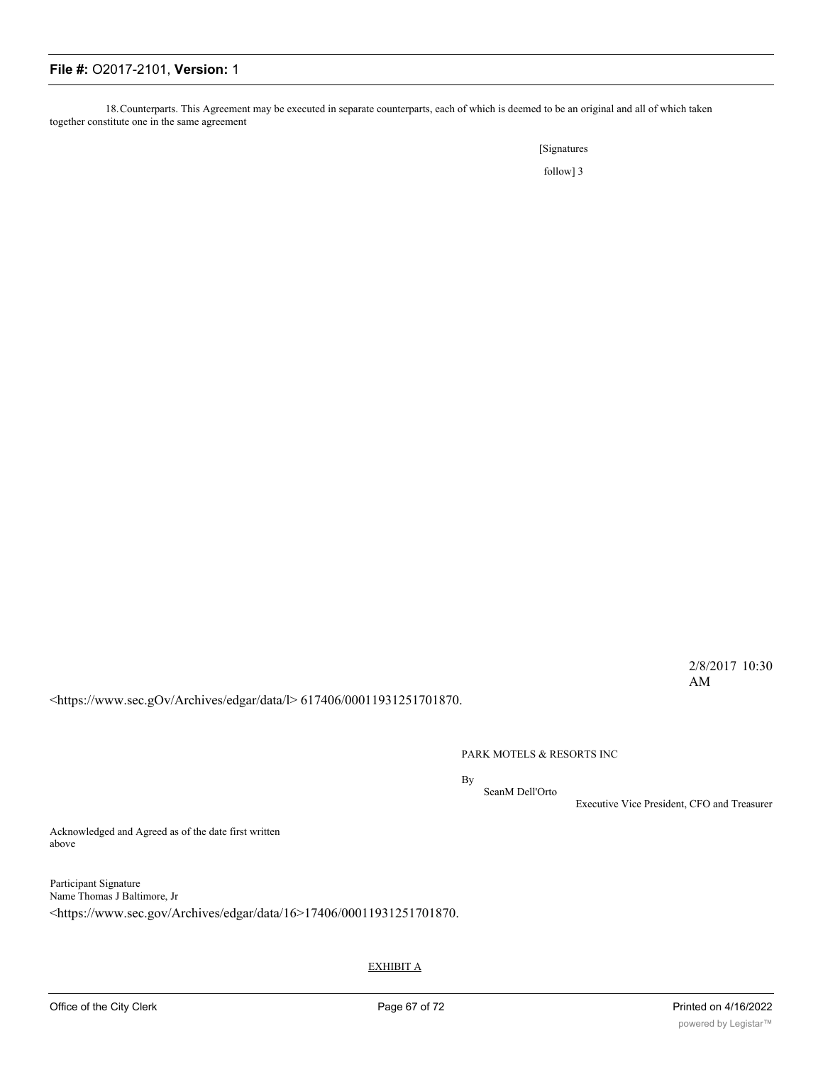18. Counterparts. This Agreement may be executed in separate counterparts, each of which is deemed to be an original and all of which taken together constitute one in the same agreement

[Signatures follow] 3

2/8/2017 10:30 AM

<https://www.sec.gOv/Archives/edgar/data/l> 617406/00011931251701870.

PARK MOTELS & RESORTS INC

By

SeanM Dell'Orto

Executive Vice President, CFO and Treasurer

Acknowledged and Agreed as of the date first written above

Participant Signature

Name Thomas J Baltimore, Jr

<https://www.sec.gov/Archives/edgar/data/16>17406/00011931251701870.

EXHIBIT A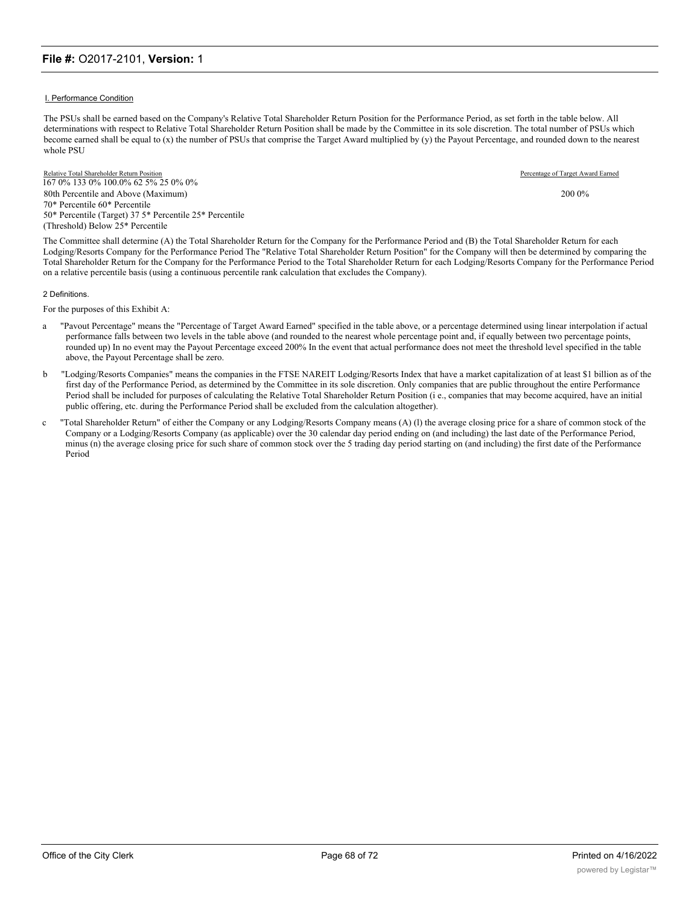I. Performance Condition

The PSUs shall be earned based on the Company's Relative Total Shareholder Return Position for the Performance Period, as set forth in the table below. All determinations with respect to Relative Total Shareholder Return Position shall be made by the Committee in its sole discretion. The total number of PSUs which become earned shall be equal to (x) the number of PSUs that comprise the Target Award multiplied by (y) the Payout Percentage, and rounded down to the nearest whole PSU

| Relative Total Shareholder Return Position | Percentage of Target Award Earned |
|---|---|
| 80th Percentile and Above (Maximum) | 200 0% |
| 70* Percentile | 167 0% |
| 60* Percentile | 133 0% |
| 50* Percentile (Target) | 100.0% |
| 37 5* Percentile | 62 5% |
| 25* Percentile (Threshold) | 25 0% |
| Below 25* Percentile | 0% |

The Committee shall determine (A) the Total Shareholder Return for the Company for the Performance Period and (B) the Total Shareholder Return for each Lodging/Resorts Company for the Performance Period The "Relative Total Shareholder Return Position" for the Company will then be determined by comparing the Total Shareholder Return for the Company for the Performance Period to the Total Shareholder Return for each Lodging/Resorts Company for the Performance Period on a relative percentile basis (using a continuous percentile rank calculation that excludes the Company).

2 Definitions.

For the purposes of this Exhibit A:

a "Pavout Percentage" means the "Percentage of Target Award Earned" specified in the table above, or a percentage determined using linear interpolation if actual performance falls between two levels in the table above (and rounded to the nearest whole percentage point and, if equally between two percentage points, rounded up) In no event may the Payout Percentage exceed 200% In the event that actual performance does not meet the threshold level specified in the table above, the Payout Percentage shall be zero.

b "Lodging/Resorts Companies" means the companies in the FTSE NAREIT Lodging/Resorts Index that have a market capitalization of at least $1 billion as of the first day of the Performance Period, as determined by the Committee in its sole discretion. Only companies that are public throughout the entire Performance Period shall be included for purposes of calculating the Relative Total Shareholder Return Position (i e., companies that may become acquired, have an initial public offering, etc. during the Performance Period shall be excluded from the calculation altogether).

c "Total Shareholder Return" of either the Company or any Lodging/Resorts Company means (A) (l) the average closing price for a share of common stock of the Company or a Lodging/Resorts Company (as applicable) over the 30 calendar day period ending on (and including) the last date of the Performance Period, minus (n) the average closing price for such share of common stock over the 5 trading day period starting on (and including) the first date of the Performance Period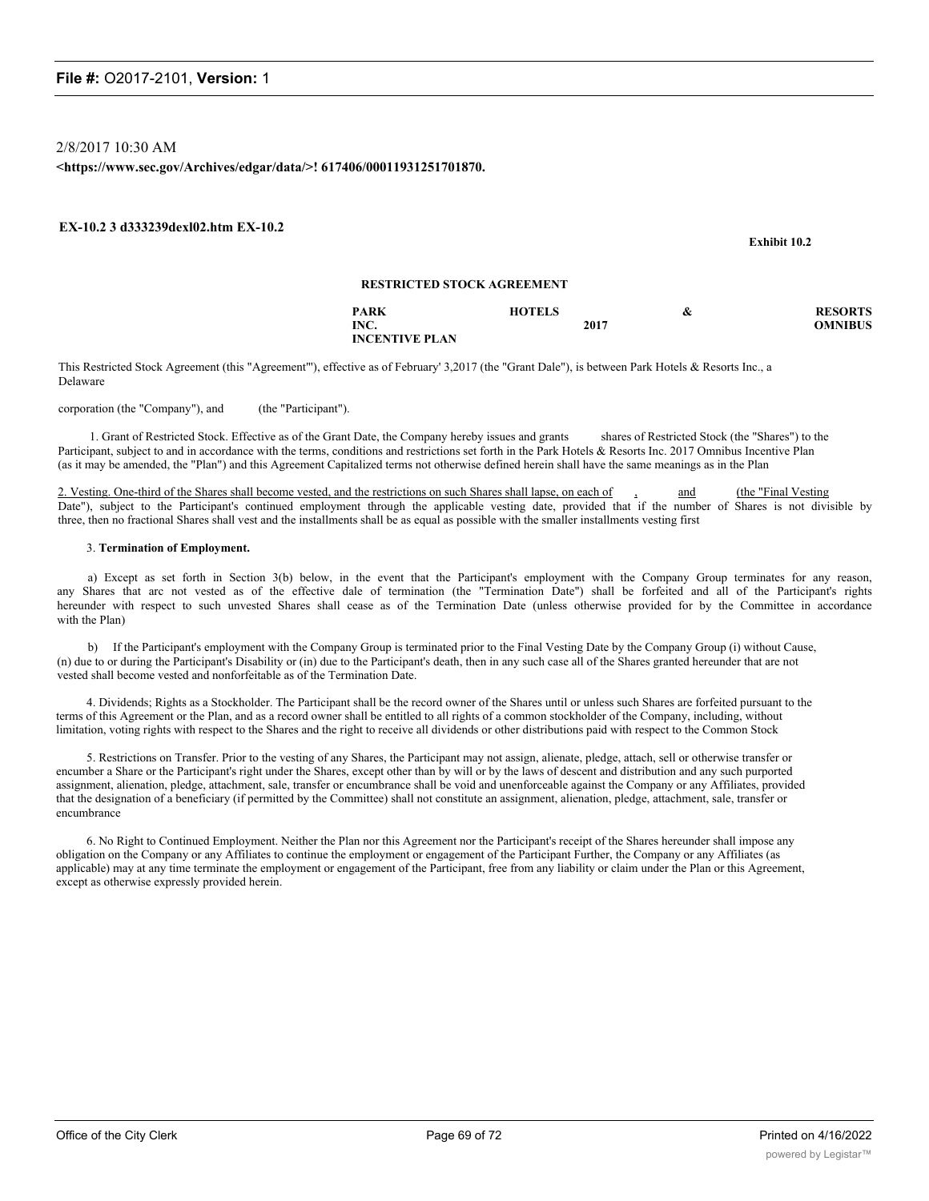2/8/2017 10:30 AM

**<https://www.sec.gov/Archives/edgar/data/>! 617406/00011931251701870.**

**EX-10.2 3 d333239dexl02.htm EX-10.2**

**Exhibit 10.2**

**RESTRICTED STOCK AGREEMENT**

**PARK HOTELS & RESORTS INC. 2017 OMNIBUS INCENTIVE PLAN**

This Restricted Stock Agreement (this "Agreement"'), effective as of February' 3,2017 (the "Grant Dale"), is between Park Hotels & Resorts Inc., a Delaware corporation (the "Company"), and (the "Participant").

1. Grant of Restricted Stock. Effective as of the Grant Date, the Company hereby issues and grants shares of Restricted Stock (the "Shares") to the Participant, subject to and in accordance with the terms, conditions and restrictions set forth in the Park Hotels & Resorts Inc. 2017 Omnibus Incentive Plan (as it may be amended, the "Plan") and this Agreement Capitalized terms not otherwise defined herein shall have the same meanings as in the Plan

2. Vesting. One-third of the Shares shall become vested, and the restrictions on such Shares shall lapse, on each of , and (the "Final Vesting Date"), subject to the Participant's continued employment through the applicable vesting date, provided that if the number of Shares is not divisible by three, then no fractional Shares shall vest and the installments shall be as equal as possible with the smaller installments vesting first

3. **Termination of Employment.**

a) Except as set forth in Section 3(b) below, in the event that the Participant's employment with the Company Group terminates for any reason, any Shares that arc not vested as of the effective dale of termination (the "Termination Date") shall be forfeited and all of the Participant's rights hereunder with respect to such unvested Shares shall cease as of the Termination Date (unless otherwise provided for by the Committee in accordance with the Plan)

b) If the Participant's employment with the Company Group is terminated prior to the Final Vesting Date by the Company Group (i) without Cause, (n) due to or during the Participant's Disability or (in) due to the Participant's death, then in any such case all of the Shares granted hereunder that are not vested shall become vested and nonforfeitable as of the Termination Date.

4. Dividends; Rights as a Stockholder. The Participant shall be the record owner of the Shares until or unless such Shares are forfeited pursuant to the terms of this Agreement or the Plan, and as a record owner shall be entitled to all rights of a common stockholder of the Company, including, without limitation, voting rights with respect to the Shares and the right to receive all dividends or other distributions paid with respect to the Common Stock

5. Restrictions on Transfer. Prior to the vesting of any Shares, the Participant may not assign, alienate, pledge, attach, sell or otherwise transfer or encumber a Share or the Participant's right under the Shares, except other than by will or by the laws of descent and distribution and any such purported assignment, alienation, pledge, attachment, sale, transfer or encumbrance shall be void and unenforceable against the Company or any Affiliates, provided that the designation of a beneficiary (if permitted by the Committee) shall not constitute an assignment, alienation, pledge, attachment, sale, transfer or encumbrance

6. No Right to Continued Employment. Neither the Plan nor this Agreement nor the Participant's receipt of the Shares hereunder shall impose any obligation on the Company or any Affiliates to continue the employment or engagement of the Participant Further, the Company or any Affiliates (as applicable) may at any time terminate the employment or engagement of the Participant, free from any liability or claim under the Plan or this Agreement, except as otherwise expressly provided herein.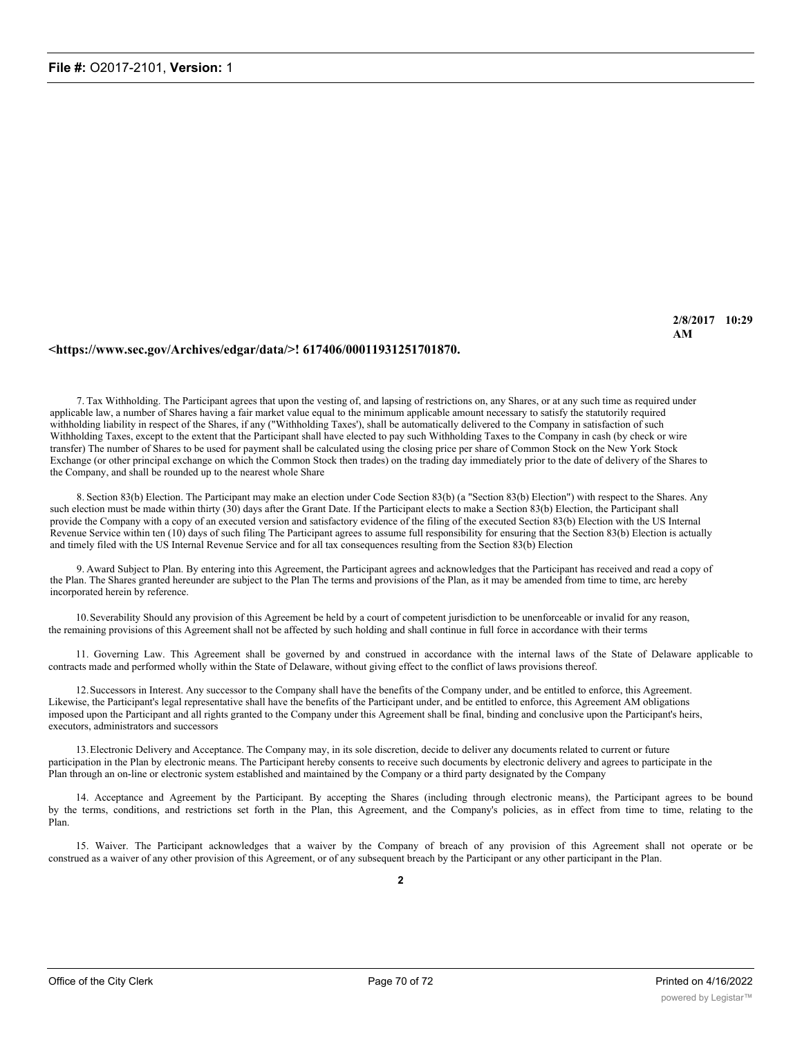**2/8/2017 10:29 AM**

**<https://www.sec.gov/Archives/edgar/data/>! 617406/00011931251701870.**

7. Tax Withholding. The Participant agrees that upon the vesting of, and lapsing of restrictions on, any Shares, or at any such time as required under applicable law, a number of Shares having a fair market value equal to the minimum applicable amount necessary to satisfy the statutorily required withholding liability in respect of the Shares, if any ("Withholding Taxes'), shall be automatically delivered to the Company in satisfaction of such Withholding Taxes, except to the extent that the Participant shall have elected to pay such Withholding Taxes to the Company in cash (by check or wire transfer) The number of Shares to be used for payment shall be calculated using the closing price per share of Common Stock on the New York Stock Exchange (or other principal exchange on which the Common Stock then trades) on the trading day immediately prior to the date of delivery of the Shares to the Company, and shall be rounded up to the nearest whole Share

8. Section 83(b) Election. The Participant may make an election under Code Section 83(b) (a "Section 83(b) Election") with respect to the Shares. Any such election must be made within thirty (30) days after the Grant Date. If the Participant elects to make a Section 83(b) Election, the Participant shall provide the Company with a copy of an executed version and satisfactory evidence of the filing of the executed Section 83(b) Election with the US Internal Revenue Service within ten (10) days of such filing The Participant agrees to assume full responsibility for ensuring that the Section 83(b) Election is actually and timely filed with the US Internal Revenue Service and for all tax consequences resulting from the Section 83(b) Election

9. Award Subject to Plan. By entering into this Agreement, the Participant agrees and acknowledges that the Participant has received and read a copy of the Plan. The Shares granted hereunder are subject to the Plan The terms and provisions of the Plan, as it may be amended from time to time, arc hereby incorporated herein by reference.

10. Severability Should any provision of this Agreement be held by a court of competent jurisdiction to be unenforceable or invalid for any reason, the remaining provisions of this Agreement shall not be affected by such holding and shall continue in full force in accordance with their terms

11. Governing Law. This Agreement shall be governed by and construed in accordance with the internal laws of the State of Delaware applicable to contracts made and performed wholly within the State of Delaware, without giving effect to the conflict of laws provisions thereof.

12. Successors in Interest. Any successor to the Company shall have the benefits of the Company under, and be entitled to enforce, this Agreement. Likewise, the Participant's legal representative shall have the benefits of the Participant under, and be entitled to enforce, this Agreement AM obligations imposed upon the Participant and all rights granted to the Company under this Agreement shall be final, binding and conclusive upon the Participant's heirs, executors, administrators and successors

13. Electronic Delivery and Acceptance. The Company may, in its sole discretion, decide to deliver any documents related to current or future participation in the Plan by electronic means. The Participant hereby consents to receive such documents by electronic delivery and agrees to participate in the Plan through an on-line or electronic system established and maintained by the Company or a third party designated by the Company

14. Acceptance and Agreement by the Participant. By accepting the Shares (including through electronic means), the Participant agrees to be bound by the terms, conditions, and restrictions set forth in the Plan, this Agreement, and the Company's policies, as in effect from time to time, relating to the Plan.

15. Waiver. The Participant acknowledges that a waiver by the Company of breach of any provision of this Agreement shall not operate or be construed as a waiver of any other provision of this Agreement, or of any subsequent breach by the Participant or any other participant in the Plan.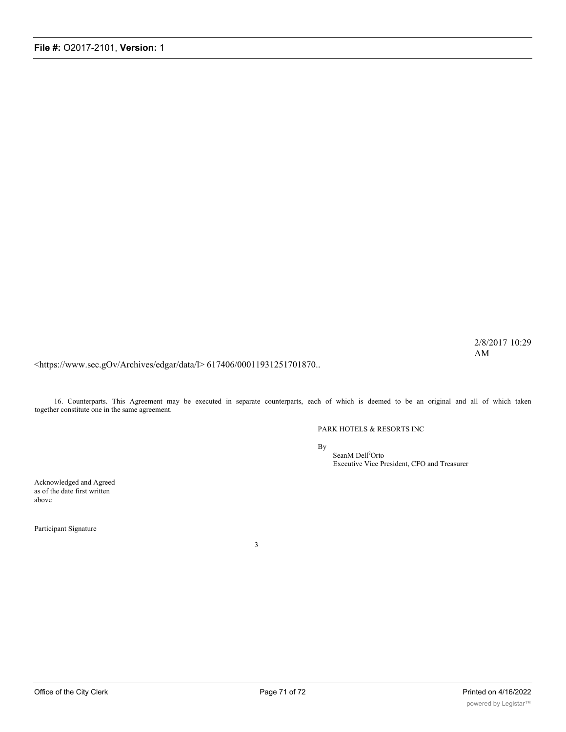2/8/2017 10:29 AM

<https://www.sec.gOv/Archives/edgar/data/l> 617406/00011931251701870..

16. Counterparts. This Agreement may be executed in separate counterparts, each of which is deemed to be an original and all of which taken together constitute one in the same agreement.

PARK HOTELS & RESORTS INC

By

SeanM Dell'Orto
Executive Vice President, CFO and Treasurer

Acknowledged and Agreed
as of the date first written
above

Participant Signature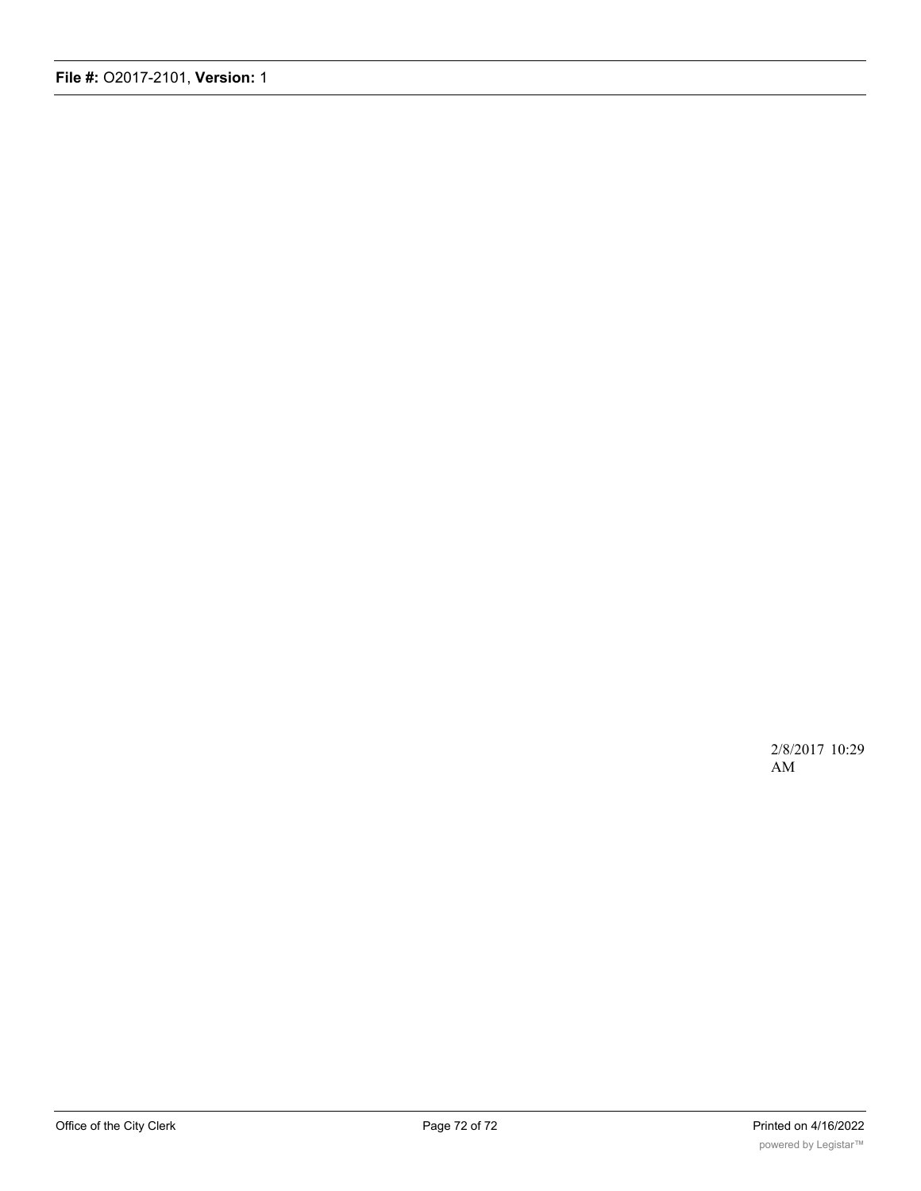2/8/2017 10:29 AM